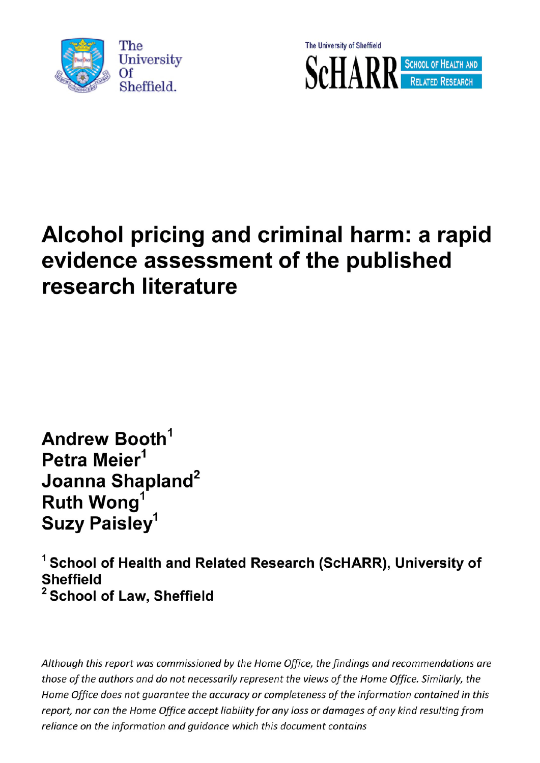The University Of Sheffield.

The University of Sheffield ScHARR School of Health and Related Research

# Alcohol pricing and criminal harm: a rapid evidence assessment of the published research literature

**Andrew Booth[1]**
**Petra Meier[1]**
**Joanna Shapland[2]**
**Ruth Wong[1]**
**Suzy Paisley[1]**

**[1] School of Health and Related Research (ScHARR), University of Sheffield**
**[2] School of Law, Sheffield**

*Although this report was commissioned by the Home Office, the findings and recommendations are those of the authors and do not necessarily represent the views of the Home Office. Similarly, the Home Office does not guarantee the accuracy or completeness of the information contained in this report, nor can the Home Office accept liability for any loss or damages of any kind resulting from reliance on the information and guidance which this document contains*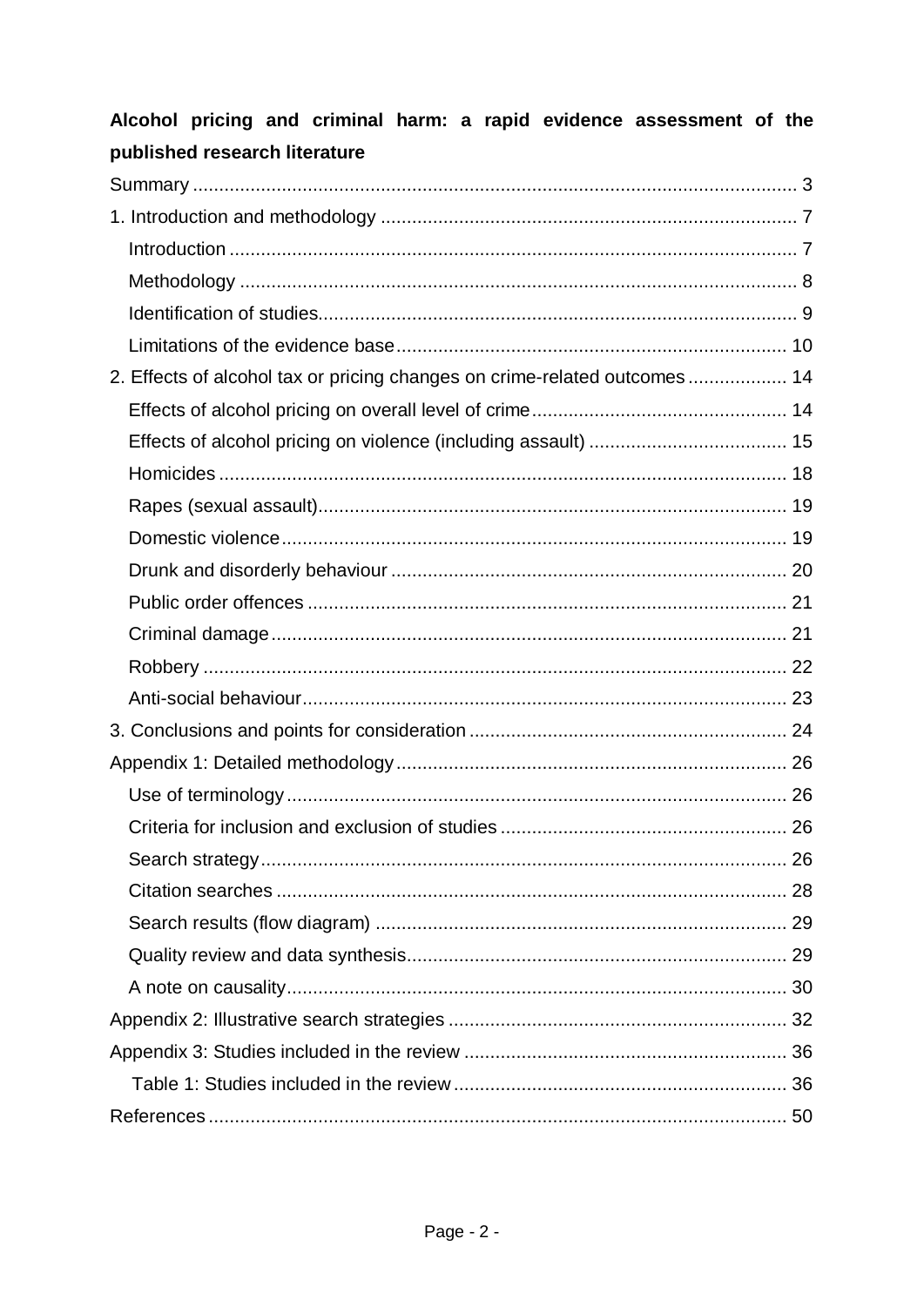**Alcohol pricing and criminal harm: a rapid evidence assessment of the published research literature**

- Summary ... 3
- 1. Introduction and methodology ... 7
  - Introduction ... 7
  - Methodology ... 8
  - Identification of studies ... 9
  - Limitations of the evidence base ... 10
- 2. Effects of alcohol tax or pricing changes on crime-related outcomes ... 14
  - Effects of alcohol pricing on overall level of crime ... 14
  - Effects of alcohol pricing on violence (including assault) ... 15
  - Homicides ... 18
  - Rapes (sexual assault) ... 19
  - Domestic violence ... 19
  - Drunk and disorderly behaviour ... 20
  - Public order offences ... 21
  - Criminal damage ... 21
  - Robbery ... 22
  - Anti-social behaviour ... 23
- 3. Conclusions and points for consideration ... 24
- Appendix 1: Detailed methodology ... 26
  - Use of terminology ... 26
  - Criteria for inclusion and exclusion of studies ... 26
  - Search strategy ... 26
  - Citation searches ... 28
  - Search results (flow diagram) ... 29
  - Quality review and data synthesis ... 29
  - A note on causality ... 30
- Appendix 2: Illustrative search strategies ... 32
- Appendix 3: Studies included in the review ... 36
  - Table 1: Studies included in the review ... 36
- References ... 50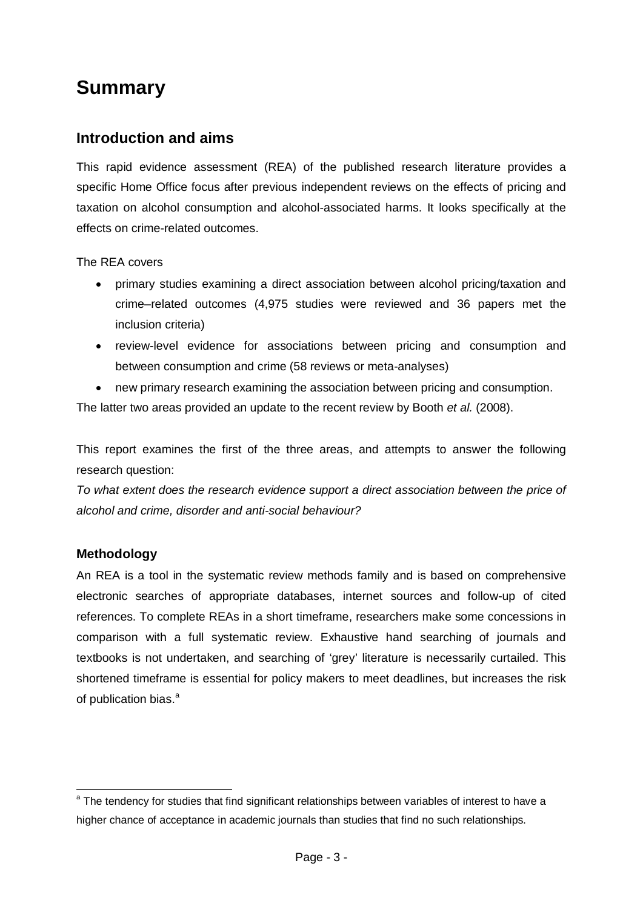# Summary

## Introduction and aims

This rapid evidence assessment (REA) of the published research literature provides a specific Home Office focus after previous independent reviews on the effects of pricing and taxation on alcohol consumption and alcohol-associated harms. It looks specifically at the effects on crime-related outcomes.

The REA covers

- primary studies examining a direct association between alcohol pricing/taxation and crime–related outcomes (4,975 studies were reviewed and 36 papers met the inclusion criteria)
- review-level evidence for associations between pricing and consumption and between consumption and crime (58 reviews or meta-analyses)
- new primary research examining the association between pricing and consumption.

The latter two areas provided an update to the recent review by Booth *et al.* (2008).

This report examines the first of the three areas, and attempts to answer the following research question:

*To what extent does the research evidence support a direct association between the price of alcohol and crime, disorder and anti-social behaviour?*

### Methodology

An REA is a tool in the systematic review methods family and is based on comprehensive electronic searches of appropriate databases, internet sources and follow-up of cited references. To complete REAs in a short timeframe, researchers make some concessions in comparison with a full systematic review. Exhaustive hand searching of journals and textbooks is not undertaken, and searching of 'grey' literature is necessarily curtailed. This shortened timeframe is essential for policy makers to meet deadlines, but increases the risk of publication bias.[a]

---

[a] The tendency for studies that find significant relationships between variables of interest to have a higher chance of acceptance in academic journals than studies that find no such relationships.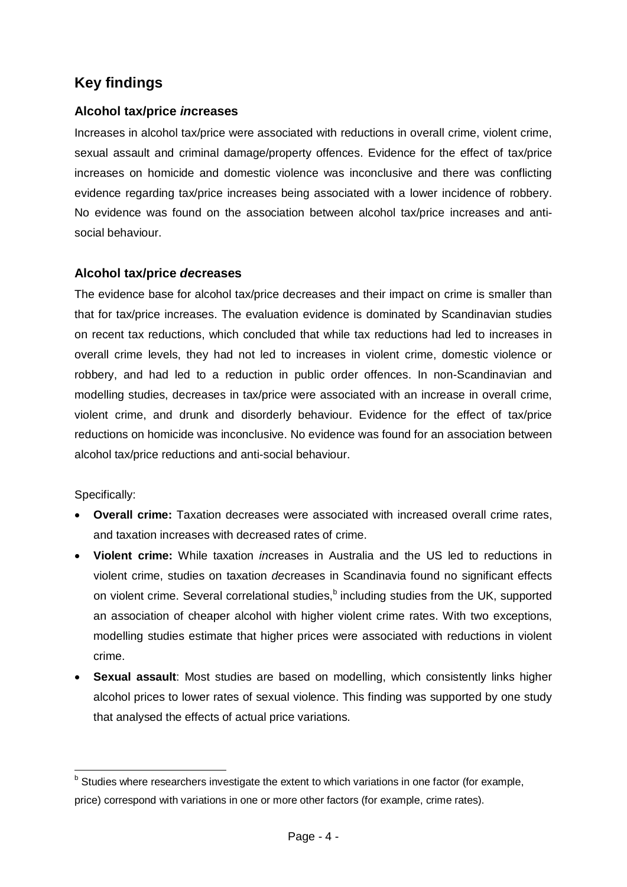## Key findings

### Alcohol tax/price *in*creases

Increases in alcohol tax/price were associated with reductions in overall crime, violent crime, sexual assault and criminal damage/property offences. Evidence for the effect of tax/price increases on homicide and domestic violence was inconclusive and there was conflicting evidence regarding tax/price increases being associated with a lower incidence of robbery. No evidence was found on the association between alcohol tax/price increases and anti-social behaviour.

### Alcohol tax/price *de*creases

The evidence base for alcohol tax/price decreases and their impact on crime is smaller than that for tax/price increases. The evaluation evidence is dominated by Scandinavian studies on recent tax reductions, which concluded that while tax reductions had led to increases in overall crime levels, they had not led to increases in violent crime, domestic violence or robbery, and had led to a reduction in public order offences. In non-Scandinavian and modelling studies, decreases in tax/price were associated with an increase in overall crime, violent crime, and drunk and disorderly behaviour. Evidence for the effect of tax/price reductions on homicide was inconclusive. No evidence was found for an association between alcohol tax/price reductions and anti-social behaviour.

Specifically:

- **Overall crime:** Taxation decreases were associated with increased overall crime rates, and taxation increases with decreased rates of crime.
- **Violent crime:** While taxation *in*creases in Australia and the US led to reductions in violent crime, studies on taxation *de*creases in Scandinavia found no significant effects on violent crime. Several correlational studies,[b] including studies from the UK, supported an association of cheaper alcohol with higher violent crime rates. With two exceptions, modelling studies estimate that higher prices were associated with reductions in violent crime.
- **Sexual assault**: Most studies are based on modelling, which consistently links higher alcohol prices to lower rates of sexual violence. This finding was supported by one study that analysed the effects of actual price variations.

[b] Studies where researchers investigate the extent to which variations in one factor (for example, price) correspond with variations in one or more other factors (for example, crime rates).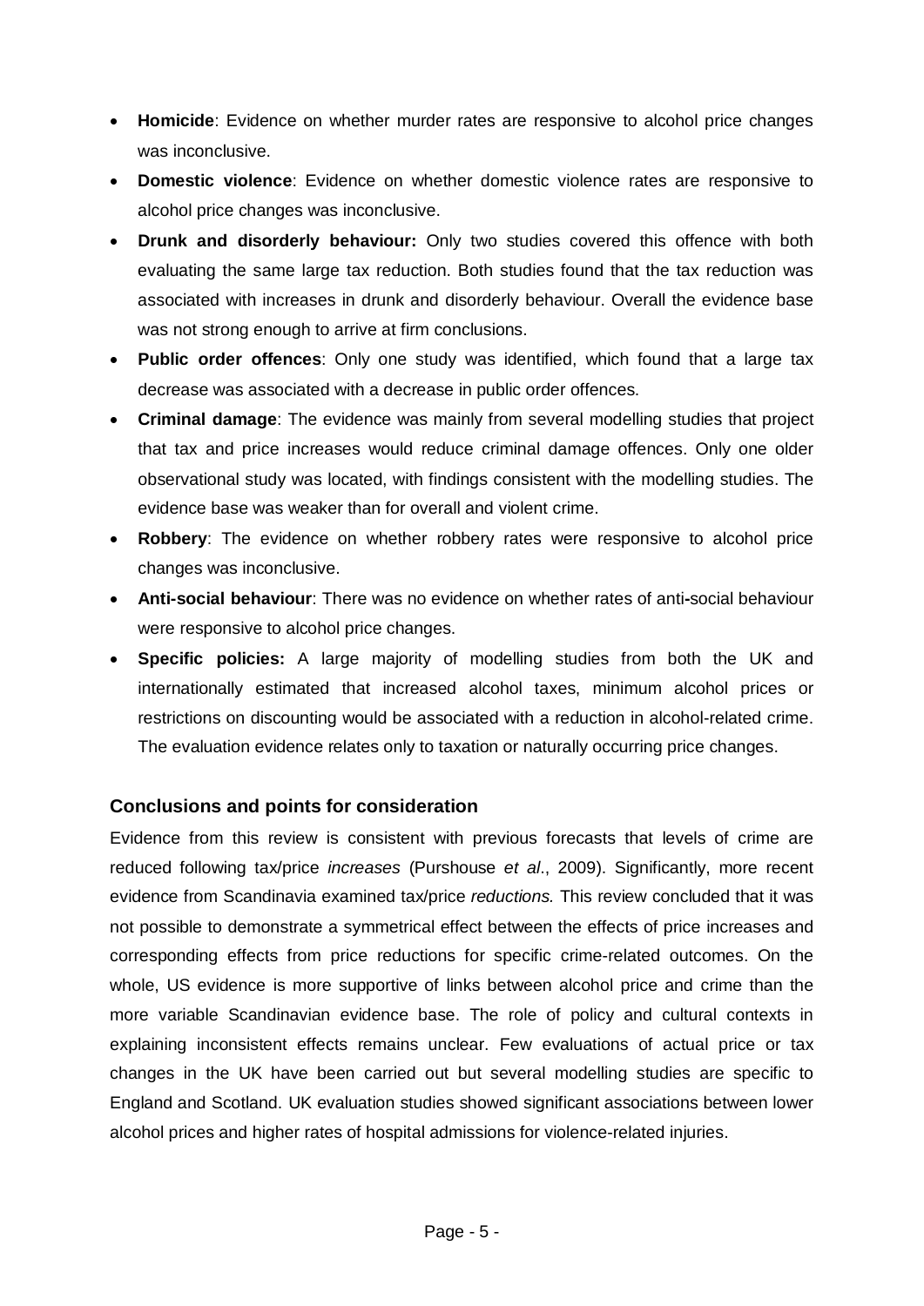- **Homicide**: Evidence on whether murder rates are responsive to alcohol price changes was inconclusive.
- **Domestic violence**: Evidence on whether domestic violence rates are responsive to alcohol price changes was inconclusive.
- **Drunk and disorderly behaviour:** Only two studies covered this offence with both evaluating the same large tax reduction. Both studies found that the tax reduction was associated with increases in drunk and disorderly behaviour. Overall the evidence base was not strong enough to arrive at firm conclusions.
- **Public order offences**: Only one study was identified, which found that a large tax decrease was associated with a decrease in public order offences.
- **Criminal damage**: The evidence was mainly from several modelling studies that project that tax and price increases would reduce criminal damage offences. Only one older observational study was located, with findings consistent with the modelling studies. The evidence base was weaker than for overall and violent crime.
- **Robbery**: The evidence on whether robbery rates were responsive to alcohol price changes was inconclusive.
- **Anti-social behaviour**: There was no evidence on whether rates of anti-social behaviour were responsive to alcohol price changes.
- **Specific policies:** A large majority of modelling studies from both the UK and internationally estimated that increased alcohol taxes, minimum alcohol prices or restrictions on discounting would be associated with a reduction in alcohol-related crime. The evaluation evidence relates only to taxation or naturally occurring price changes.

### Conclusions and points for consideration

Evidence from this review is consistent with previous forecasts that levels of crime are reduced following tax/price *increases* (Purshouse *et al*., 2009). Significantly, more recent evidence from Scandinavia examined tax/price *reductions.* This review concluded that it was not possible to demonstrate a symmetrical effect between the effects of price increases and corresponding effects from price reductions for specific crime-related outcomes. On the whole, US evidence is more supportive of links between alcohol price and crime than the more variable Scandinavian evidence base. The role of policy and cultural contexts in explaining inconsistent effects remains unclear. Few evaluations of actual price or tax changes in the UK have been carried out but several modelling studies are specific to England and Scotland. UK evaluation studies showed significant associations between lower alcohol prices and higher rates of hospital admissions for violence-related injuries.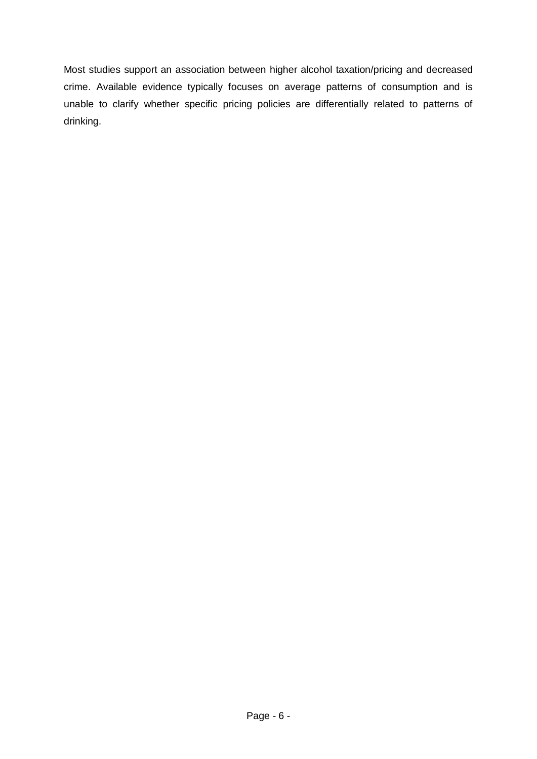Most studies support an association between higher alcohol taxation/pricing and decreased crime. Available evidence typically focuses on average patterns of consumption and is unable to clarify whether specific pricing policies are differentially related to patterns of drinking.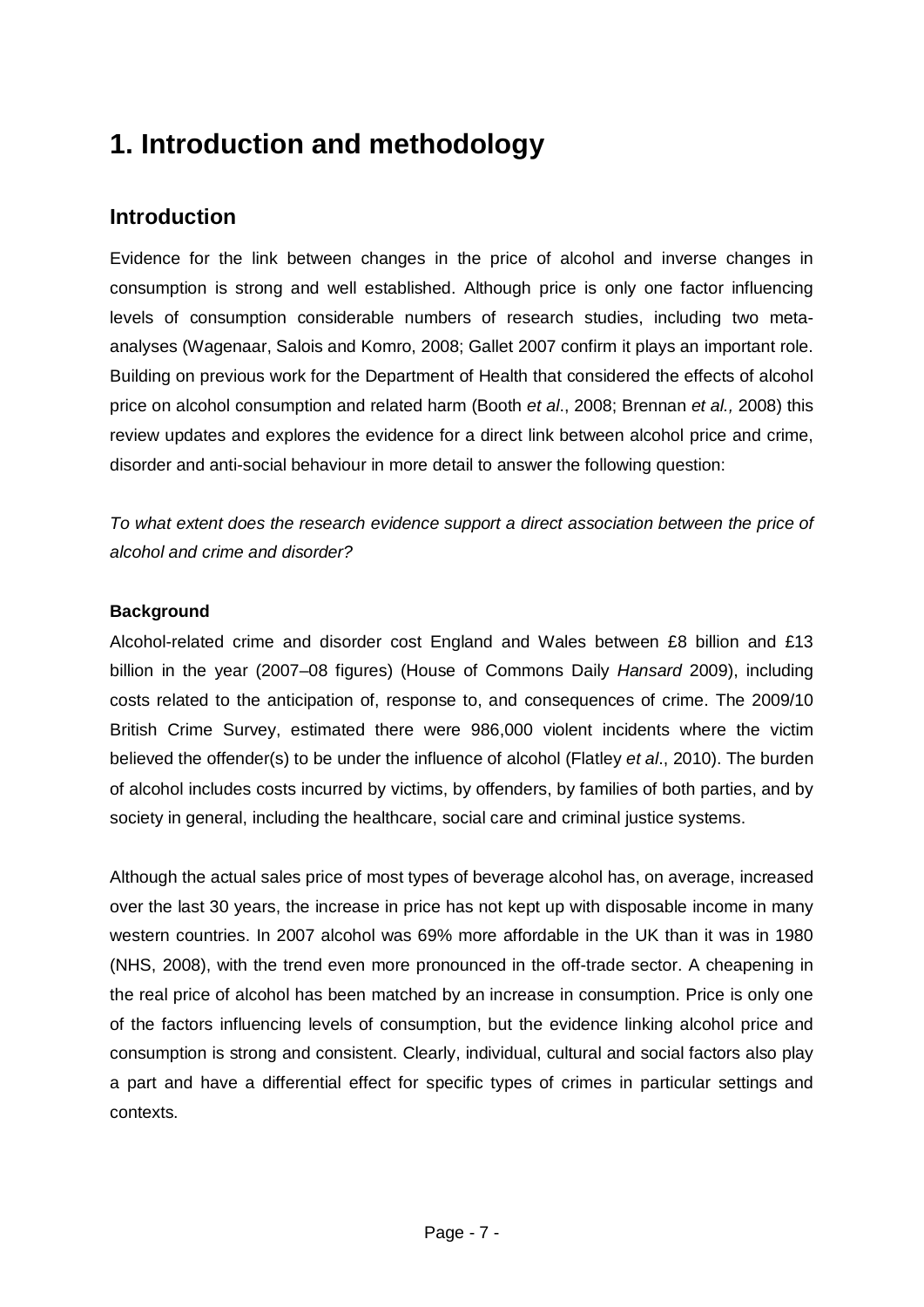# 1. Introduction and methodology

## Introduction

Evidence for the link between changes in the price of alcohol and inverse changes in consumption is strong and well established. Although price is only one factor influencing levels of consumption considerable numbers of research studies, including two meta-analyses (Wagenaar, Salois and Komro, 2008; Gallet 2007 confirm it plays an important role. Building on previous work for the Department of Health that considered the effects of alcohol price on alcohol consumption and related harm (Booth *et al*., 2008; Brennan *et al.,* 2008) this review updates and explores the evidence for a direct link between alcohol price and crime, disorder and anti-social behaviour in more detail to answer the following question:

*To what extent does the research evidence support a direct association between the price of alcohol and crime and disorder?*

**Background**

Alcohol-related crime and disorder cost England and Wales between £8 billion and £13 billion in the year (2007–08 figures) (House of Commons Daily *Hansard* 2009), including costs related to the anticipation of, response to, and consequences of crime. The 2009/10 British Crime Survey, estimated there were 986,000 violent incidents where the victim believed the offender(s) to be under the influence of alcohol (Flatley *et al*., 2010). The burden of alcohol includes costs incurred by victims, by offenders, by families of both parties, and by society in general, including the healthcare, social care and criminal justice systems.

Although the actual sales price of most types of beverage alcohol has, on average, increased over the last 30 years, the increase in price has not kept up with disposable income in many western countries. In 2007 alcohol was 69% more affordable in the UK than it was in 1980 (NHS, 2008), with the trend even more pronounced in the off-trade sector. A cheapening in the real price of alcohol has been matched by an increase in consumption. Price is only one of the factors influencing levels of consumption, but the evidence linking alcohol price and consumption is strong and consistent. Clearly, individual, cultural and social factors also play a part and have a differential effect for specific types of crimes in particular settings and contexts.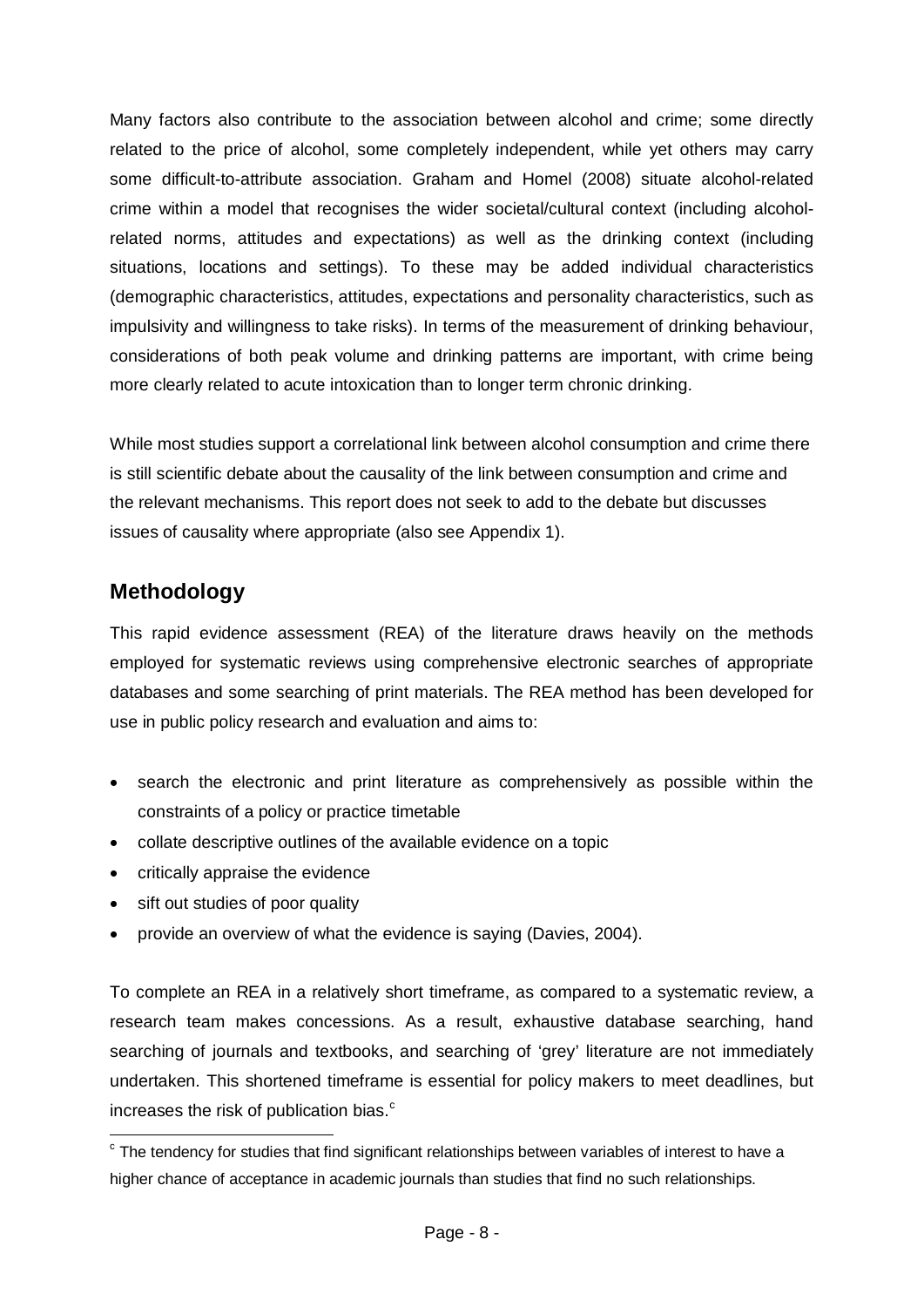Many factors also contribute to the association between alcohol and crime; some directly related to the price of alcohol, some completely independent, while yet others may carry some difficult-to-attribute association. Graham and Homel (2008) situate alcohol-related crime within a model that recognises the wider societal/cultural context (including alcohol-related norms, attitudes and expectations) as well as the drinking context (including situations, locations and settings). To these may be added individual characteristics (demographic characteristics, attitudes, expectations and personality characteristics, such as impulsivity and willingness to take risks). In terms of the measurement of drinking behaviour, considerations of both peak volume and drinking patterns are important, with crime being more clearly related to acute intoxication than to longer term chronic drinking.

While most studies support a correlational link between alcohol consumption and crime there is still scientific debate about the causality of the link between consumption and crime and the relevant mechanisms. This report does not seek to add to the debate but discusses issues of causality where appropriate (also see Appendix 1).

## Methodology

This rapid evidence assessment (REA) of the literature draws heavily on the methods employed for systematic reviews using comprehensive electronic searches of appropriate databases and some searching of print materials. The REA method has been developed for use in public policy research and evaluation and aims to:

- search the electronic and print literature as comprehensively as possible within the constraints of a policy or practice timetable
- collate descriptive outlines of the available evidence on a topic
- critically appraise the evidence
- sift out studies of poor quality
- provide an overview of what the evidence is saying (Davies, 2004).

To complete an REA in a relatively short timeframe, as compared to a systematic review, a research team makes concessions. As a result, exhaustive database searching, hand searching of journals and textbooks, and searching of 'grey' literature are not immediately undertaken. This shortened timeframe is essential for policy makers to meet deadlines, but increases the risk of publication bias.[c]

[c] The tendency for studies that find significant relationships between variables of interest to have a higher chance of acceptance in academic journals than studies that find no such relationships.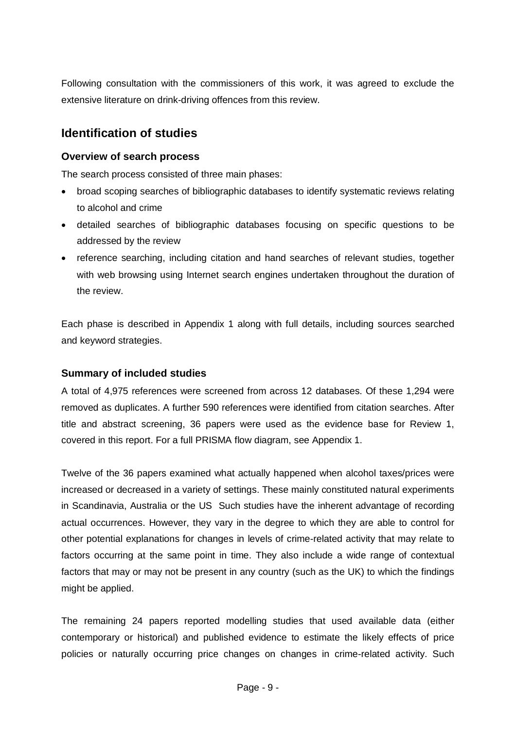Following consultation with the commissioners of this work, it was agreed to exclude the extensive literature on drink-driving offences from this review.

## Identification of studies

### Overview of search process

The search process consisted of three main phases:

- broad scoping searches of bibliographic databases to identify systematic reviews relating to alcohol and crime
- detailed searches of bibliographic databases focusing on specific questions to be addressed by the review
- reference searching, including citation and hand searches of relevant studies, together with web browsing using Internet search engines undertaken throughout the duration of the review.

Each phase is described in Appendix 1 along with full details, including sources searched and keyword strategies.

### Summary of included studies

A total of 4,975 references were screened from across 12 databases. Of these 1,294 were removed as duplicates. A further 590 references were identified from citation searches. After title and abstract screening, 36 papers were used as the evidence base for Review 1, covered in this report. For a full PRISMA flow diagram, see Appendix 1.

Twelve of the 36 papers examined what actually happened when alcohol taxes/prices were increased or decreased in a variety of settings. These mainly constituted natural experiments in Scandinavia, Australia or the US Such studies have the inherent advantage of recording actual occurrences. However, they vary in the degree to which they are able to control for other potential explanations for changes in levels of crime-related activity that may relate to factors occurring at the same point in time. They also include a wide range of contextual factors that may or may not be present in any country (such as the UK) to which the findings might be applied.

The remaining 24 papers reported modelling studies that used available data (either contemporary or historical) and published evidence to estimate the likely effects of price policies or naturally occurring price changes on changes in crime-related activity. Such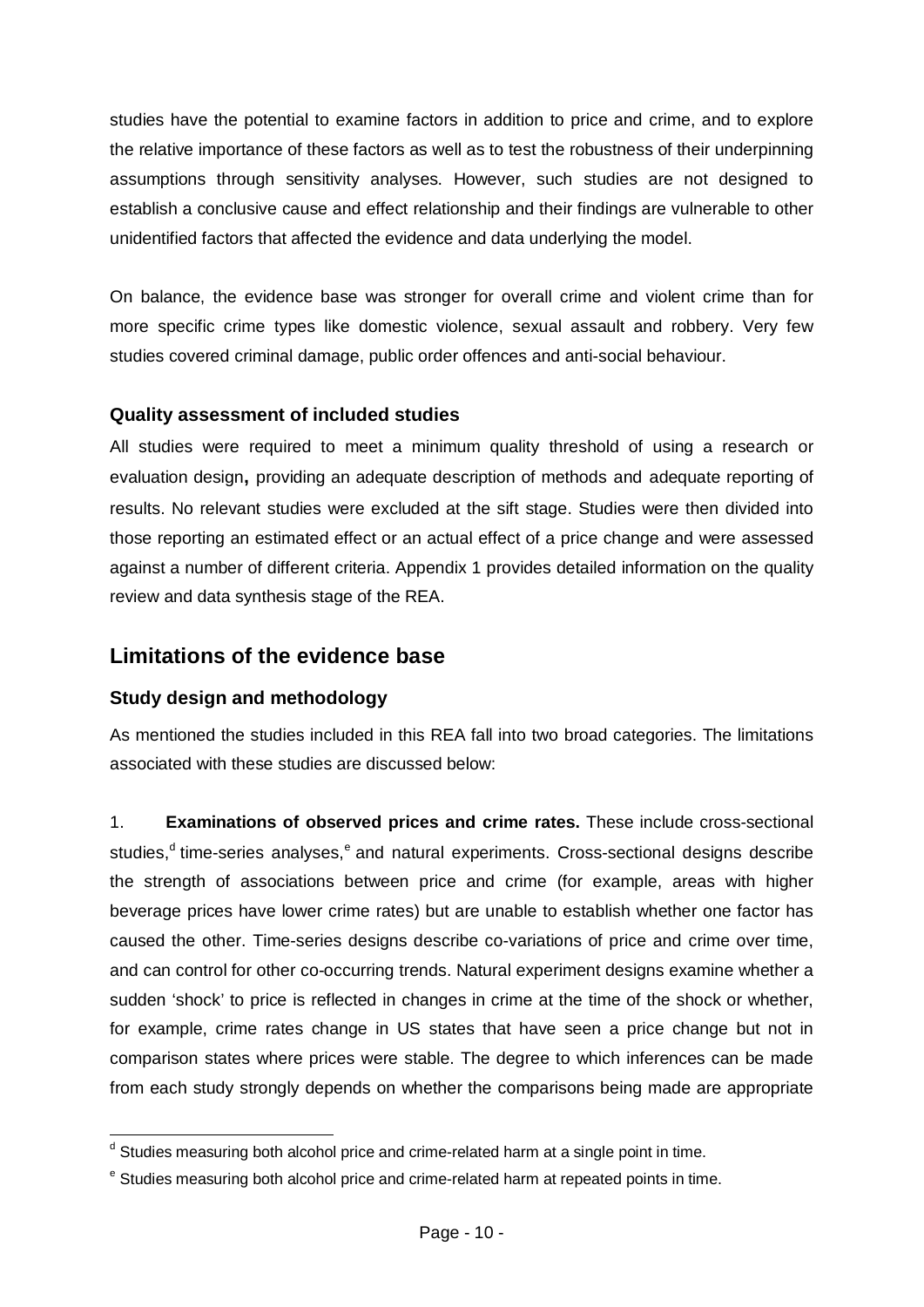studies have the potential to examine factors in addition to price and crime, and to explore the relative importance of these factors as well as to test the robustness of their underpinning assumptions through sensitivity analyses. However, such studies are not designed to establish a conclusive cause and effect relationship and their findings are vulnerable to other unidentified factors that affected the evidence and data underlying the model.

On balance, the evidence base was stronger for overall crime and violent crime than for more specific crime types like domestic violence, sexual assault and robbery. Very few studies covered criminal damage, public order offences and anti-social behaviour.

### Quality assessment of included studies

All studies were required to meet a minimum quality threshold of using a research or evaluation design**,** providing an adequate description of methods and adequate reporting of results. No relevant studies were excluded at the sift stage. Studies were then divided into those reporting an estimated effect or an actual effect of a price change and were assessed against a number of different criteria. Appendix 1 provides detailed information on the quality review and data synthesis stage of the REA.

## Limitations of the evidence base

### Study design and methodology

As mentioned the studies included in this REA fall into two broad categories. The limitations associated with these studies are discussed below:

1. **Examinations of observed prices and crime rates.** These include cross-sectional studies,[d] time-series analyses,[e] and natural experiments. Cross-sectional designs describe the strength of associations between price and crime (for example, areas with higher beverage prices have lower crime rates) but are unable to establish whether one factor has caused the other. Time-series designs describe co-variations of price and crime over time, and can control for other co-occurring trends. Natural experiment designs examine whether a sudden 'shock' to price is reflected in changes in crime at the time of the shock or whether, for example, crime rates change in US states that have seen a price change but not in comparison states where prices were stable. The degree to which inferences can be made from each study strongly depends on whether the comparisons being made are appropriate

[d] Studies measuring both alcohol price and crime-related harm at a single point in time.

[e] Studies measuring both alcohol price and crime-related harm at repeated points in time.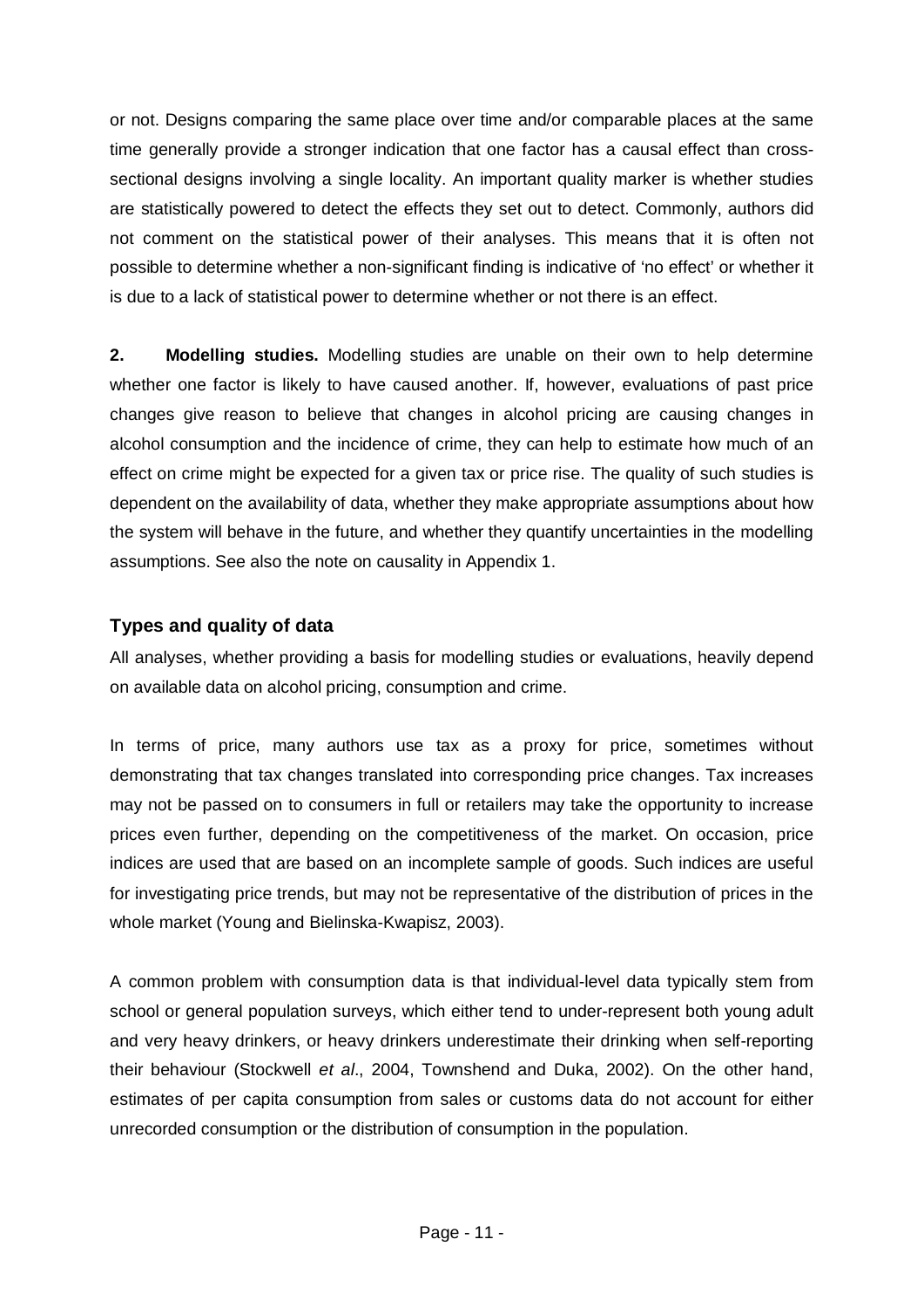or not. Designs comparing the same place over time and/or comparable places at the same time generally provide a stronger indication that one factor has a causal effect than cross-sectional designs involving a single locality. An important quality marker is whether studies are statistically powered to detect the effects they set out to detect. Commonly, authors did not comment on the statistical power of their analyses. This means that it is often not possible to determine whether a non-significant finding is indicative of 'no effect' or whether it is due to a lack of statistical power to determine whether or not there is an effect.

**2. Modelling studies.** Modelling studies are unable on their own to help determine whether one factor is likely to have caused another. If, however, evaluations of past price changes give reason to believe that changes in alcohol pricing are causing changes in alcohol consumption and the incidence of crime, they can help to estimate how much of an effect on crime might be expected for a given tax or price rise. The quality of such studies is dependent on the availability of data, whether they make appropriate assumptions about how the system will behave in the future, and whether they quantify uncertainties in the modelling assumptions. See also the note on causality in Appendix 1.

### Types and quality of data

All analyses, whether providing a basis for modelling studies or evaluations, heavily depend on available data on alcohol pricing, consumption and crime.

In terms of price, many authors use tax as a proxy for price, sometimes without demonstrating that tax changes translated into corresponding price changes. Tax increases may not be passed on to consumers in full or retailers may take the opportunity to increase prices even further, depending on the competitiveness of the market. On occasion, price indices are used that are based on an incomplete sample of goods. Such indices are useful for investigating price trends, but may not be representative of the distribution of prices in the whole market (Young and Bielinska-Kwapisz, 2003).

A common problem with consumption data is that individual-level data typically stem from school or general population surveys, which either tend to under-represent both young adult and very heavy drinkers, or heavy drinkers underestimate their drinking when self-reporting their behaviour (Stockwell *et al*., 2004, Townshend and Duka, 2002). On the other hand, estimates of per capita consumption from sales or customs data do not account for either unrecorded consumption or the distribution of consumption in the population.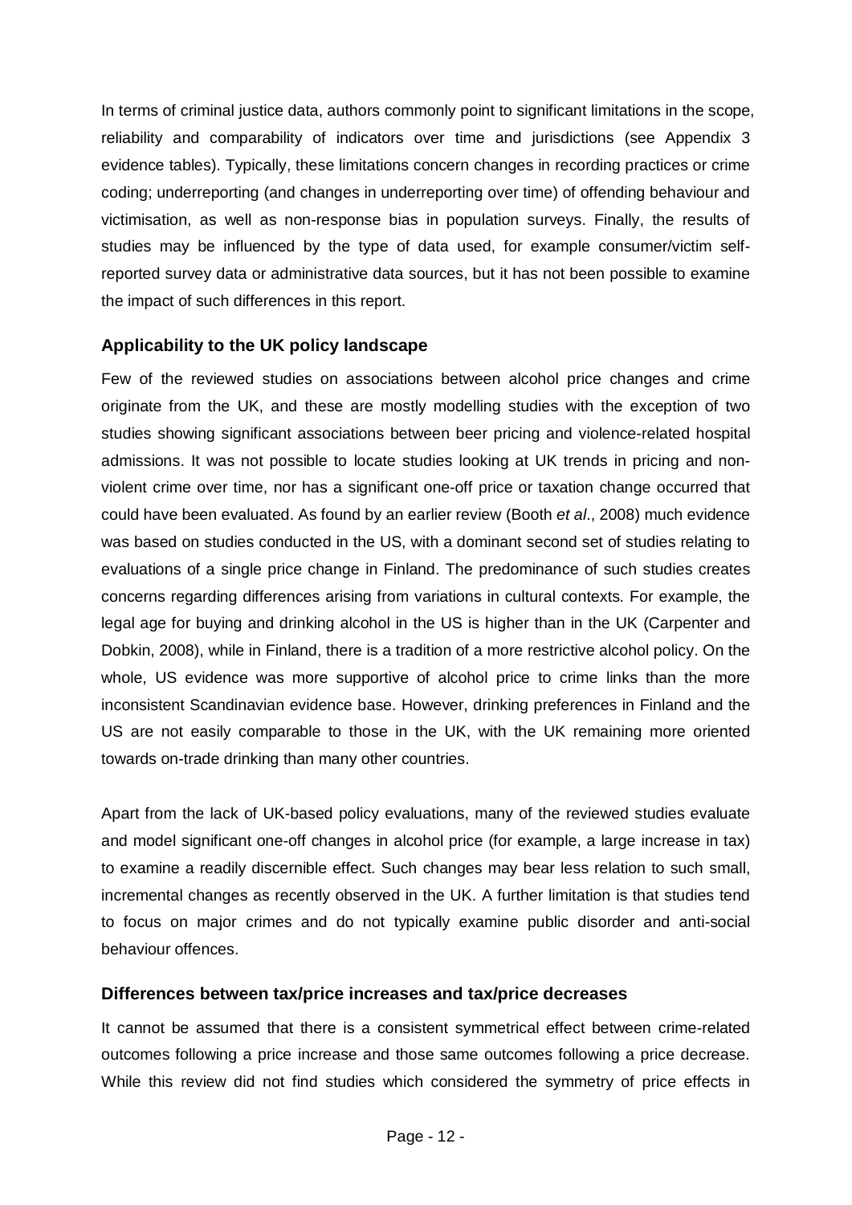In terms of criminal justice data, authors commonly point to significant limitations in the scope, reliability and comparability of indicators over time and jurisdictions (see Appendix 3 evidence tables). Typically, these limitations concern changes in recording practices or crime coding; underreporting (and changes in underreporting over time) of offending behaviour and victimisation, as well as non-response bias in population surveys. Finally, the results of studies may be influenced by the type of data used, for example consumer/victim self-reported survey data or administrative data sources, but it has not been possible to examine the impact of such differences in this report.

### Applicability to the UK policy landscape

Few of the reviewed studies on associations between alcohol price changes and crime originate from the UK, and these are mostly modelling studies with the exception of two studies showing significant associations between beer pricing and violence-related hospital admissions. It was not possible to locate studies looking at UK trends in pricing and non-violent crime over time, nor has a significant one-off price or taxation change occurred that could have been evaluated. As found by an earlier review (Booth *et al*., 2008) much evidence was based on studies conducted in the US, with a dominant second set of studies relating to evaluations of a single price change in Finland. The predominance of such studies creates concerns regarding differences arising from variations in cultural contexts. For example, the legal age for buying and drinking alcohol in the US is higher than in the UK (Carpenter and Dobkin, 2008), while in Finland, there is a tradition of a more restrictive alcohol policy. On the whole, US evidence was more supportive of alcohol price to crime links than the more inconsistent Scandinavian evidence base. However, drinking preferences in Finland and the US are not easily comparable to those in the UK, with the UK remaining more oriented towards on-trade drinking than many other countries.

Apart from the lack of UK-based policy evaluations, many of the reviewed studies evaluate and model significant one-off changes in alcohol price (for example, a large increase in tax) to examine a readily discernible effect. Such changes may bear less relation to such small, incremental changes as recently observed in the UK. A further limitation is that studies tend to focus on major crimes and do not typically examine public disorder and anti-social behaviour offences.

### Differences between tax/price increases and tax/price decreases

It cannot be assumed that there is a consistent symmetrical effect between crime-related outcomes following a price increase and those same outcomes following a price decrease. While this review did not find studies which considered the symmetry of price effects in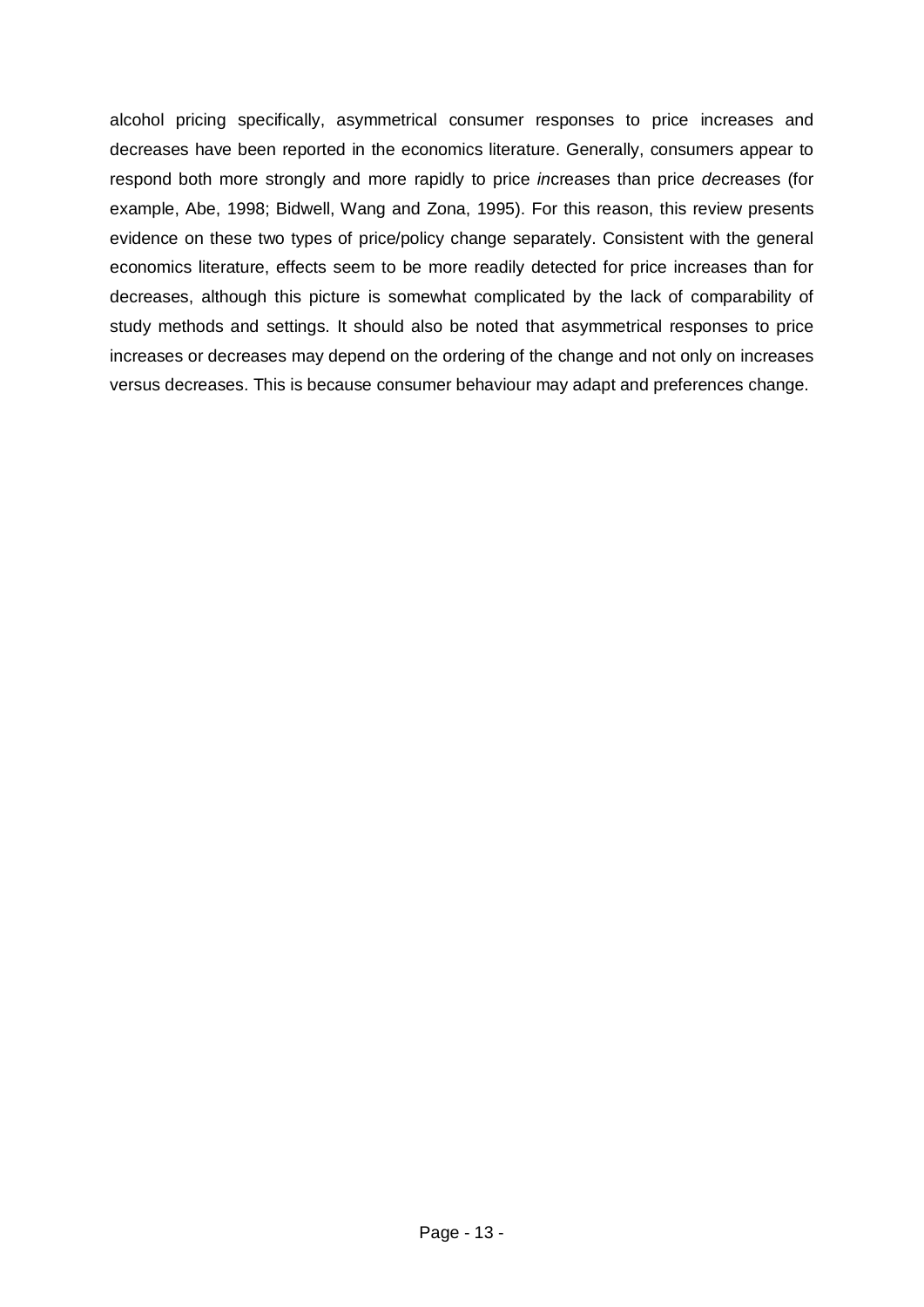alcohol pricing specifically, asymmetrical consumer responses to price increases and decreases have been reported in the economics literature. Generally, consumers appear to respond both more strongly and more rapidly to price *in*creases than price *de*creases (for example, Abe, 1998; Bidwell, Wang and Zona, 1995). For this reason, this review presents evidence on these two types of price/policy change separately. Consistent with the general economics literature, effects seem to be more readily detected for price increases than for decreases, although this picture is somewhat complicated by the lack of comparability of study methods and settings. It should also be noted that asymmetrical responses to price increases or decreases may depend on the ordering of the change and not only on increases versus decreases. This is because consumer behaviour may adapt and preferences change.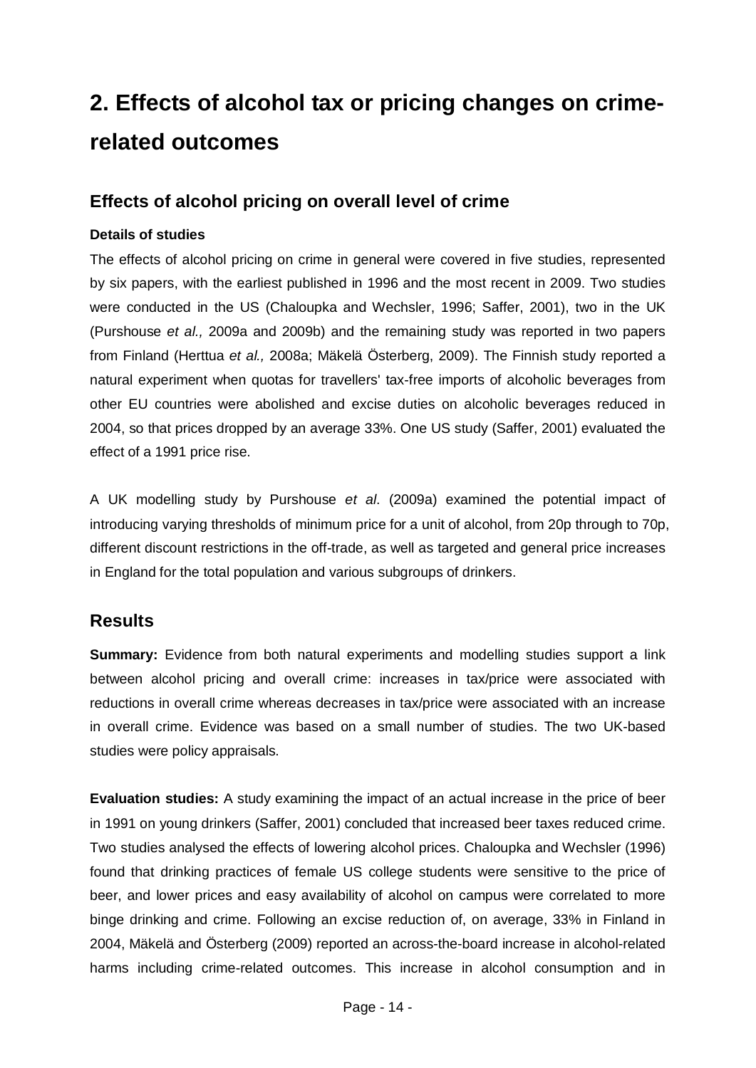# 2. Effects of alcohol tax or pricing changes on crime-related outcomes

## Effects of alcohol pricing on overall level of crime

### Details of studies

The effects of alcohol pricing on crime in general were covered in five studies, represented by six papers, with the earliest published in 1996 and the most recent in 2009. Two studies were conducted in the US (Chaloupka and Wechsler, 1996; Saffer, 2001), two in the UK (Purshouse *et al.,* 2009a and 2009b) and the remaining study was reported in two papers from Finland (Herttua *et al.,* 2008a; Mäkelä Österberg, 2009). The Finnish study reported a natural experiment when quotas for travellers' tax-free imports of alcoholic beverages from other EU countries were abolished and excise duties on alcoholic beverages reduced in 2004, so that prices dropped by an average 33%. One US study (Saffer, 2001) evaluated the effect of a 1991 price rise.

A UK modelling study by Purshouse *et al*. (2009a) examined the potential impact of introducing varying thresholds of minimum price for a unit of alcohol, from 20p through to 70p, different discount restrictions in the off-trade, as well as targeted and general price increases in England for the total population and various subgroups of drinkers.

## Results

**Summary:** Evidence from both natural experiments and modelling studies support a link between alcohol pricing and overall crime: increases in tax/price were associated with reductions in overall crime whereas decreases in tax/price were associated with an increase in overall crime. Evidence was based on a small number of studies. The two UK-based studies were policy appraisals.

**Evaluation studies:** A study examining the impact of an actual increase in the price of beer in 1991 on young drinkers (Saffer, 2001) concluded that increased beer taxes reduced crime. Two studies analysed the effects of lowering alcohol prices. Chaloupka and Wechsler (1996) found that drinking practices of female US college students were sensitive to the price of beer, and lower prices and easy availability of alcohol on campus were correlated to more binge drinking and crime. Following an excise reduction of, on average, 33% in Finland in 2004, Mäkelä and Österberg (2009) reported an across-the-board increase in alcohol-related harms including crime-related outcomes. This increase in alcohol consumption and in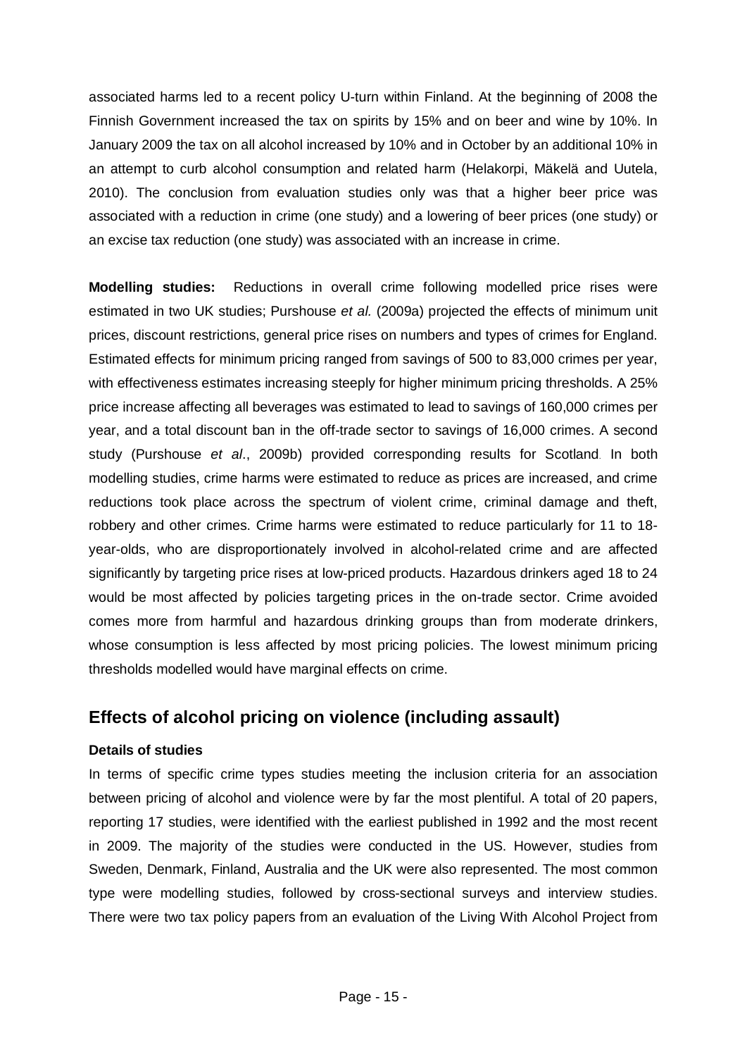associated harms led to a recent policy U-turn within Finland. At the beginning of 2008 the Finnish Government increased the tax on spirits by 15% and on beer and wine by 10%. In January 2009 the tax on all alcohol increased by 10% and in October by an additional 10% in an attempt to curb alcohol consumption and related harm (Helakorpi, Mäkelä and Uutela, 2010). The conclusion from evaluation studies only was that a higher beer price was associated with a reduction in crime (one study) and a lowering of beer prices (one study) or an excise tax reduction (one study) was associated with an increase in crime.

**Modelling studies:** Reductions in overall crime following modelled price rises were estimated in two UK studies; Purshouse *et al.* (2009a) projected the effects of minimum unit prices, discount restrictions, general price rises on numbers and types of crimes for England. Estimated effects for minimum pricing ranged from savings of 500 to 83,000 crimes per year, with effectiveness estimates increasing steeply for higher minimum pricing thresholds. A 25% price increase affecting all beverages was estimated to lead to savings of 160,000 crimes per year, and a total discount ban in the off-trade sector to savings of 16,000 crimes. A second study (Purshouse *et al*., 2009b) provided corresponding results for Scotland. In both modelling studies, crime harms were estimated to reduce as prices are increased, and crime reductions took place across the spectrum of violent crime, criminal damage and theft, robbery and other crimes. Crime harms were estimated to reduce particularly for 11 to 18-year-olds, who are disproportionately involved in alcohol-related crime and are affected significantly by targeting price rises at low-priced products. Hazardous drinkers aged 18 to 24 would be most affected by policies targeting prices in the on-trade sector. Crime avoided comes more from harmful and hazardous drinking groups than from moderate drinkers, whose consumption is less affected by most pricing policies. The lowest minimum pricing thresholds modelled would have marginal effects on crime.

## Effects of alcohol pricing on violence (including assault)

### Details of studies

In terms of specific crime types studies meeting the inclusion criteria for an association between pricing of alcohol and violence were by far the most plentiful. A total of 20 papers, reporting 17 studies, were identified with the earliest published in 1992 and the most recent in 2009. The majority of the studies were conducted in the US. However, studies from Sweden, Denmark, Finland, Australia and the UK were also represented. The most common type were modelling studies, followed by cross-sectional surveys and interview studies. There were two tax policy papers from an evaluation of the Living With Alcohol Project from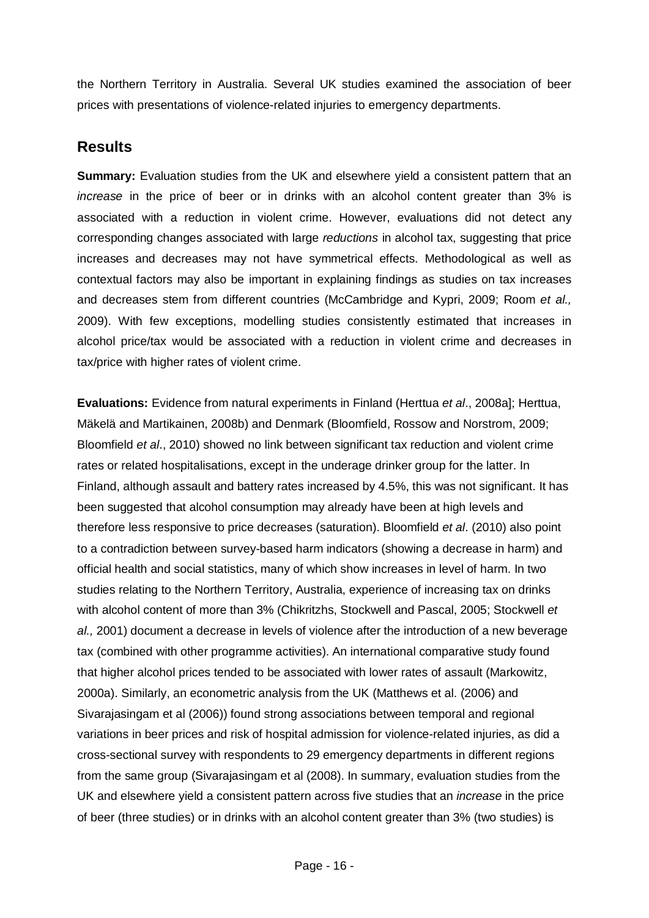the Northern Territory in Australia. Several UK studies examined the association of beer prices with presentations of violence-related injuries to emergency departments.

## Results

**Summary:** Evaluation studies from the UK and elsewhere yield a consistent pattern that an *increase* in the price of beer or in drinks with an alcohol content greater than 3% is associated with a reduction in violent crime. However, evaluations did not detect any corresponding changes associated with large *reductions* in alcohol tax, suggesting that price increases and decreases may not have symmetrical effects. Methodological as well as contextual factors may also be important in explaining findings as studies on tax increases and decreases stem from different countries (McCambridge and Kypri, 2009; Room *et al.,* 2009). With few exceptions, modelling studies consistently estimated that increases in alcohol price/tax would be associated with a reduction in violent crime and decreases in tax/price with higher rates of violent crime.

**Evaluations:** Evidence from natural experiments in Finland (Herttua *et al*., 2008a]; Herttua, Mäkelä and Martikainen, 2008b) and Denmark (Bloomfield, Rossow and Norstrom, 2009; Bloomfield *et al*., 2010) showed no link between significant tax reduction and violent crime rates or related hospitalisations, except in the underage drinker group for the latter. In Finland, although assault and battery rates increased by 4.5%, this was not significant. It has been suggested that alcohol consumption may already have been at high levels and therefore less responsive to price decreases (saturation). Bloomfield *et al*. (2010) also point to a contradiction between survey-based harm indicators (showing a decrease in harm) and official health and social statistics, many of which show increases in level of harm. In two studies relating to the Northern Territory, Australia, experience of increasing tax on drinks with alcohol content of more than 3% (Chikritzhs, Stockwell and Pascal, 2005; Stockwell *et al.,* 2001) document a decrease in levels of violence after the introduction of a new beverage tax (combined with other programme activities). An international comparative study found that higher alcohol prices tended to be associated with lower rates of assault (Markowitz, 2000a). Similarly, an econometric analysis from the UK (Matthews et al. (2006) and Sivarajasingam et al (2006)) found strong associations between temporal and regional variations in beer prices and risk of hospital admission for violence-related injuries, as did a cross-sectional survey with respondents to 29 emergency departments in different regions from the same group (Sivarajasingam et al (2008). In summary, evaluation studies from the UK and elsewhere yield a consistent pattern across five studies that an *increase* in the price of beer (three studies) or in drinks with an alcohol content greater than 3% (two studies) is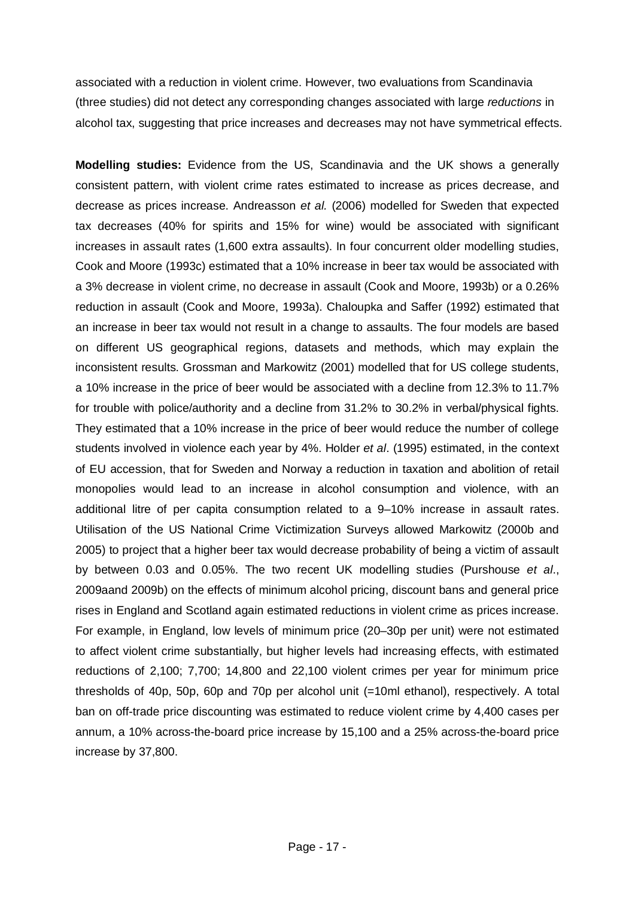associated with a reduction in violent crime. However, two evaluations from Scandinavia (three studies) did not detect any corresponding changes associated with large *reductions* in alcohol tax, suggesting that price increases and decreases may not have symmetrical effects.

**Modelling studies:** Evidence from the US, Scandinavia and the UK shows a generally consistent pattern, with violent crime rates estimated to increase as prices decrease, and decrease as prices increase. Andreasson *et al.* (2006) modelled for Sweden that expected tax decreases (40% for spirits and 15% for wine) would be associated with significant increases in assault rates (1,600 extra assaults). In four concurrent older modelling studies, Cook and Moore (1993c) estimated that a 10% increase in beer tax would be associated with a 3% decrease in violent crime, no decrease in assault (Cook and Moore, 1993b) or a 0.26% reduction in assault (Cook and Moore, 1993a). Chaloupka and Saffer (1992) estimated that an increase in beer tax would not result in a change to assaults. The four models are based on different US geographical regions, datasets and methods, which may explain the inconsistent results. Grossman and Markowitz (2001) modelled that for US college students, a 10% increase in the price of beer would be associated with a decline from 12.3% to 11.7% for trouble with police/authority and a decline from 31.2% to 30.2% in verbal/physical fights. They estimated that a 10% increase in the price of beer would reduce the number of college students involved in violence each year by 4%. Holder *et al*. (1995) estimated, in the context of EU accession, that for Sweden and Norway a reduction in taxation and abolition of retail monopolies would lead to an increase in alcohol consumption and violence, with an additional litre of per capita consumption related to a 9–10% increase in assault rates. Utilisation of the US National Crime Victimization Surveys allowed Markowitz (2000b and 2005) to project that a higher beer tax would decrease probability of being a victim of assault by between 0.03 and 0.05%. The two recent UK modelling studies (Purshouse *et al*., 2009aand 2009b) on the effects of minimum alcohol pricing, discount bans and general price rises in England and Scotland again estimated reductions in violent crime as prices increase. For example, in England, low levels of minimum price (20–30p per unit) were not estimated to affect violent crime substantially, but higher levels had increasing effects, with estimated reductions of 2,100; 7,700; 14,800 and 22,100 violent crimes per year for minimum price thresholds of 40p, 50p, 60p and 70p per alcohol unit (=10ml ethanol), respectively. A total ban on off-trade price discounting was estimated to reduce violent crime by 4,400 cases per annum, a 10% across-the-board price increase by 15,100 and a 25% across-the-board price increase by 37,800.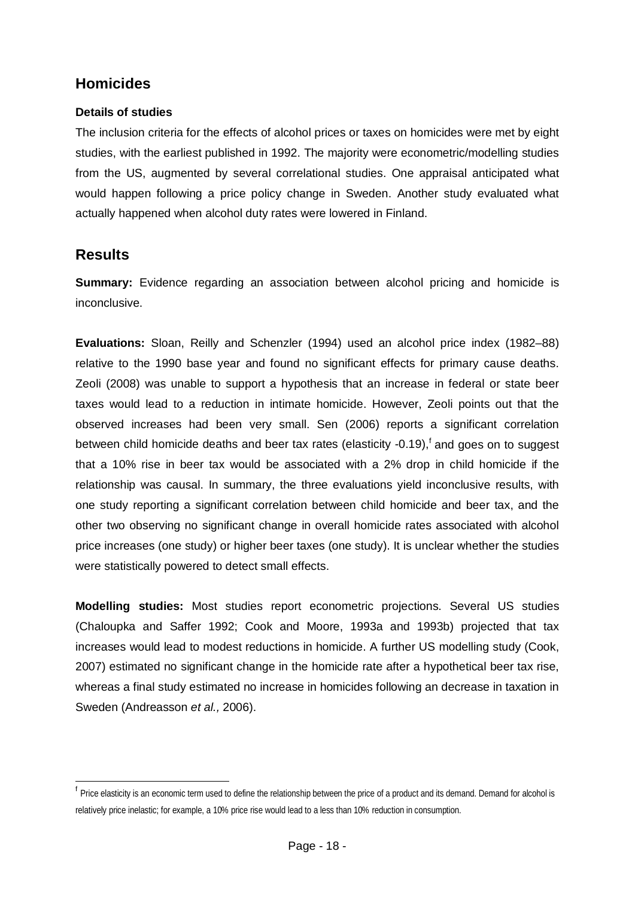## Homicides

#### Details of studies

The inclusion criteria for the effects of alcohol prices or taxes on homicides were met by eight studies, with the earliest published in 1992. The majority were econometric/modelling studies from the US, augmented by several correlational studies. One appraisal anticipated what would happen following a price policy change in Sweden. Another study evaluated what actually happened when alcohol duty rates were lowered in Finland.

## Results

**Summary:** Evidence regarding an association between alcohol pricing and homicide is inconclusive.

**Evaluations:** Sloan, Reilly and Schenzler (1994) used an alcohol price index (1982–88) relative to the 1990 base year and found no significant effects for primary cause deaths. Zeoli (2008) was unable to support a hypothesis that an increase in federal or state beer taxes would lead to a reduction in intimate homicide. However, Zeoli points out that the observed increases had been very small. Sen (2006) reports a significant correlation between child homicide deaths and beer tax rates (elasticity -0.19),[f] and goes on to suggest that a 10% rise in beer tax would be associated with a 2% drop in child homicide if the relationship was causal. In summary, the three evaluations yield inconclusive results, with one study reporting a significant correlation between child homicide and beer tax, and the other two observing no significant change in overall homicide rates associated with alcohol price increases (one study) or higher beer taxes (one study). It is unclear whether the studies were statistically powered to detect small effects.

**Modelling studies:** Most studies report econometric projections. Several US studies (Chaloupka and Saffer 1992; Cook and Moore, 1993a and 1993b) projected that tax increases would lead to modest reductions in homicide. A further US modelling study (Cook, 2007) estimated no significant change in the homicide rate after a hypothetical beer tax rise, whereas a final study estimated no increase in homicides following a decrease in taxation in Sweden (Andreasson *et al.,* 2006).

---

[f] Price elasticity is an economic term used to define the relationship between the price of a product and its demand. Demand for alcohol is relatively price inelastic; for example, a 10% price rise would lead to a less than 10% reduction in consumption.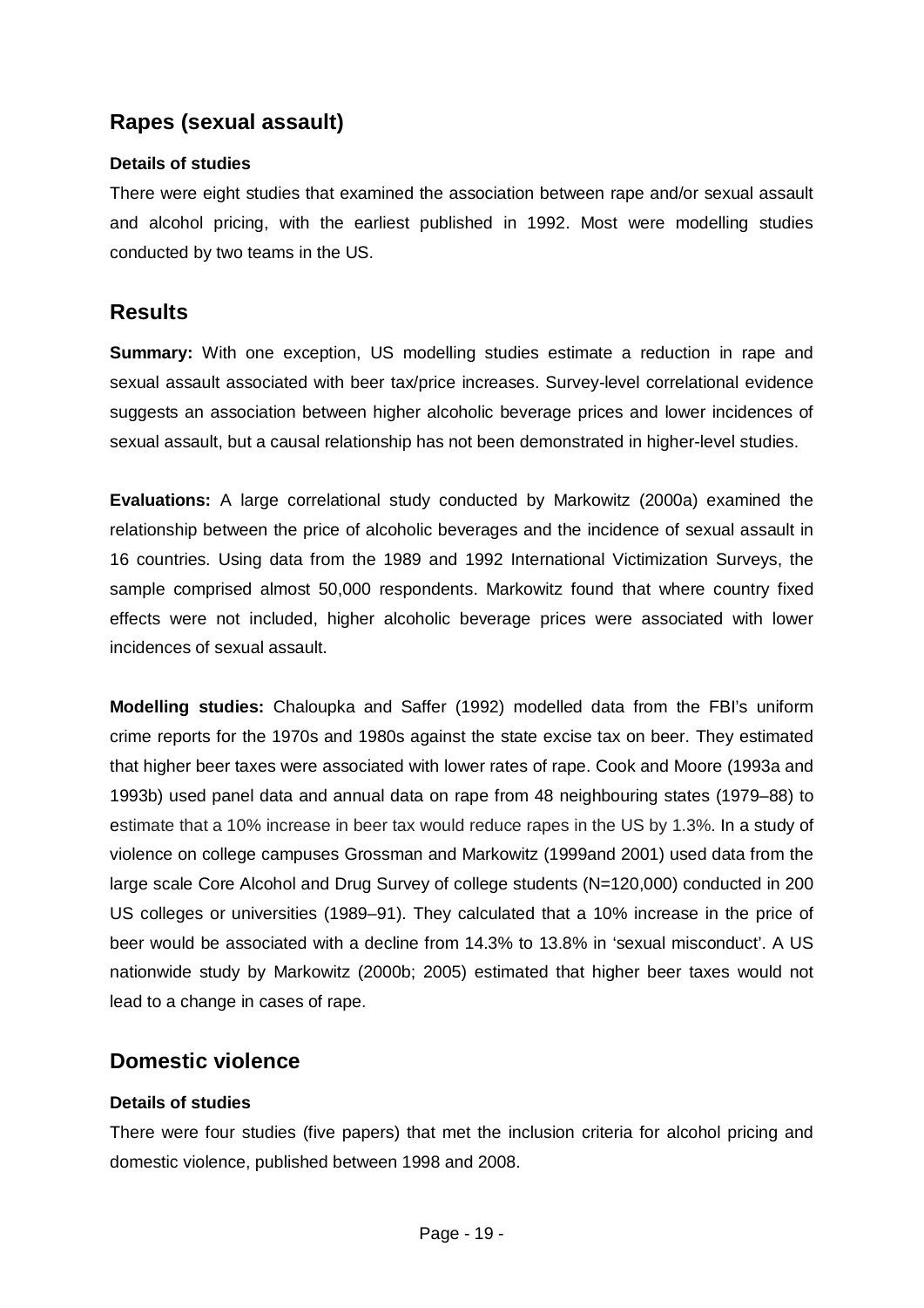## Rapes (sexual assault)

**Details of studies**

There were eight studies that examined the association between rape and/or sexual assault and alcohol pricing, with the earliest published in 1992. Most were modelling studies conducted by two teams in the US.

## Results

**Summary:** With one exception, US modelling studies estimate a reduction in rape and sexual assault associated with beer tax/price increases. Survey-level correlational evidence suggests an association between higher alcoholic beverage prices and lower incidences of sexual assault, but a causal relationship has not been demonstrated in higher-level studies.

**Evaluations:** A large correlational study conducted by Markowitz (2000a) examined the relationship between the price of alcoholic beverages and the incidence of sexual assault in 16 countries. Using data from the 1989 and 1992 International Victimization Surveys, the sample comprised almost 50,000 respondents. Markowitz found that where country fixed effects were not included, higher alcoholic beverage prices were associated with lower incidences of sexual assault.

**Modelling studies:** Chaloupka and Saffer (1992) modelled data from the FBI's uniform crime reports for the 1970s and 1980s against the state excise tax on beer. They estimated that higher beer taxes were associated with lower rates of rape. Cook and Moore (1993a and 1993b) used panel data and annual data on rape from 48 neighbouring states (1979–88) to estimate that a 10% increase in beer tax would reduce rapes in the US by 1.3%. In a study of violence on college campuses Grossman and Markowitz (1999and 2001) used data from the large scale Core Alcohol and Drug Survey of college students (N=120,000) conducted in 200 US colleges or universities (1989–91). They calculated that a 10% increase in the price of beer would be associated with a decline from 14.3% to 13.8% in 'sexual misconduct'. A US nationwide study by Markowitz (2000b; 2005) estimated that higher beer taxes would not lead to a change in cases of rape.

## Domestic violence

**Details of studies**

There were four studies (five papers) that met the inclusion criteria for alcohol pricing and domestic violence, published between 1998 and 2008.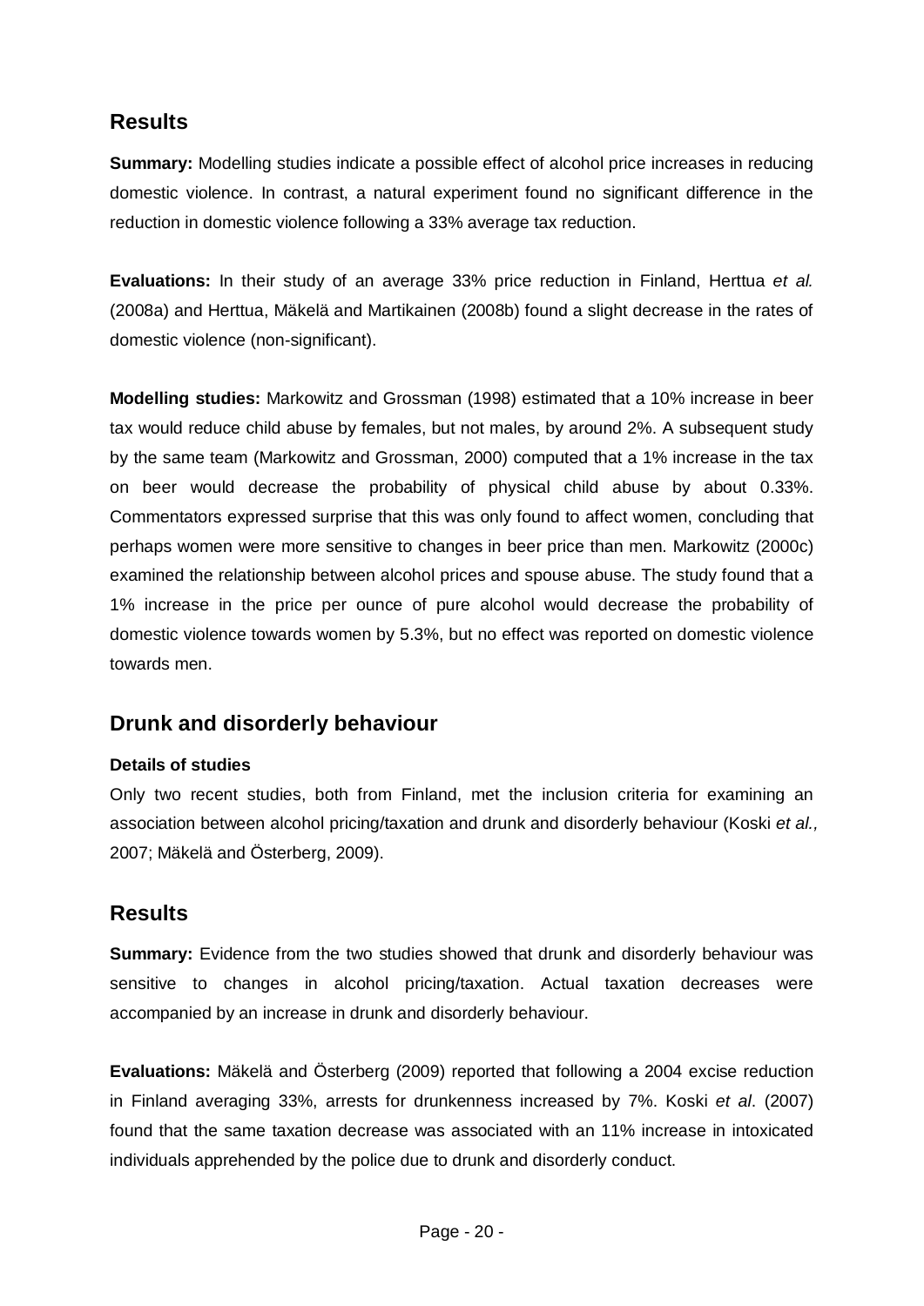## Results

**Summary:** Modelling studies indicate a possible effect of alcohol price increases in reducing domestic violence. In contrast, a natural experiment found no significant difference in the reduction in domestic violence following a 33% average tax reduction.

**Evaluations:** In their study of an average 33% price reduction in Finland, Herttua *et al.* (2008a) and Herttua, Mäkelä and Martikainen (2008b) found a slight decrease in the rates of domestic violence (non-significant).

**Modelling studies:** Markowitz and Grossman (1998) estimated that a 10% increase in beer tax would reduce child abuse by females, but not males, by around 2%. A subsequent study by the same team (Markowitz and Grossman, 2000) computed that a 1% increase in the tax on beer would decrease the probability of physical child abuse by about 0.33%. Commentators expressed surprise that this was only found to affect women, concluding that perhaps women were more sensitive to changes in beer price than men. Markowitz (2000c) examined the relationship between alcohol prices and spouse abuse. The study found that a 1% increase in the price per ounce of pure alcohol would decrease the probability of domestic violence towards women by 5.3%, but no effect was reported on domestic violence towards men.

## Drunk and disorderly behaviour

#### Details of studies

Only two recent studies, both from Finland, met the inclusion criteria for examining an association between alcohol pricing/taxation and drunk and disorderly behaviour (Koski *et al.,* 2007; Mäkelä and Österberg, 2009).

## Results

**Summary:** Evidence from the two studies showed that drunk and disorderly behaviour was sensitive to changes in alcohol pricing/taxation. Actual taxation decreases were accompanied by an increase in drunk and disorderly behaviour.

**Evaluations:** Mäkelä and Österberg (2009) reported that following a 2004 excise reduction in Finland averaging 33%, arrests for drunkenness increased by 7%. Koski *et al*. (2007) found that the same taxation decrease was associated with an 11% increase in intoxicated individuals apprehended by the police due to drunk and disorderly conduct.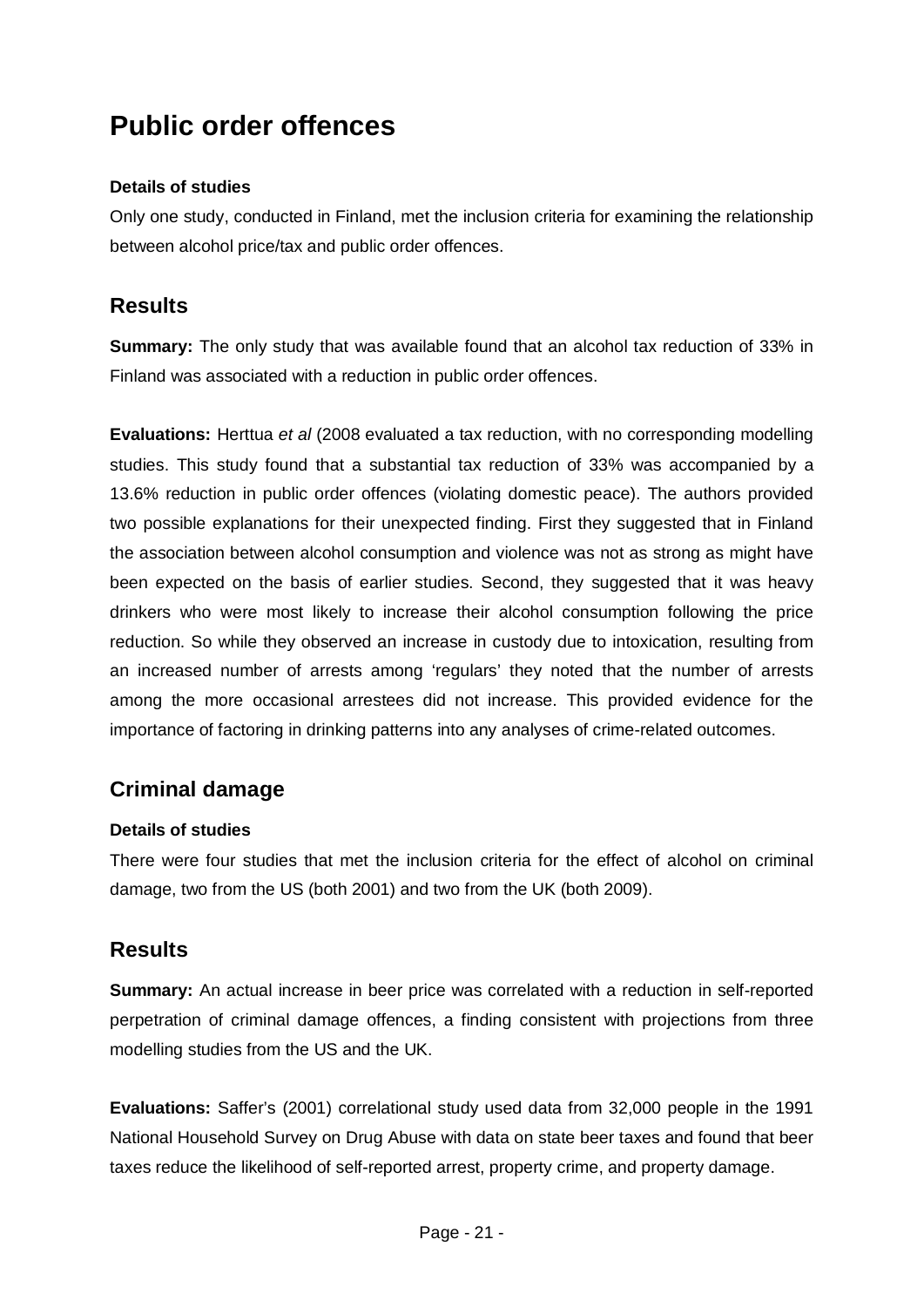# Public order offences

**Details of studies**

Only one study, conducted in Finland, met the inclusion criteria for examining the relationship between alcohol price/tax and public order offences.

## Results

**Summary:** The only study that was available found that an alcohol tax reduction of 33% in Finland was associated with a reduction in public order offences.

**Evaluations:** Herttua *et al* (2008 evaluated a tax reduction, with no corresponding modelling studies. This study found that a substantial tax reduction of 33% was accompanied by a 13.6% reduction in public order offences (violating domestic peace). The authors provided two possible explanations for their unexpected finding. First they suggested that in Finland the association between alcohol consumption and violence was not as strong as might have been expected on the basis of earlier studies. Second, they suggested that it was heavy drinkers who were most likely to increase their alcohol consumption following the price reduction. So while they observed an increase in custody due to intoxication, resulting from an increased number of arrests among 'regulars' they noted that the number of arrests among the more occasional arrestees did not increase. This provided evidence for the importance of factoring in drinking patterns into any analyses of crime-related outcomes.

## Criminal damage

**Details of studies**

There were four studies that met the inclusion criteria for the effect of alcohol on criminal damage, two from the US (both 2001) and two from the UK (both 2009).

## Results

**Summary:** An actual increase in beer price was correlated with a reduction in self-reported perpetration of criminal damage offences, a finding consistent with projections from three modelling studies from the US and the UK.

**Evaluations:** Saffer's (2001) correlational study used data from 32,000 people in the 1991 National Household Survey on Drug Abuse with data on state beer taxes and found that beer taxes reduce the likelihood of self-reported arrest, property crime, and property damage.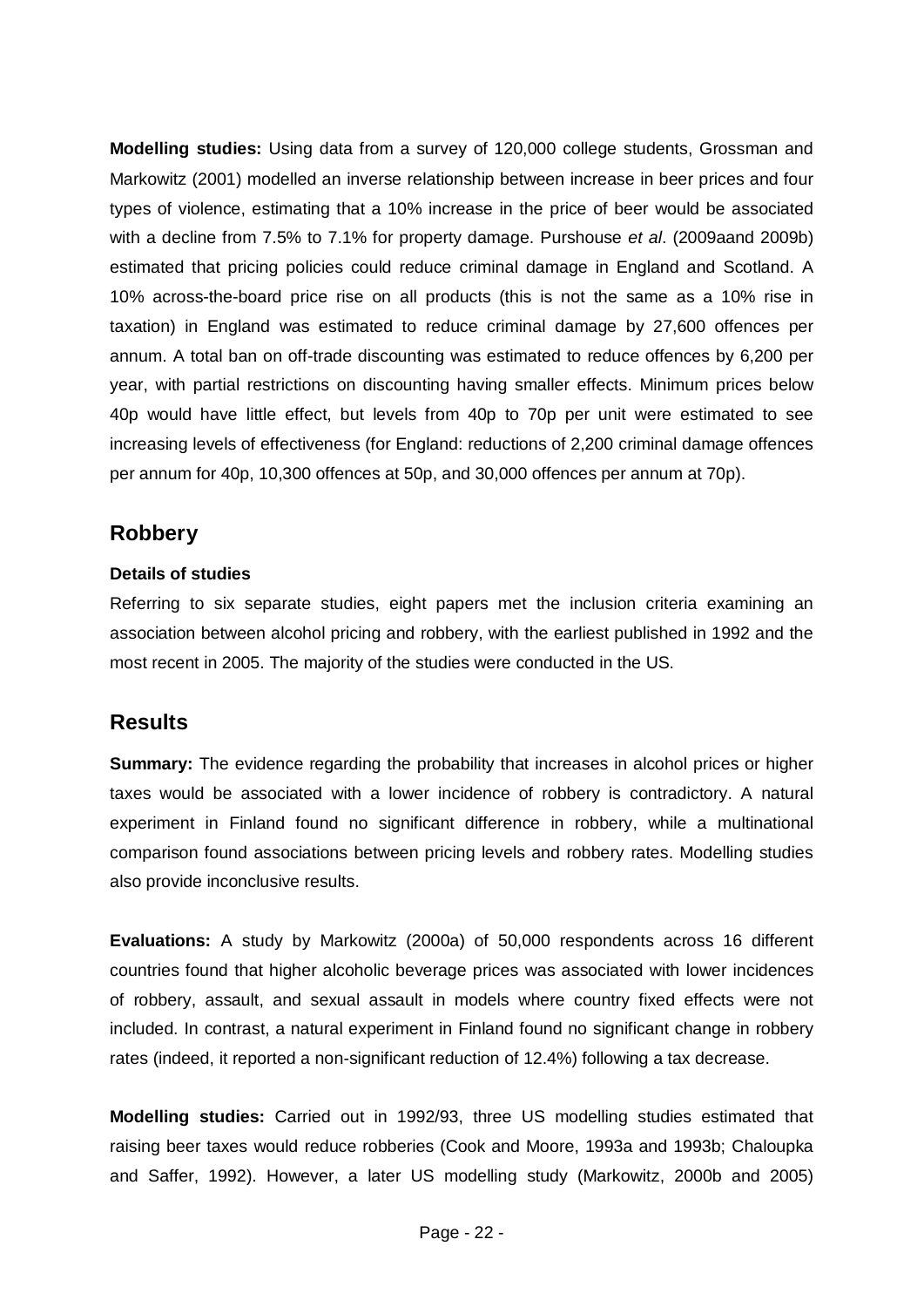**Modelling studies:** Using data from a survey of 120,000 college students, Grossman and Markowitz (2001) modelled an inverse relationship between increase in beer prices and four types of violence, estimating that a 10% increase in the price of beer would be associated with a decline from 7.5% to 7.1% for property damage. Purshouse *et al*. (2009aand 2009b) estimated that pricing policies could reduce criminal damage in England and Scotland. A 10% across-the-board price rise on all products (this is not the same as a 10% rise in taxation) in England was estimated to reduce criminal damage by 27,600 offences per annum. A total ban on off-trade discounting was estimated to reduce offences by 6,200 per year, with partial restrictions on discounting having smaller effects. Minimum prices below 40p would have little effect, but levels from 40p to 70p per unit were estimated to see increasing levels of effectiveness (for England: reductions of 2,200 criminal damage offences per annum for 40p, 10,300 offences at 50p, and 30,000 offences per annum at 70p).

## Robbery

#### Details of studies

Referring to six separate studies, eight papers met the inclusion criteria examining an association between alcohol pricing and robbery, with the earliest published in 1992 and the most recent in 2005. The majority of the studies were conducted in the US.

## Results

**Summary:** The evidence regarding the probability that increases in alcohol prices or higher taxes would be associated with a lower incidence of robbery is contradictory. A natural experiment in Finland found no significant difference in robbery, while a multinational comparison found associations between pricing levels and robbery rates. Modelling studies also provide inconclusive results.

**Evaluations:** A study by Markowitz (2000a) of 50,000 respondents across 16 different countries found that higher alcoholic beverage prices was associated with lower incidences of robbery, assault, and sexual assault in models where country fixed effects were not included. In contrast, a natural experiment in Finland found no significant change in robbery rates (indeed, it reported a non-significant reduction of 12.4%) following a tax decrease.

**Modelling studies:** Carried out in 1992/93, three US modelling studies estimated that raising beer taxes would reduce robberies (Cook and Moore, 1993a and 1993b; Chaloupka and Saffer, 1992). However, a later US modelling study (Markowitz, 2000b and 2005)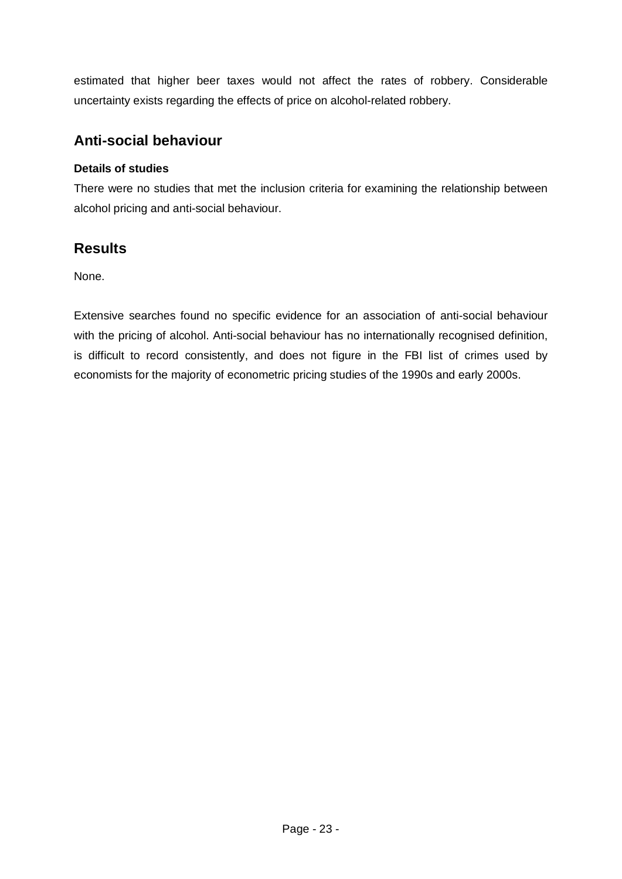estimated that higher beer taxes would not affect the rates of robbery. Considerable uncertainty exists regarding the effects of price on alcohol-related robbery.

## Anti-social behaviour

#### Details of studies

There were no studies that met the inclusion criteria for examining the relationship between alcohol pricing and anti-social behaviour.

## Results

None.

Extensive searches found no specific evidence for an association of anti-social behaviour with the pricing of alcohol. Anti-social behaviour has no internationally recognised definition, is difficult to record consistently, and does not figure in the FBI list of crimes used by economists for the majority of econometric pricing studies of the 1990s and early 2000s.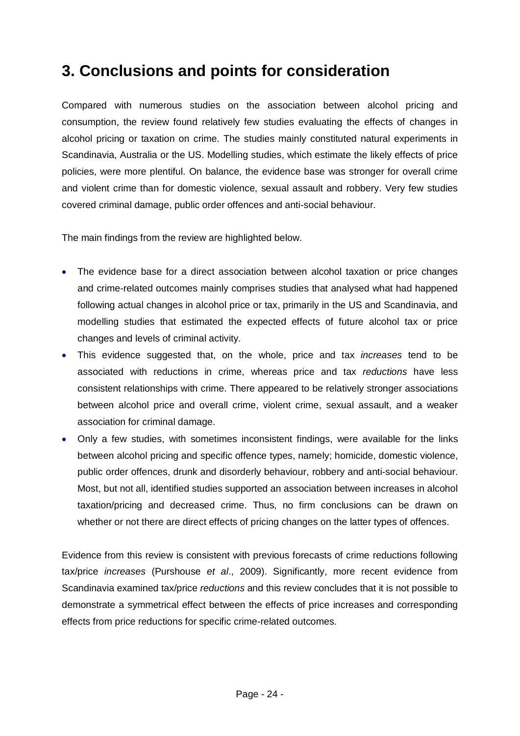# 3. Conclusions and points for consideration

Compared with numerous studies on the association between alcohol pricing and consumption, the review found relatively few studies evaluating the effects of changes in alcohol pricing or taxation on crime. The studies mainly constituted natural experiments in Scandinavia, Australia or the US. Modelling studies, which estimate the likely effects of price policies, were more plentiful. On balance, the evidence base was stronger for overall crime and violent crime than for domestic violence, sexual assault and robbery. Very few studies covered criminal damage, public order offences and anti-social behaviour.

The main findings from the review are highlighted below.

- The evidence base for a direct association between alcohol taxation or price changes and crime-related outcomes mainly comprises studies that analysed what had happened following actual changes in alcohol price or tax, primarily in the US and Scandinavia, and modelling studies that estimated the expected effects of future alcohol tax or price changes and levels of criminal activity.
- This evidence suggested that, on the whole, price and tax *increases* tend to be associated with reductions in crime, whereas price and tax *reductions* have less consistent relationships with crime. There appeared to be relatively stronger associations between alcohol price and overall crime, violent crime, sexual assault, and a weaker association for criminal damage.
- Only a few studies, with sometimes inconsistent findings, were available for the links between alcohol pricing and specific offence types, namely; homicide, domestic violence, public order offences, drunk and disorderly behaviour, robbery and anti-social behaviour. Most, but not all, identified studies supported an association between increases in alcohol taxation/pricing and decreased crime. Thus, no firm conclusions can be drawn on whether or not there are direct effects of pricing changes on the latter types of offences.

Evidence from this review is consistent with previous forecasts of crime reductions following tax/price *increases* (Purshouse *et al*., 2009). Significantly, more recent evidence from Scandinavia examined tax/price *reductions* and this review concludes that it is not possible to demonstrate a symmetrical effect between the effects of price increases and corresponding effects from price reductions for specific crime-related outcomes.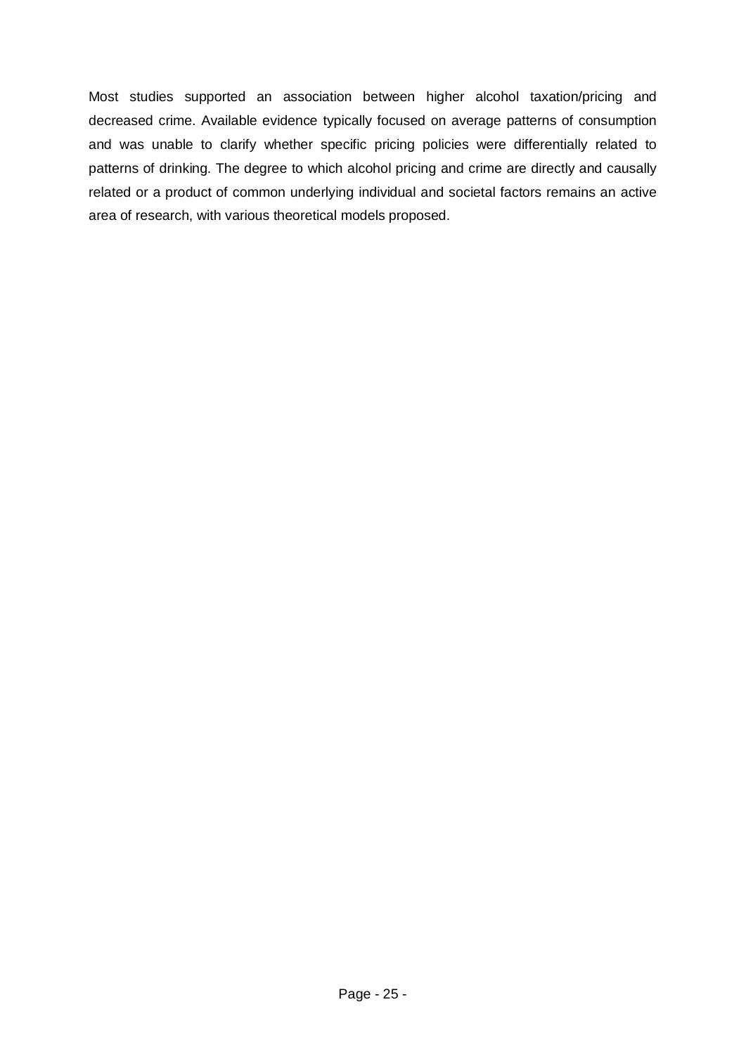Most studies supported an association between higher alcohol taxation/pricing and decreased crime. Available evidence typically focused on average patterns of consumption and was unable to clarify whether specific pricing policies were differentially related to patterns of drinking. The degree to which alcohol pricing and crime are directly and causally related or a product of common underlying individual and societal factors remains an active area of research, with various theoretical models proposed.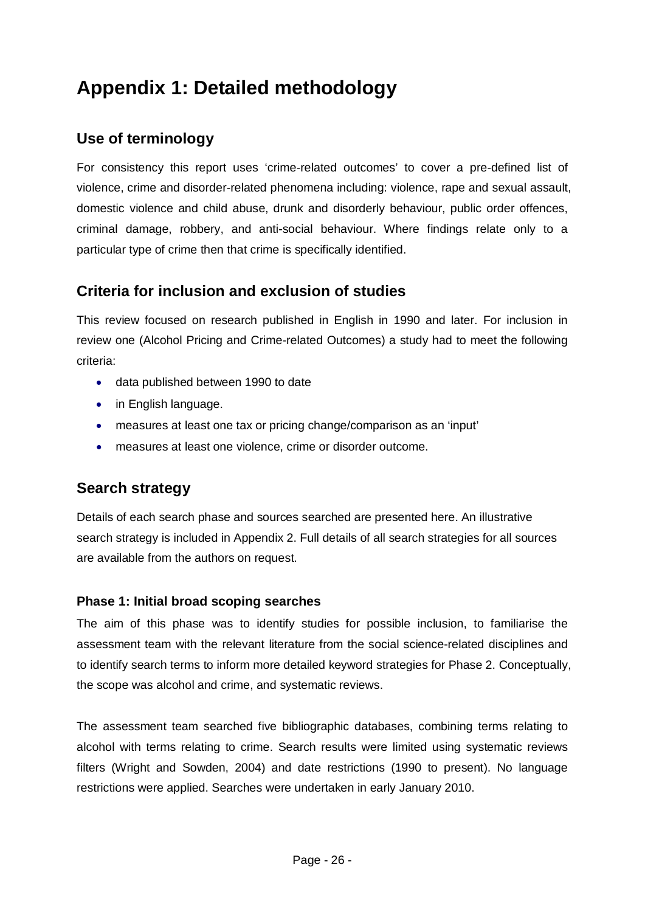# Appendix 1: Detailed methodology

## Use of terminology

For consistency this report uses 'crime-related outcomes' to cover a pre-defined list of violence, crime and disorder-related phenomena including: violence, rape and sexual assault, domestic violence and child abuse, drunk and disorderly behaviour, public order offences, criminal damage, robbery, and anti-social behaviour. Where findings relate only to a particular type of crime then that crime is specifically identified.

## Criteria for inclusion and exclusion of studies

This review focused on research published in English in 1990 and later. For inclusion in review one (Alcohol Pricing and Crime-related Outcomes) a study had to meet the following criteria:

- data published between 1990 to date
- in English language.
- measures at least one tax or pricing change/comparison as an 'input'
- measures at least one violence, crime or disorder outcome.

## Search strategy

Details of each search phase and sources searched are presented here. An illustrative search strategy is included in Appendix 2. Full details of all search strategies for all sources are available from the authors on request.

### Phase 1: Initial broad scoping searches

The aim of this phase was to identify studies for possible inclusion, to familiarise the assessment team with the relevant literature from the social science-related disciplines and to identify search terms to inform more detailed keyword strategies for Phase 2. Conceptually, the scope was alcohol and crime, and systematic reviews.

The assessment team searched five bibliographic databases, combining terms relating to alcohol with terms relating to crime. Search results were limited using systematic reviews filters (Wright and Sowden, 2004) and date restrictions (1990 to present). No language restrictions were applied. Searches were undertaken in early January 2010.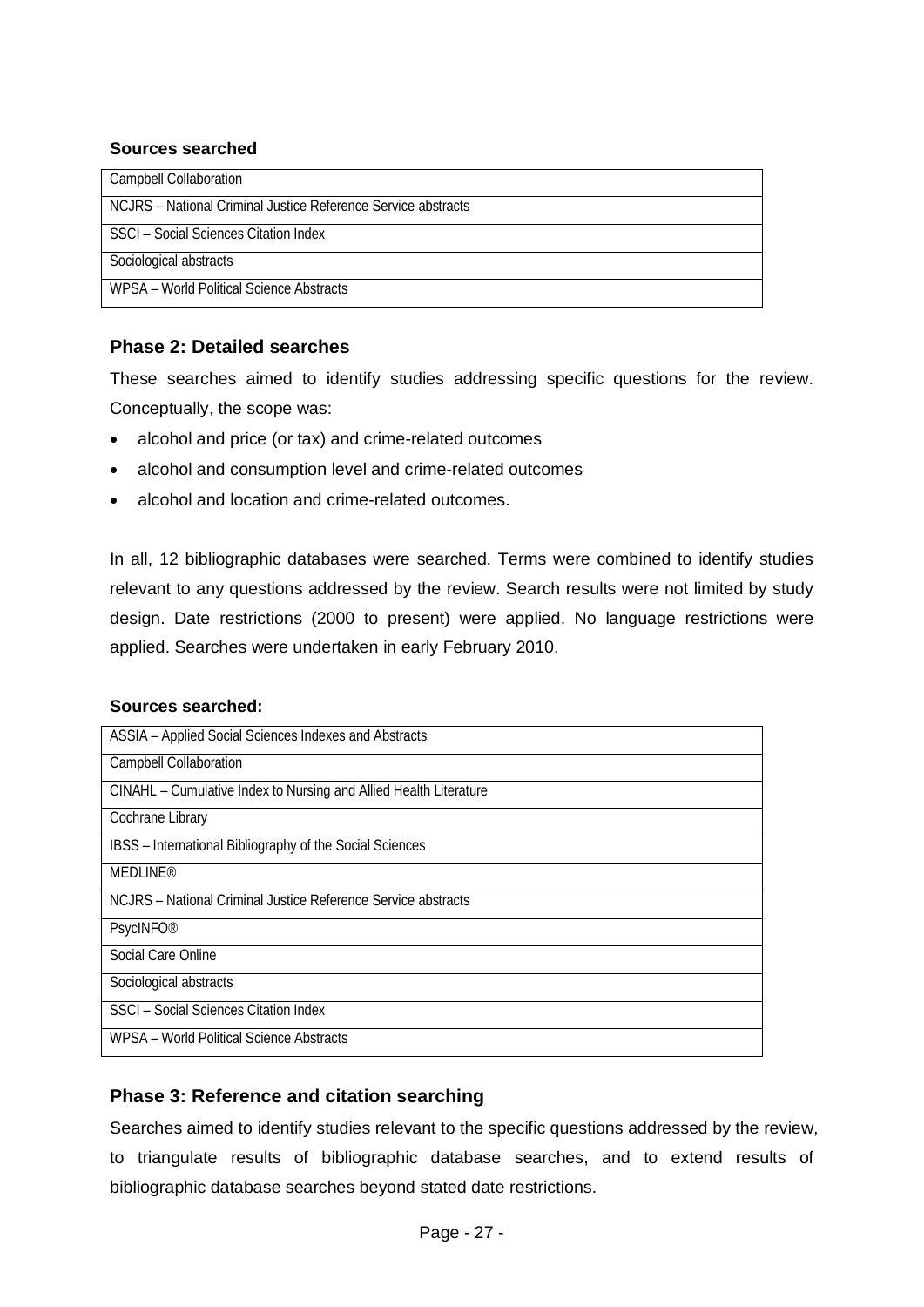**Sources searched**

| Campbell Collaboration |
|---|
| NCJRS – National Criminal Justice Reference Service abstracts |
| SSCI – Social Sciences Citation Index |
| Sociological abstracts |
| WPSA – World Political Science Abstracts |

### Phase 2: Detailed searches

These searches aimed to identify studies addressing specific questions for the review. Conceptually, the scope was:

- alcohol and price (or tax) and crime-related outcomes
- alcohol and consumption level and crime-related outcomes
- alcohol and location and crime-related outcomes.

In all, 12 bibliographic databases were searched. Terms were combined to identify studies relevant to any questions addressed by the review. Search results were not limited by study design. Date restrictions (2000 to present) were applied. No language restrictions were applied. Searches were undertaken in early February 2010.

**Sources searched:**

| ASSIA – Applied Social Sciences Indexes and Abstracts |
|---|
| Campbell Collaboration |
| CINAHL – Cumulative Index to Nursing and Allied Health Literature |
| Cochrane Library |
| IBSS – International Bibliography of the Social Sciences |
| MEDLINE® |
| NCJRS – National Criminal Justice Reference Service abstracts |
| PsycINFO® |
| Social Care Online |
| Sociological abstracts |
| SSCI – Social Sciences Citation Index |
| WPSA – World Political Science Abstracts |

### Phase 3: Reference and citation searching

Searches aimed to identify studies relevant to the specific questions addressed by the review, to triangulate results of bibliographic database searches, and to extend results of bibliographic database searches beyond stated date restrictions.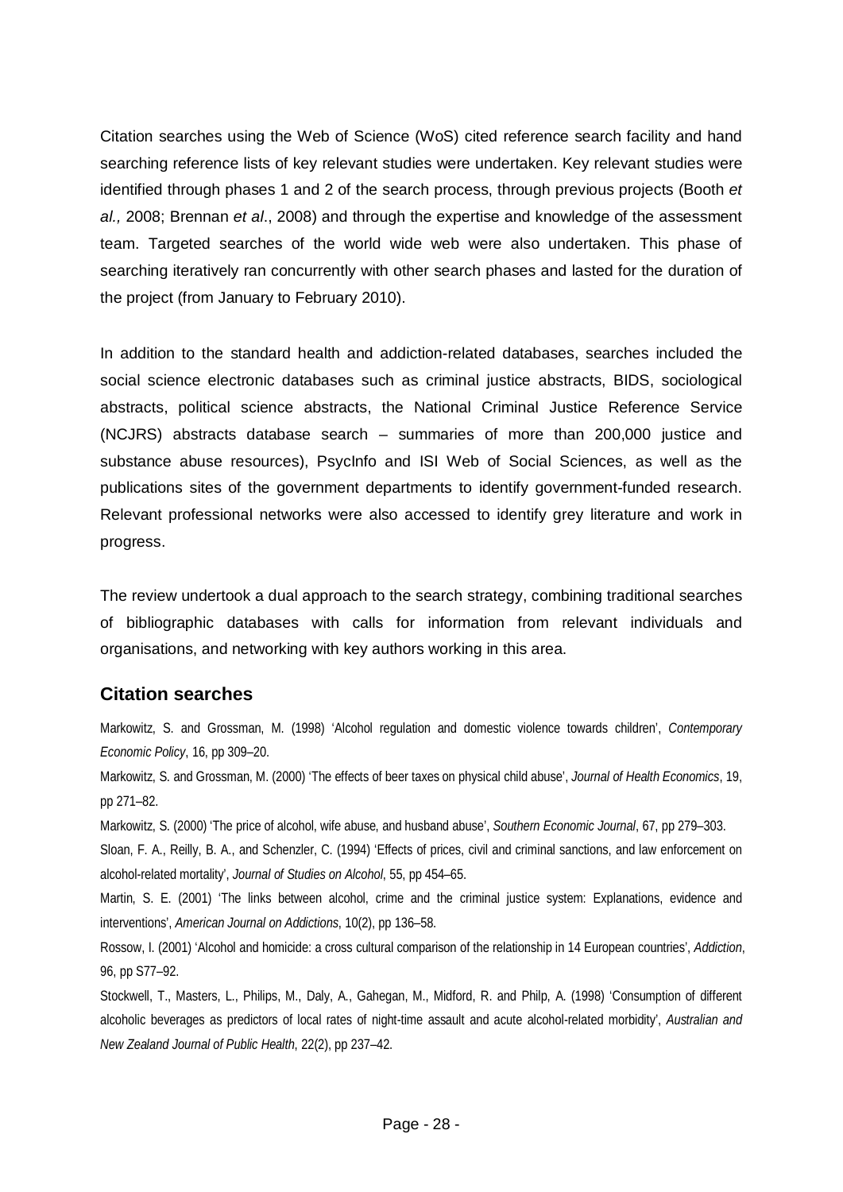Citation searches using the Web of Science (WoS) cited reference search facility and hand searching reference lists of key relevant studies were undertaken. Key relevant studies were identified through phases 1 and 2 of the search process, through previous projects (Booth *et al.,* 2008; Brennan *et al*., 2008) and through the expertise and knowledge of the assessment team. Targeted searches of the world wide web were also undertaken. This phase of searching iteratively ran concurrently with other search phases and lasted for the duration of the project (from January to February 2010).

In addition to the standard health and addiction-related databases, searches included the social science electronic databases such as criminal justice abstracts, BIDS, sociological abstracts, political science abstracts, the National Criminal Justice Reference Service (NCJRS) abstracts database search – summaries of more than 200,000 justice and substance abuse resources), PsycInfo and ISI Web of Social Sciences, as well as the publications sites of the government departments to identify government-funded research. Relevant professional networks were also accessed to identify grey literature and work in progress.

The review undertook a dual approach to the search strategy, combining traditional searches of bibliographic databases with calls for information from relevant individuals and organisations, and networking with key authors working in this area.

## Citation searches

Markowitz, S. and Grossman, M. (1998) 'Alcohol regulation and domestic violence towards children', *Contemporary Economic Policy*, 16, pp 309–20.

Markowitz, S. and Grossman, M. (2000) 'The effects of beer taxes on physical child abuse', *Journal of Health Economics*, 19, pp 271–82.

Markowitz, S. (2000) 'The price of alcohol, wife abuse, and husband abuse', *Southern Economic Journal*, 67, pp 279–303.

Sloan, F. A., Reilly, B. A., and Schenzler, C. (1994) 'Effects of prices, civil and criminal sanctions, and law enforcement on alcohol-related mortality', *Journal of Studies on Alcohol*, 55, pp 454–65.

Martin, S. E. (2001) 'The links between alcohol, crime and the criminal justice system: Explanations, evidence and interventions', *American Journal on Addictions*, 10(2), pp 136–58.

Rossow, I. (2001) 'Alcohol and homicide: a cross cultural comparison of the relationship in 14 European countries', *Addiction*, 96, pp S77–92.

Stockwell, T., Masters, L., Philips, M., Daly, A., Gahegan, M., Midford, R. and Philp, A. (1998) 'Consumption of different alcoholic beverages as predictors of local rates of night-time assault and acute alcohol-related morbidity', *Australian and New Zealand Journal of Public Health*, 22(2), pp 237–42.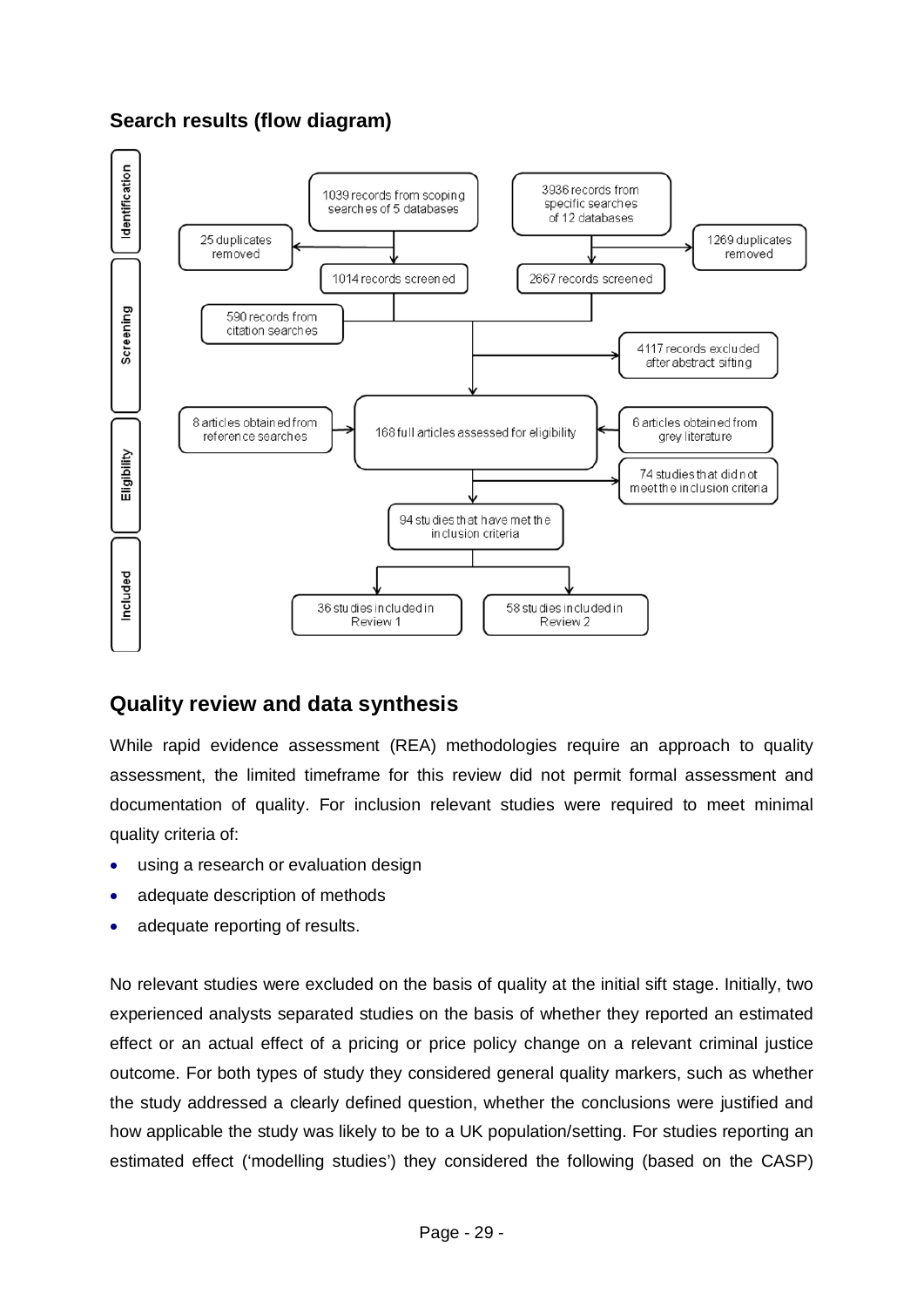### Search results (flow diagram)

**Identification**

- 1039 records from scoping searches of 5 databases
  - 25 duplicates removed
- 3936 records from specific searches of 12 databases
  - 1269 duplicates removed

**Screening**

- 1014 records screened
- 2667 records screened
- 590 records from citation searches
- 4117 records excluded after abstract sifting

**Eligibility**

- 168 full articles assessed for eligibility
  - 8 articles obtained from reference searches
  - 6 articles obtained from grey literature
  - 74 studies that did not meet the inclusion criteria

**Included**

- 94 studies that have met the inclusion criteria
  - 36 studies included in Review 1
  - 58 studies included in Review 2

## Quality review and data synthesis

While rapid evidence assessment (REA) methodologies require an approach to quality assessment, the limited timeframe for this review did not permit formal assessment and documentation of quality. For inclusion relevant studies were required to meet minimal quality criteria of:

- using a research or evaluation design
- adequate description of methods
- adequate reporting of results.

No relevant studies were excluded on the basis of quality at the initial sift stage. Initially, two experienced analysts separated studies on the basis of whether they reported an estimated effect or an actual effect of a pricing or price policy change on a relevant criminal justice outcome. For both types of study they considered general quality markers, such as whether the study addressed a clearly defined question, whether the conclusions were justified and how applicable the study was likely to be to a UK population/setting. For studies reporting an estimated effect ('modelling studies') they considered the following (based on the CASP)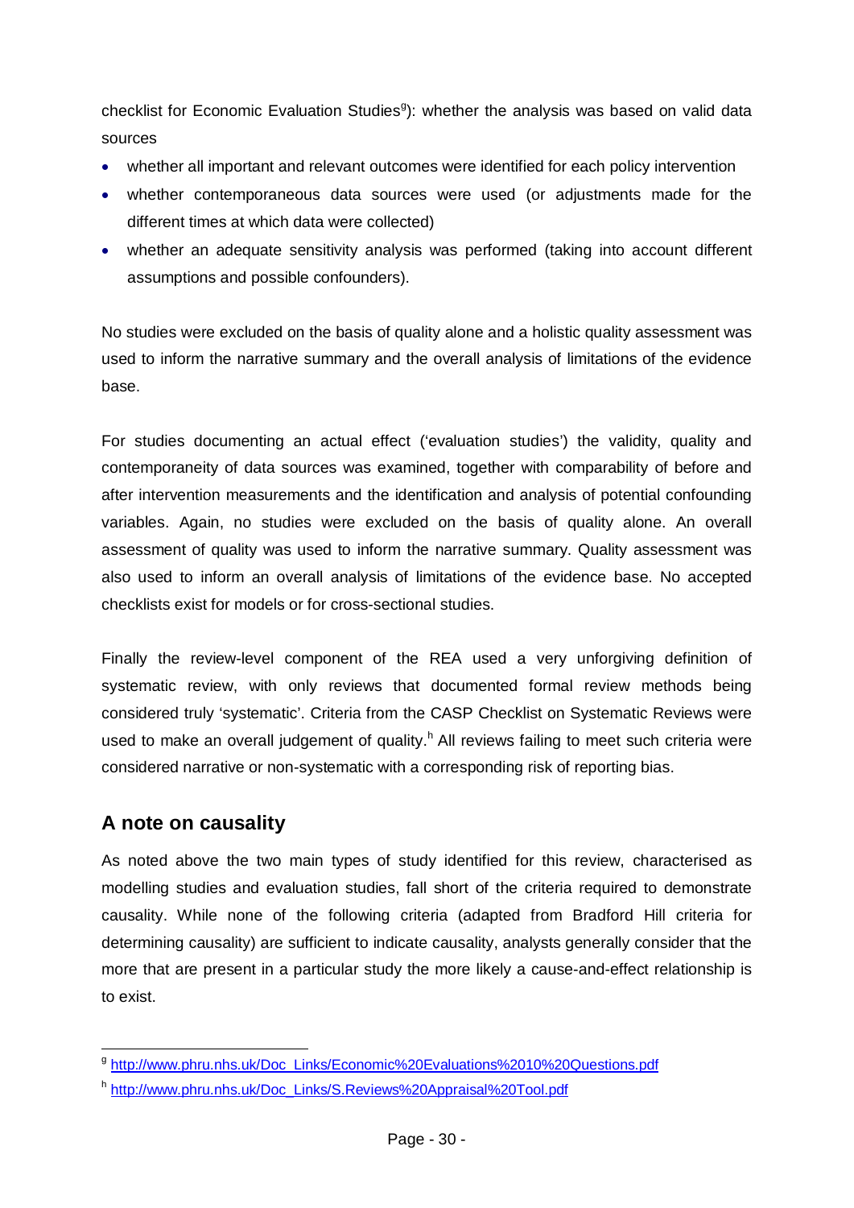checklist for Economic Evaluation Studies[g]): whether the analysis was based on valid data sources

- whether all important and relevant outcomes were identified for each policy intervention
- whether contemporaneous data sources were used (or adjustments made for the different times at which data were collected)
- whether an adequate sensitivity analysis was performed (taking into account different assumptions and possible confounders).

No studies were excluded on the basis of quality alone and a holistic quality assessment was used to inform the narrative summary and the overall analysis of limitations of the evidence base.

For studies documenting an actual effect ('evaluation studies') the validity, quality and contemporaneity of data sources was examined, together with comparability of before and after intervention measurements and the identification and analysis of potential confounding variables. Again, no studies were excluded on the basis of quality alone. An overall assessment of quality was used to inform the narrative summary. Quality assessment was also used to inform an overall analysis of limitations of the evidence base. No accepted checklists exist for models or for cross-sectional studies.

Finally the review-level component of the REA used a very unforgiving definition of systematic review, with only reviews that documented formal review methods being considered truly 'systematic'. Criteria from the CASP Checklist on Systematic Reviews were used to make an overall judgement of quality.[h] All reviews failing to meet such criteria were considered narrative or non-systematic with a corresponding risk of reporting bias.

## A note on causality

As noted above the two main types of study identified for this review, characterised as modelling studies and evaluation studies, fall short of the criteria required to demonstrate causality. While none of the following criteria (adapted from Bradford Hill criteria for determining causality) are sufficient to indicate causality, analysts generally consider that the more that are present in a particular study the more likely a cause-and-effect relationship is to exist.

---

[g] http://www.phru.nhs.uk/Doc_Links/Economic%20Evaluations%2010%20Questions.pdf

[h] http://www.phru.nhs.uk/Doc_Links/S.Reviews%20Appraisal%20Tool.pdf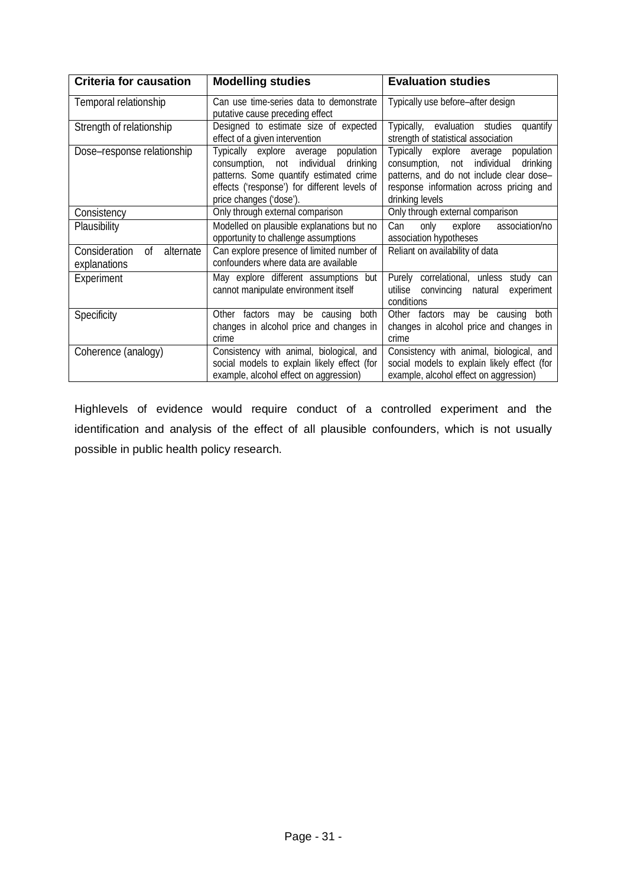| Criteria for causation | Modelling studies | Evaluation studies |
|---|---|---|
| Temporal relationship | Can use time-series data to demonstrate putative cause preceding effect | Typically use before–after design |
| Strength of relationship | Designed to estimate size of expected effect of a given intervention | Typically, evaluation studies quantify strength of statistical association |
| Dose–response relationship | Typically explore average population consumption, not individual drinking patterns. Some quantify estimated crime effects ('response') for different levels of price changes ('dose'). | Typically explore average population consumption, not individual drinking patterns, and do not include clear dose–response information across pricing and drinking levels |
| Consistency | Only through external comparison | Only through external comparison |
| Plausibility | Modelled on plausible explanations but no opportunity to challenge assumptions | Can only explore association/no association hypotheses |
| Consideration of alternate explanations | Can explore presence of limited number of confounders where data are available | Reliant on availability of data |
| Experiment | May explore different assumptions but cannot manipulate environment itself | Purely correlational, unless study can utilise convincing natural experiment conditions |
| Specificity | Other factors may be causing both changes in alcohol price and changes in crime | Other factors may be causing both changes in alcohol price and changes in crime |
| Coherence (analogy) | Consistency with animal, biological, and social models to explain likely effect (for example, alcohol effect on aggression) | Consistency with animal, biological, and social models to explain likely effect (for example, alcohol effect on aggression) |

Highlevels of evidence would require conduct of a controlled experiment and the identification and analysis of the effect of all plausible confounders, which is not usually possible in public health policy research.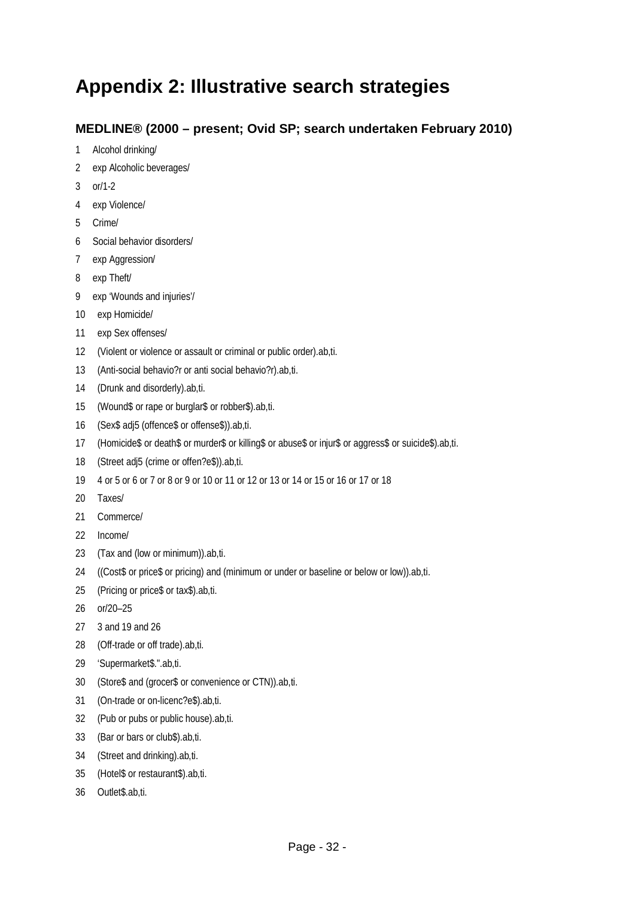# Appendix 2: Illustrative search strategies

### MEDLINE® (2000 – present; Ovid SP; search undertaken February 2010)

1 Alcohol drinking/

2 exp Alcoholic beverages/

3 or/1-2

4 exp Violence/

5 Crime/

6 Social behavior disorders/

7 exp Aggression/

8 exp Theft/

9 exp 'Wounds and injuries'/

10 exp Homicide/

11 exp Sex offenses/

12 (Violent or violence or assault or criminal or public order).ab,ti.

13 (Anti-social behavio?r or anti social behavio?r).ab,ti.

14 (Drunk and disorderly).ab,ti.

15 (Wound$ or rape or burglar$ or robber$).ab,ti.

16 (Sex$ adj5 (offence$ or offense$)).ab,ti.

17 (Homicide$ or death$ or murder$ or killing$ or abuse$ or injur$ or aggress$ or suicide$).ab,ti.

18 (Street adj5 (crime or offen?e$)).ab,ti.

19 4 or 5 or 6 or 7 or 8 or 9 or 10 or 11 or 12 or 13 or 14 or 15 or 16 or 17 or 18

20 Taxes/

21 Commerce/

22 Income/

23 (Tax and (low or minimum)).ab,ti.

24 ((Cost$ or price$ or pricing) and (minimum or under or baseline or below or low)).ab,ti.

25 (Pricing or price$ or tax$).ab,ti.

26 or/20–25

27 3 and 19 and 26

28 (Off-trade or off trade).ab,ti.

29 'Supermarket$.".ab,ti.

30 (Store$ and (grocer$ or convenience or CTN)).ab,ti.

31 (On-trade or on-licenc?e$).ab,ti.

32 (Pub or pubs or public house).ab,ti.

33 (Bar or bars or club$).ab,ti.

34 (Street and drinking).ab,ti.

35 (Hotel$ or restaurant$).ab,ti.

36 Outlet$.ab,ti.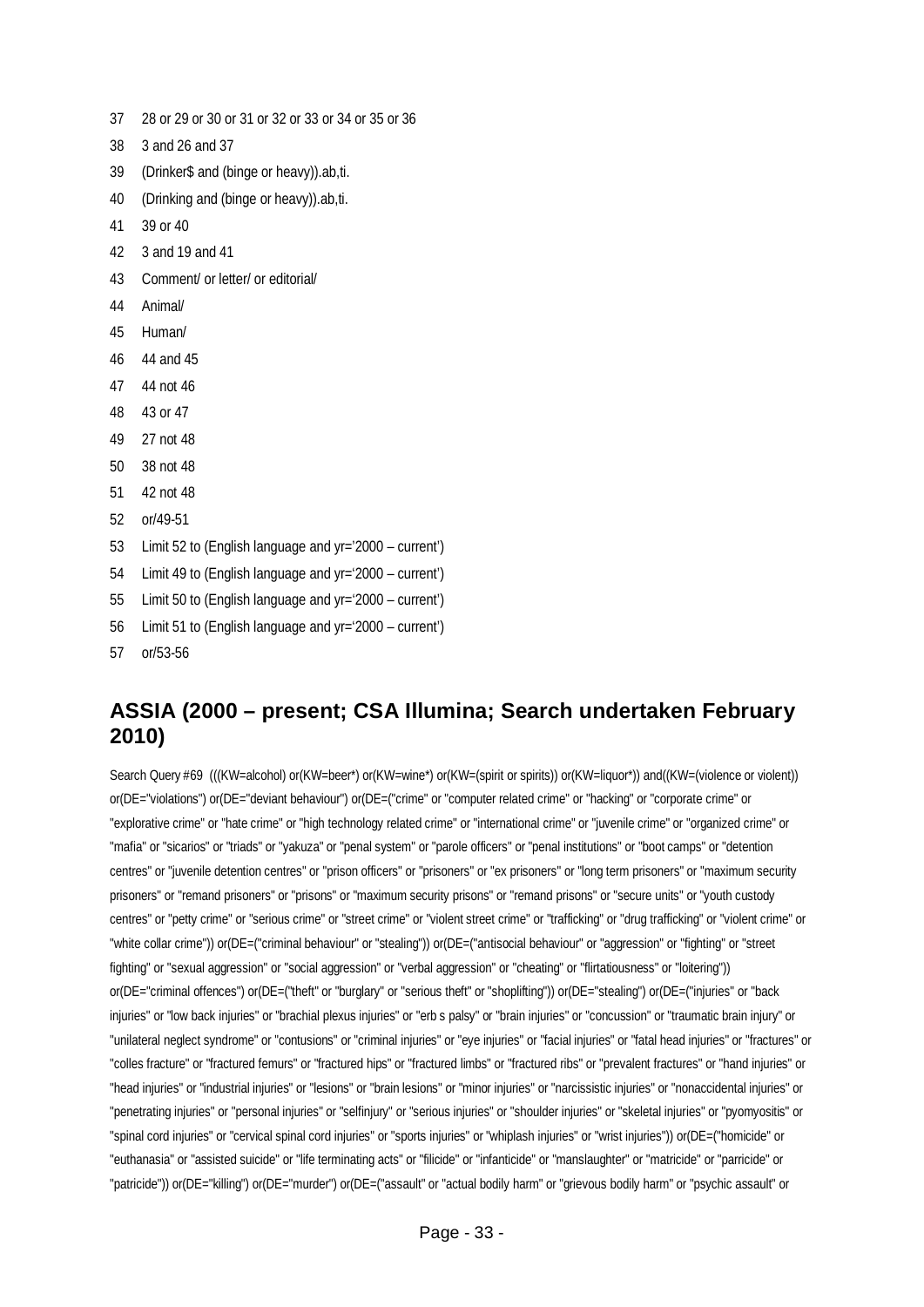37 28 or 29 or 30 or 31 or 32 or 33 or 34 or 35 or 36

38 3 and 26 and 37

39 (Drinker$ and (binge or heavy)).ab,ti.

40 (Drinking and (binge or heavy)).ab,ti.

41 39 or 40

42 3 and 19 and 41

43 Comment/ or letter/ or editorial/

44 Animal/

45 Human/

46 44 and 45

47 44 not 46

48 43 or 47

49 27 not 48

50 38 not 48

51 42 not 48

52 or/49-51

53 Limit 52 to (English language and yr='2000 – current')

54 Limit 49 to (English language and yr='2000 – current')

55 Limit 50 to (English language and yr='2000 – current')

56 Limit 51 to (English language and yr='2000 – current')

57 or/53-56

## ASSIA (2000 – present; CSA Illumina; Search undertaken February 2010)

Search Query #69 (((KW=alcohol) or(KW=beer*) or(KW=wine*) or(KW=(spirit or spirits)) or(KW=liquor*)) and((KW=(violence or violent)) or(DE="violations") or(DE="deviant behaviour") or(DE=("crime" or "computer related crime" or "hacking" or "corporate crime" or "explorative crime" or "hate crime" or "high technology related crime" or "international crime" or "juvenile crime" or "organized crime" or "mafia" or "sicarios" or "triads" or "yakuza" or "penal system" or "parole officers" or "penal institutions" or "boot camps" or "detention centres" or "juvenile detention centres" or "prison officers" or "prisoners" or "ex prisoners" or "long term prisoners" or "maximum security prisoners" or "remand prisoners" or "prisons" or "maximum security prisons" or "remand prisons" or "secure units" or "youth custody centres" or "petty crime" or "serious crime" or "street crime" or "violent street crime" or "trafficking" or "drug trafficking" or "violent crime" or "white collar crime")) or(DE=("criminal behaviour" or "stealing")) or(DE=("antisocial behaviour" or "aggression" or "fighting" or "street fighting" or "sexual aggression" or "social aggression" or "verbal aggression" or "cheating" or "flirtatiousness" or "loitering")) or(DE="criminal offences") or(DE=("theft" or "burglary" or "serious theft" or "shoplifting")) or(DE="stealing") or(DE=("injuries" or "back injuries" or "low back injuries" or "brachial plexus injuries" or "erb s palsy" or "brain injuries" or "concussion" or "traumatic brain injury" or "unilateral neglect syndrome" or "contusions" or "criminal injuries" or "eye injuries" or "facial injuries" or "fatal head injuries" or "fractures" or "colles fracture" or "fractured femurs" or "fractured hips" or "fractured limbs" or "fractured ribs" or "prevalent fractures" or "hand injuries" or "head injuries" or "industrial injuries" or "lesions" or "brain lesions" or "minor injuries" or "narcissistic injuries" or "nonaccidental injuries" or "penetrating injuries" or "personal injuries" or "selfinjury" or "serious injuries" or "shoulder injuries" or "skeletal injuries" or "pyomyositis" or "spinal cord injuries" or "cervical spinal cord injuries" or "sports injuries" or "whiplash injuries" or "wrist injuries")) or(DE=("homicide" or "euthanasia" or "assisted suicide" or "life terminating acts" or "filicide" or "infanticide" or "manslaughter" or "matricide" or "parricide" or "patricide")) or(DE="killing") or(DE="murder") or(DE=("assault" or "actual bodily harm" or "grievous bodily harm" or "psychic assault" or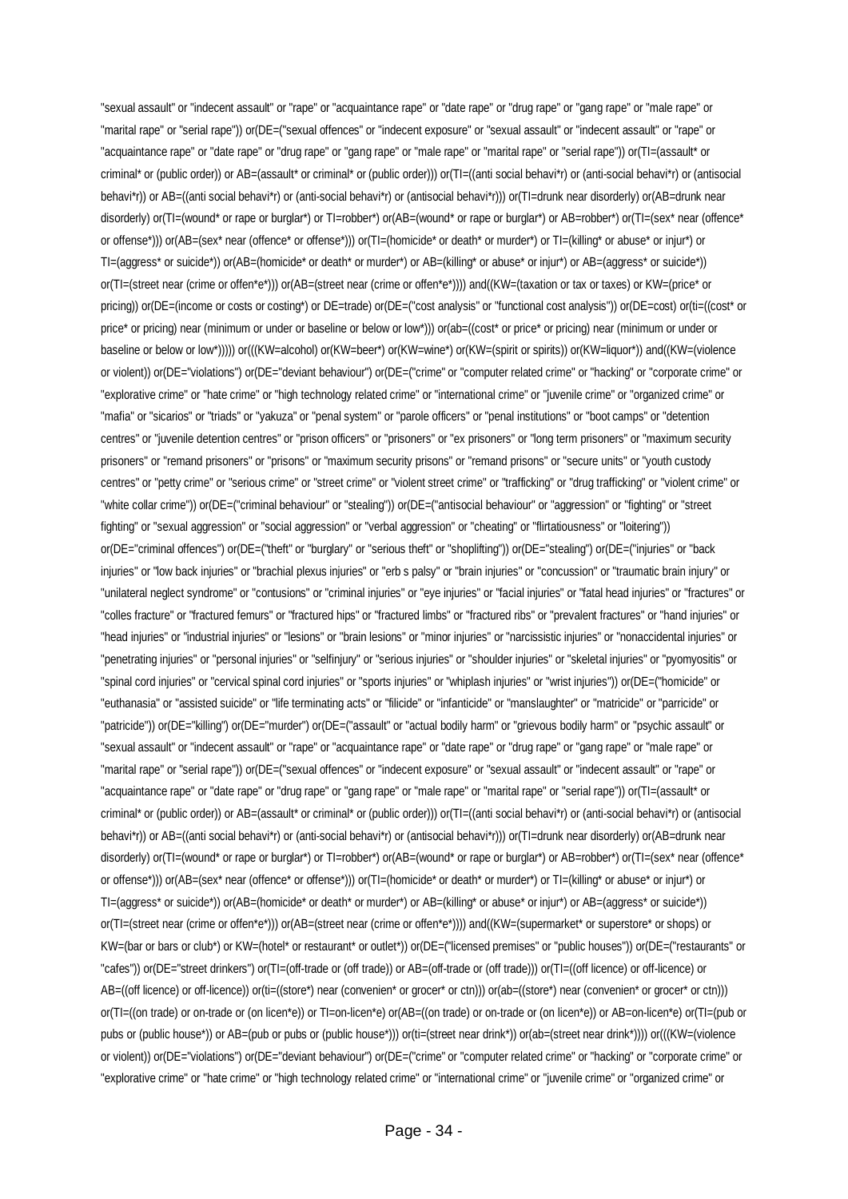"sexual assault" or "indecent assault" or "rape" or "acquaintance rape" or "date rape" or "drug rape" or "gang rape" or "male rape" or "marital rape" or "serial rape")) or(DE=("sexual offences" or "indecent exposure" or "sexual assault" or "indecent assault" or "rape" or "acquaintance rape" or "date rape" or "drug rape" or "gang rape" or "male rape" or "marital rape" or "serial rape")) or(TI=(assault* or criminal* or (public order)) or AB=(assault* or criminal* or (public order))) or(TI=((anti social behavi*r) or (anti-social behavi*r) or (antisocial behavi*r)) or AB=((anti social behavi*r) or (anti-social behavi*r) or (antisocial behavi*r))) or(TI=drunk near disorderly) or(AB=drunk near disorderly) or(TI=(wound* or rape or burglar*) or TI=robber*) or(AB=(wound* or rape or burglar*) or AB=robber*) or(TI=(sex* near (offence* or offense*))) or(AB=(sex* near (offence* or offense*))) or(TI=(homicide* or death* or murder*) or TI=(killing* or abuse* or injur*) or TI=(aggress* or suicide*)) or(AB=(homicide* or death* or murder*) or AB=(killing* or abuse* or injur*) or AB=(aggress* or suicide*)) or(TI=(street near (crime or offen*e*))) or(AB=(street near (crime or offen*e*)))) and((KW=(taxation or tax or taxes) or KW=(price* or pricing)) or(DE=(income or costs or costing*) or DE=trade) or(DE=("cost analysis" or "functional cost analysis")) or(DE=cost) or(ti=((cost* or price* or pricing) near (minimum or under or baseline or below or low*))) or(ab=((cost* or price* or pricing) near (minimum or under or baseline or below or low*))))) or(((KW=alcohol) or(KW=beer*) or(KW=wine*) or(KW=(spirit or spirits)) or(KW=liquor*)) and((KW=(violence or violent)) or(DE="violations") or(DE="deviant behaviour") or(DE=("crime" or "computer related crime" or "hacking" or "corporate crime" or "explorative crime" or "hate crime" or "high technology related crime" or "international crime" or "juvenile crime" or "organized crime" or "mafia" or "sicarios" or "triads" or "yakuza" or "penal system" or "parole officers" or "penal institutions" or "boot camps" or "detention centres" or "juvenile detention centres" or "prison officers" or "prisoners" or "ex prisoners" or "long term prisoners" or "maximum security prisoners" or "remand prisoners" or "prisons" or "maximum security prisons" or "remand prisons" or "secure units" or "youth custody centres" or "petty crime" or "serious crime" or "street crime" or "violent street crime" or "trafficking" or "drug trafficking" or "violent crime" or "white collar crime")) or(DE=("criminal behaviour" or "stealing")) or(DE=("antisocial behaviour" or "aggression" or "fighting" or "street fighting" or "sexual aggression" or "social aggression" or "verbal aggression" or "cheating" or "flirtatiousness" or "loitering")) or(DE="criminal offences") or(DE=("theft" or "burglary" or "serious theft" or "shoplifting")) or(DE="stealing") or(DE=("injuries" or "back injuries" or "low back injuries" or "brachial plexus injuries" or "erb s palsy" or "brain injuries" or "concussion" or "traumatic brain injury" or "unilateral neglect syndrome" or "contusions" or "criminal injuries" or "eye injuries" or "facial injuries" or "fatal head injuries" or "fractures" or "colles fracture" or "fractured femurs" or "fractured hips" or "fractured limbs" or "fractured ribs" or "prevalent fractures" or "hand injuries" or "head injuries" or "industrial injuries" or "lesions" or "brain lesions" or "minor injuries" or "narcissistic injuries" or "nonaccidental injuries" or "penetrating injuries" or "personal injuries" or "selfinjury" or "serious injuries" or "shoulder injuries" or "skeletal injuries" or "pyomyositis" or "spinal cord injuries" or "cervical spinal cord injuries" or "sports injuries" or "whiplash injuries" or "wrist injuries")) or(DE=("homicide" or "euthanasia" or "assisted suicide" or "life terminating acts" or "filicide" or "infanticide" or "manslaughter" or "matricide" or "parricide" or "patricide")) or(DE="killing") or(DE="murder") or(DE=("assault" or "actual bodily harm" or "grievous bodily harm" or "psychic assault" or "sexual assault" or "indecent assault" or "rape" or "acquaintance rape" or "date rape" or "drug rape" or "gang rape" or "male rape" or "marital rape" or "serial rape")) or(DE=("sexual offences" or "indecent exposure" or "sexual assault" or "indecent assault" or "rape" or "acquaintance rape" or "date rape" or "drug rape" or "gang rape" or "male rape" or "marital rape" or "serial rape")) or(TI=(assault* or criminal* or (public order)) or AB=(assault* or criminal* or (public order))) or(TI=((anti social behavi*r) or (anti-social behavi*r) or (antisocial behavi*r)) or AB=((anti social behavi*r) or (anti-social behavi*r) or (antisocial behavi*r))) or(TI=drunk near disorderly) or(AB=drunk near disorderly) or(TI=(wound* or rape or burglar*) or TI=robber*) or(AB=(wound* or rape or burglar*) or AB=robber*) or(TI=(sex* near (offence* or offense*))) or(AB=(sex* near (offence* or offense*))) or(TI=(homicide* or death* or murder*) or TI=(killing* or abuse* or injur*) or TI=(aggress* or suicide*)) or(AB=(homicide* or death* or murder*) or AB=(killing* or abuse* or injur*) or AB=(aggress* or suicide*)) or(TI=(street near (crime or offen*e*))) or(AB=(street near (crime or offen*e*)))) and((KW=(supermarket* or superstore* or shops) or KW=(bar or bars or club*) or KW=(hotel* or restaurant* or outlet*)) or(DE=("licensed premises" or "public houses")) or(DE=("restaurants" or "cafes")) or(DE="street drinkers") or(TI=(off-trade or (off trade)) or AB=(off-trade or (off trade))) or(TI=((off licence) or off-licence) or AB=((off licence) or off-licence)) or(ti=((store*) near (convenien* or grocer* or ctn))) or(ab=((store*) near (convenien* or grocer* or ctn))) or(TI=((on trade) or on-trade or (on licen*e)) or TI=on-licen*e) or(AB=((on trade) or on-trade or (on licen*e)) or AB=on-licen*e) or(TI=(pub or pubs or (public house*)) or AB=(pub or pubs or (public house*))) or(ti=(street near drink*)) or(ab=(street near drink*)))) or(((KW=(violence or violent)) or(DE="violations") or(DE="deviant behaviour") or(DE=("crime" or "computer related crime" or "hacking" or "corporate crime" or "explorative crime" or "hate crime" or "high technology related crime" or "international crime" or "juvenile crime" or "organized crime" or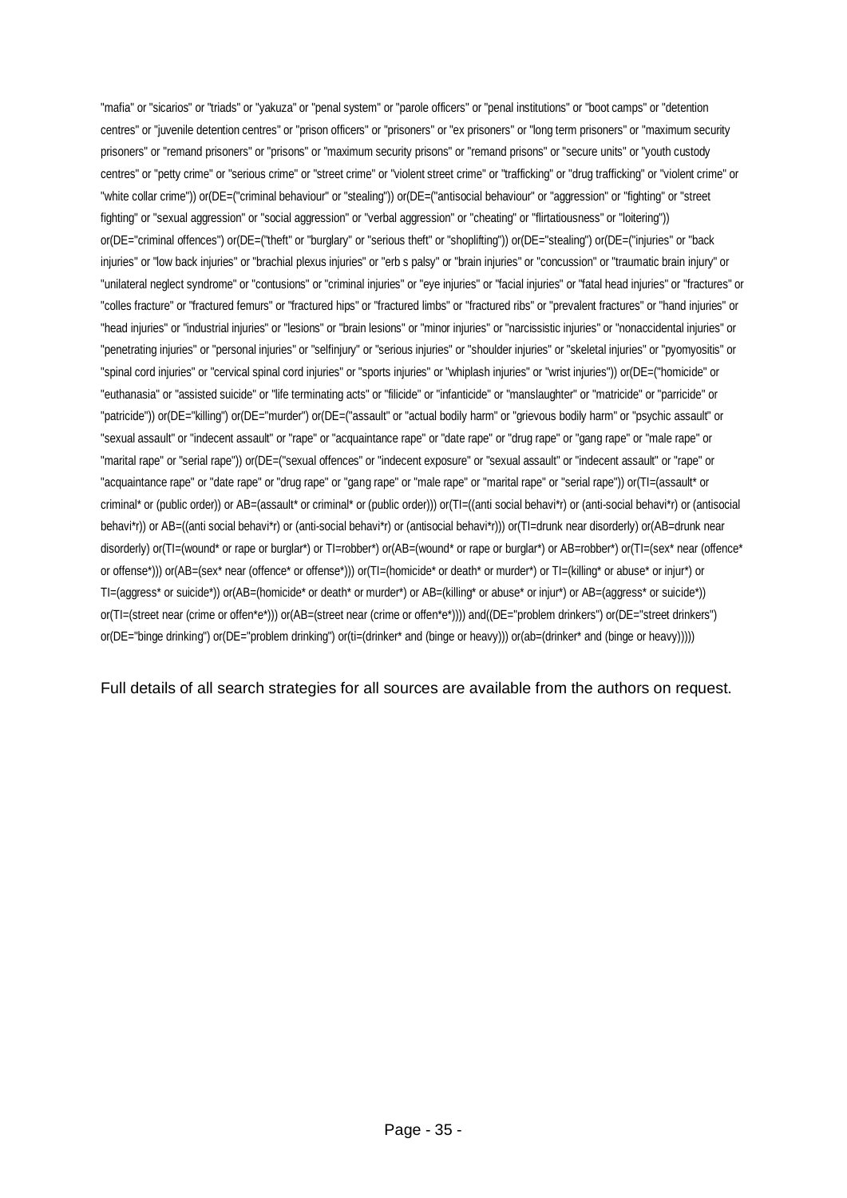"mafia" or "sicarios" or "triads" or "yakuza" or "penal system" or "parole officers" or "penal institutions" or "boot camps" or "detention centres" or "juvenile detention centres" or "prison officers" or "prisoners" or "ex prisoners" or "long term prisoners" or "maximum security prisoners" or "remand prisoners" or "prisons" or "maximum security prisons" or "remand prisons" or "secure units" or "youth custody centres" or "petty crime" or "serious crime" or "street crime" or "violent street crime" or "trafficking" or "drug trafficking" or "violent crime" or "white collar crime")) or(DE=("criminal behaviour" or "stealing")) or(DE=("antisocial behaviour" or "aggression" or "fighting" or "street fighting" or "sexual aggression" or "social aggression" or "verbal aggression" or "cheating" or "flirtatiousness" or "loitering")) or(DE="criminal offences") or(DE=("theft" or "burglary" or "serious theft" or "shoplifting")) or(DE="stealing") or(DE=("injuries" or "back injuries" or "low back injuries" or "brachial plexus injuries" or "erb s palsy" or "brain injuries" or "concussion" or "traumatic brain injury" or "unilateral neglect syndrome" or "contusions" or "criminal injuries" or "eye injuries" or "facial injuries" or "fatal head injuries" or "fractures" or "colles fracture" or "fractured femurs" or "fractured hips" or "fractured limbs" or "fractured ribs" or "prevalent fractures" or "hand injuries" or "head injuries" or "industrial injuries" or "lesions" or "brain lesions" or "minor injuries" or "narcissistic injuries" or "nonaccidental injuries" or "penetrating injuries" or "personal injuries" or "selfinjury" or "serious injuries" or "shoulder injuries" or "skeletal injuries" or "pyomyositis" or "spinal cord injuries" or "cervical spinal cord injuries" or "sports injuries" or "whiplash injuries" or "wrist injuries")) or(DE=("homicide" or "euthanasia" or "assisted suicide" or "life terminating acts" or "filicide" or "infanticide" or "manslaughter" or "matricide" or "parricide" or "patricide")) or(DE="killing") or(DE="murder") or(DE=("assault" or "actual bodily harm" or "grievous bodily harm" or "psychic assault" or "sexual assault" or "indecent assault" or "rape" or "acquaintance rape" or "date rape" or "drug rape" or "gang rape" or "male rape" or "marital rape" or "serial rape")) or(DE=("sexual offences" or "indecent exposure" or "sexual assault" or "indecent assault" or "rape" or "acquaintance rape" or "date rape" or "drug rape" or "gang rape" or "male rape" or "marital rape" or "serial rape")) or(TI=(assault* or criminal* or (public order)) or AB=(assault* or criminal* or (public order))) or(TI=((anti social behavi*r) or (anti-social behavi*r) or (antisocial behavi*r)) or AB=((anti social behavi*r) or (anti-social behavi*r) or (antisocial behavi*r))) or(TI=drunk near disorderly) or(AB=drunk near disorderly) or(TI=(wound* or rape or burglar*) or TI=robber*) or(AB=(wound* or rape or burglar*) or AB=robber*) or(TI=(sex* near (offence* or offense*))) or(AB=(sex* near (offence* or offense*))) or(TI=(homicide* or death* or murder*) or TI=(killing* or abuse* or injur*) or TI=(aggress* or suicide*)) or(AB=(homicide* or death* or murder*) or AB=(killing* or abuse* or injur*) or AB=(aggress* or suicide*)) or(TI=(street near (crime or offen*e*))) or(AB=(street near (crime or offen*e*)))) and((DE="problem drinkers") or(DE="street drinkers") or(DE="binge drinking") or(DE="problem drinking") or(ti=(drinker* and (binge or heavy))) or(ab=(drinker* and (binge or heavy)))))

Full details of all search strategies for all sources are available from the authors on request.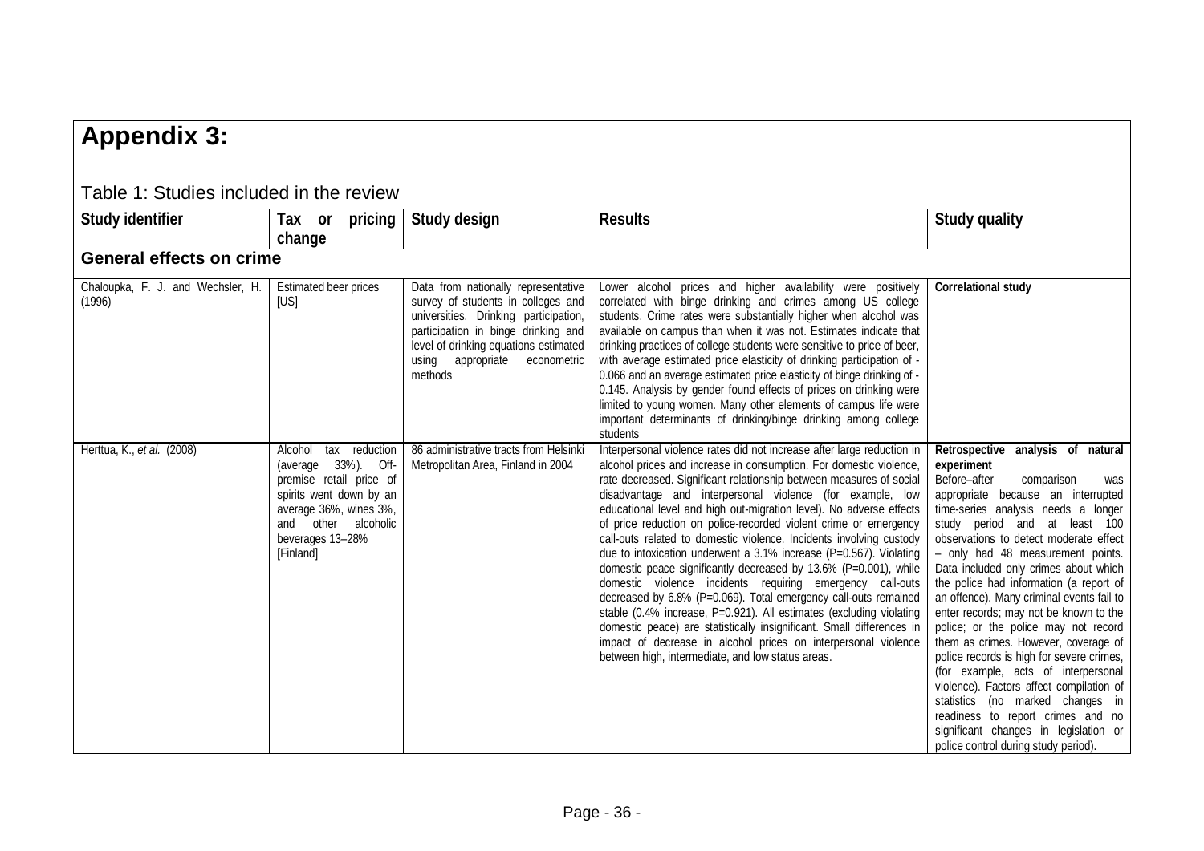# Appendix 3:

Table 1: Studies included in the review

| Study identifier | Tax or pricing change | Study design | Results | Study quality |
|---|---|---|---|---|
| **General effects on crime** | | | | |
| Chaloupka, F. J. and Wechsler, H. (1996) | Estimated beer prices [US] | Data from nationally representative survey of students in colleges and universities. Drinking participation, participation in binge drinking and level of drinking equations estimated using appropriate econometric methods | Lower alcohol prices and higher availability were positively correlated with binge drinking and crimes among US college students. Crime rates were substantially higher when alcohol was available on campus than when it was not. Estimates indicate that drinking practices of college students were sensitive to price of beer, with average estimated price elasticity of drinking participation of -0.066 and an average estimated price elasticity of binge drinking of -0.145. Analysis by gender found effects of prices on drinking were limited to young women. Many other elements of campus life were important determinants of drinking/binge drinking among college students | **Correlational study** |
| Herttua, K., *et al.* (2008) | Alcohol tax reduction (average 33%). Off-premise retail price of spirits went down by an average 36%, wines 3%, and other alcoholic beverages 13–28% [Finland] | 86 administrative tracts from Helsinki Metropolitan Area, Finland in 2004 | Interpersonal violence rates did not increase after large reduction in alcohol prices and increase in consumption. For domestic violence, rate decreased. Significant relationship between measures of social disadvantage and interpersonal violence (for example, low educational level and high out-migration level). No adverse effects of price reduction on police-recorded violent crime or emergency call-outs related to domestic violence. Incidents involving custody due to intoxication underwent a 3.1% increase (P=0.567). Violating domestic peace significantly decreased by 13.6% (P=0.001), while domestic violence incidents requiring emergency call-outs decreased by 6.8% (P=0.069). Total emergency call-outs remained stable (0.4% increase, P=0.921). All estimates (excluding violating domestic peace) are statistically insignificant. Small differences in impact of decrease in alcohol prices on interpersonal violence between high, intermediate, and low status areas. | **Retrospective analysis of natural experiment** Before–after comparison was appropriate because an interrupted time-series analysis needs a longer study period and at least 100 observations to detect moderate effect – only had 48 measurement points. Data included only crimes about which the police had information (a report of an offence). Many criminal events fail to enter records; may not be known to the police; or the police may not record them as crimes. However, coverage of police records is high for severe crimes, (for example, acts of interpersonal violence). Factors affect compilation of statistics (no marked changes in readiness to report crimes and no significant changes in legislation or police control during study period). |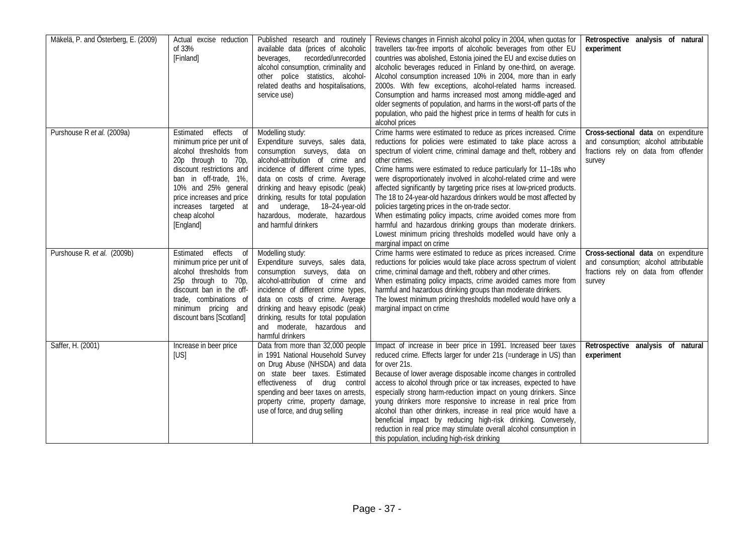| | | | | |
|---|---|---|---|---|
| Mäkelä, P. and Österberg, E. (2009) | Actual excise reduction of 33% [Finland] | Published research and routinely available data (prices of alcoholic beverages, recorded/unrecorded alcohol consumption, criminality and other police statistics, alcohol-related deaths and hospitalisations, service use) | Reviews changes in Finnish alcohol policy in 2004, when quotas for travellers tax-free imports of alcoholic beverages from other EU countries was abolished, Estonia joined the EU and excise duties on alcoholic beverages reduced in Finland by one-third, on average. Alcohol consumption increased 10% in 2004, more than in early 2000s. With few exceptions, alcohol-related harms increased. Consumption and harms increased most among middle-aged and older segments of population, and harms in the worst-off parts of the population, who paid the highest price in terms of health for cuts in alcohol prices | **Retrospective analysis of natural experiment** |
| Purshouse R *et al.* (2009a) | Estimated effects of minimum price per unit of alcohol thresholds from 20p through to 70p, discount restrictions and ban in off-trade, 1%, 10% and 25% general price increases and price increases targeted at cheap alcohol [England] | Modelling study: Expenditure surveys, sales data, consumption surveys, data on alcohol-attribution of crime and incidence of different crime types, data on costs of crime. Average drinking and heavy episodic (peak) drinking, results for total population and underage, 18–24-year-old hazardous, moderate, hazardous and harmful drinkers | Crime harms were estimated to reduce as prices increased. Crime reductions for policies were estimated to take place across a spectrum of violent crime, criminal damage and theft, robbery and other crimes.<br>Crime harms were estimated to reduce particularly for 11–18s who were disproportionately involved in alcohol-related crime and were affected significantly by targeting price rises at low-priced products. The 18 to 24-year-old hazardous drinkers would be most affected by policies targeting prices in the on-trade sector.<br>When estimating policy impacts, crime avoided comes more from harmful and hazardous drinking groups than moderate drinkers. Lowest minimum pricing thresholds modelled would have only a marginal impact on crime | **Cross-sectional data** on expenditure and consumption; alcohol attributable fractions rely on data from offender survey |
| Purshouse R. *et al.* (2009b) | Estimated effects of minimum price per unit of alcohol thresholds from 25p through to 70p, discount ban in the off-trade, combinations of minimum pricing and discount bans [Scotland] | Modelling study: Expenditure surveys, sales data, consumption surveys, data on alcohol-attribution of crime and incidence of different crime types, data on costs of crime. Average drinking and heavy episodic (peak) drinking, results for total population and moderate, hazardous and harmful drinkers | Crime harms were estimated to reduce as prices increased. Crime reductions for policies would take place across spectrum of violent crime, criminal damage and theft, robbery and other crimes.<br>When estimating policy impacts, crime avoided cames more from harmful and hazardous drinking groups than moderate drinkers.<br>The lowest minimum pricing thresholds modelled would have only a marginal impact on crime | **Cross-sectional data** on expenditure and consumption; alcohol attributable fractions rely on data from offender survey |
| Saffer, H. (2001) | Increase in beer price [US] | Data from more than 32,000 people in 1991 National Household Survey on Drug Abuse (NHSDA) and data on state beer taxes. Estimated effectiveness of drug control spending and beer taxes on arrests, property crime, property damage, use of force, and drug selling | Impact of increase in beer price in 1991. Increased beer taxes reduced crime. Effects larger for under 21s (=underage in US) than for over 21s.<br>Because of lower average disposable income changes in controlled access to alcohol through price or tax increases, expected to have especially strong harm-reduction impact on young drinkers. Since young drinkers more responsive to increase in real price from alcohol than other drinkers, increase in real price would have a beneficial impact by reducing high-risk drinking. Conversely, reduction in real price may stimulate overall alcohol consumption in this population, including high-risk drinking | **Retrospective analysis of natural experiment** |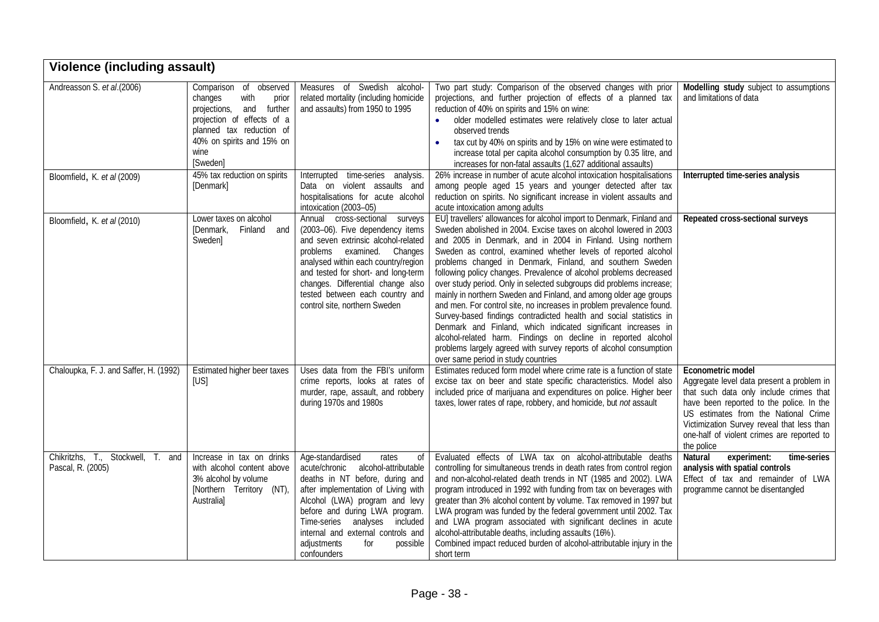| Violence (including assault) | | | | |
|---|---|---|---|---|
| Andreasson S. *et al*.(2006) | Comparison of observed changes with prior projections, and further projection of effects of a planned tax reduction of 40% on spirits and 15% on wine [Sweden] | Measures of Swedish alcohol-related mortality (including homicide and assaults) from 1950 to 1995 | Two part study: Comparison of the observed changes with prior projections, and further projection of effects of a planned tax reduction of 40% on spirits and 15% on wine: <br>• older modelled estimates were relatively close to later actual observed trends <br>• tax cut by 40% on spirits and by 15% on wine were estimated to increase total per capita alcohol consumption by 0.35 litre, and increases for non-fatal assaults (1,627 additional assaults) | **Modelling study** subject to assumptions and limitations of data |
| Bloomfield, K. *et al* (2009) | 45% tax reduction on spirits [Denmark] | Interrupted time-series analysis. Data on violent assaults and hospitalisations for acute alcohol intoxication (2003–05) | 26% increase in number of acute alcohol intoxication hospitalisations among people aged 15 years and younger detected after tax reduction on spirits. No significant increase in violent assaults and acute intoxication among adults | **Interrupted time-series analysis** |
| Bloomfield, K. *et al* (2010) | Lower taxes on alcohol [Denmark, Finland and Sweden] | Annual cross-sectional surveys (2003–06). Five dependency items and seven extrinsic alcohol-related problems examined. Changes analysed within each country/region and tested for short- and long-term changes. Differential change also tested between each country and control site, northern Sweden | EU] travellers' allowances for alcohol import to Denmark, Finland and Sweden abolished in 2004. Excise taxes on alcohol lowered in 2003 and 2005 in Denmark, and in 2004 in Finland. Using northern Sweden as control, examined whether levels of reported alcohol problems changed in Denmark, Finland, and southern Sweden following policy changes. Prevalence of alcohol problems decreased over study period. Only in selected subgroups did problems increase; mainly in northern Sweden and Finland, and among older age groups and men. For control site, no increases in problem prevalence found. Survey-based findings contradicted health and social statistics in Denmark and Finland, which indicated significant increases in alcohol-related harm. Findings on decline in reported alcohol problems largely agreed with survey reports of alcohol consumption over same period in study countries | **Repeated cross-sectional surveys** |
| Chaloupka, F. J. and Saffer, H. (1992) | Estimated higher beer taxes [US] | Uses data from the FBI's uniform crime reports, looks at rates of murder, rape, assault, and robbery during 1970s and 1980s | Estimates reduced form model where crime rate is a function of state excise tax on beer and state specific characteristics. Model also included price of marijuana and expenditures on police. Higher beer taxes, lower rates of rape, robbery, and homicide, but *not* assault | **Econometric model** <br>Aggregate level data present a problem in that such data only include crimes that have been reported to the police. In the US estimates from the National Crime Victimization Survey reveal that less than one-half of violent crimes are reported to the police |
| Chikritzhs, T., Stockwell, T. and Pascal, R. (2005) | Increase in tax on drinks with alcohol content above 3% alcohol by volume [Northern Territory (NT), Australia] | Age-standardised rates of acute/chronic alcohol-attributable deaths in NT before, during and after implementation of Living with Alcohol (LWA) program and levy before and during LWA program. Time-series analyses included internal and external controls and adjustments for possible confounders | Evaluated effects of LWA tax on alcohol-attributable deaths controlling for simultaneous trends in death rates from control region and non-alcohol-related death trends in NT (1985 and 2002). LWA program introduced in 1992 with funding from tax on beverages with greater than 3% alcohol content by volume. Tax removed in 1997 but LWA program was funded by the federal government until 2002. Tax and LWA program associated with significant declines in acute alcohol-attributable deaths, including assaults (16%). <br>Combined impact reduced burden of alcohol-attributable injury in the short term | **Natural experiment: time-series analysis with spatial controls** <br>Effect of tax and remainder of LWA programme cannot be disentangled |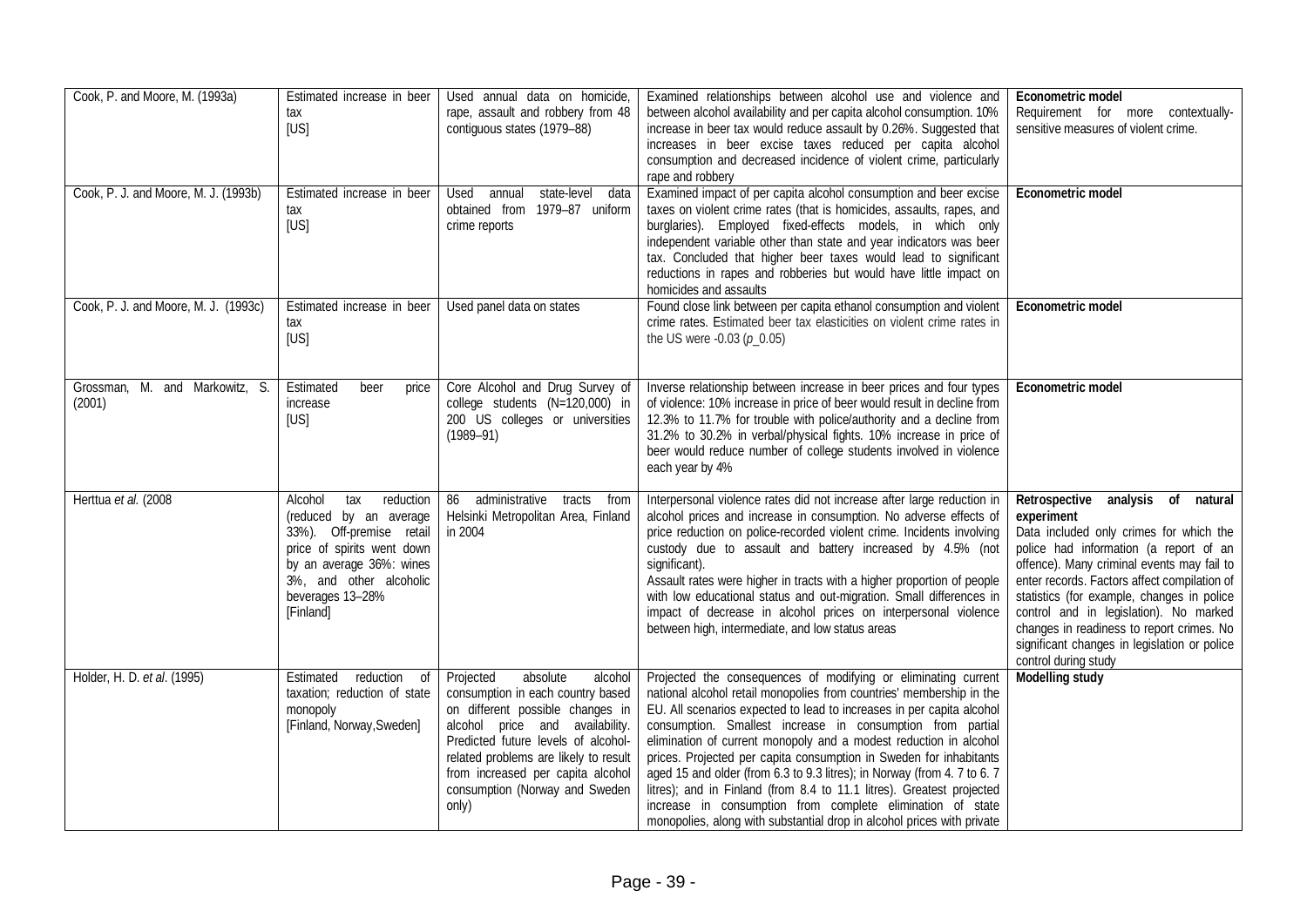| | | | | |
|---|---|---|---|---|
| Cook, P. and Moore, M. (1993a) | Estimated increase in beer tax [US] | Used annual data on homicide, rape, assault and robbery from 48 contiguous states (1979–88) | Examined relationships between alcohol use and violence and between alcohol availability and per capita alcohol consumption. 10% increase in beer tax would reduce assault by 0.26%. Suggested that increases in beer excise taxes reduced per capita alcohol consumption and decreased incidence of violent crime, particularly rape and robbery | **Econometric model** Requirement for more contextually-sensitive measures of violent crime. |
| Cook, P. J. and Moore, M. J. (1993b) | Estimated increase in beer tax [US] | Used annual state-level data obtained from 1979–87 uniform crime reports | Examined impact of per capita alcohol consumption and beer excise taxes on violent crime rates (that is homicides, assaults, rapes, and burglaries). Employed fixed-effects models, in which only independent variable other than state and year indicators was beer tax. Concluded that higher beer taxes would lead to significant reductions in rapes and robberies but would have little impact on homicides and assaults | **Econometric model** |
| Cook, P. J. and Moore, M. J. (1993c) | Estimated increase in beer tax [US] | Used panel data on states | Found close link between per capita ethanol consumption and violent crime rates. Estimated beer tax elasticities on violent crime rates in the US were -0.03 (*p*_0.05) | **Econometric model** |
| Grossman, M. and Markowitz, S. (2001) | Estimated beer price increase [US] | Core Alcohol and Drug Survey of college students (N=120,000) in 200 US colleges or universities (1989–91) | Inverse relationship between increase in beer prices and four types of violence: 10% increase in price of beer would result in decline from 12.3% to 11.7% for trouble with police/authority and a decline from 31.2% to 30.2% in verbal/physical fights. 10% increase in price of beer would reduce number of college students involved in violence each year by 4% | **Econometric model** |
| Herttua *et al.* (2008 | Alcohol tax reduction (reduced by an average 33%). Off-premise retail price of spirits went down by an average 36%: wines 3%, and other alcoholic beverages 13–28% [Finland] | 86 administrative tracts from Helsinki Metropolitan Area, Finland in 2004 | Interpersonal violence rates did not increase after large reduction in alcohol prices and increase in consumption. No adverse effects of price reduction on police-recorded violent crime. Incidents involving custody due to assault and battery increased by 4.5% (not significant). Assault rates were higher in tracts with a higher proportion of people with low educational status and out-migration. Small differences in impact of decrease in alcohol prices on interpersonal violence between high, intermediate, and low status areas | **Retrospective analysis of natural experiment** Data included only crimes for which the police had information (a report of an offence). Many criminal events may fail to enter records. Factors affect compilation of statistics (for example, changes in police control and in legislation). No marked changes in readiness to report crimes. No significant changes in legislation or police control during study |
| Holder, H. D. *et al.* (1995) | Estimated reduction of taxation; reduction of state monopoly [Finland, Norway,Sweden] | Projected absolute alcohol consumption in each country based on different possible changes in alcohol price and availability. Predicted future levels of alcohol-related problems are likely to result from increased per capita alcohol consumption (Norway and Sweden only) | Projected the consequences of modifying or eliminating current national alcohol retail monopolies from countries' membership in the EU. All scenarios expected to lead to increases in per capita alcohol consumption. Smallest increase in consumption from partial elimination of current monopoly and a modest reduction in alcohol prices. Projected per capita consumption in Sweden for inhabitants aged 15 and older (from 6.3 to 9.3 litres); in Norway (from 4. 7 to 6. 7 litres); and in Finland (from 8.4 to 11.1 litres). Greatest projected increase in consumption from complete elimination of state monopolies, along with substantial drop in alcohol prices with private | **Modelling study** |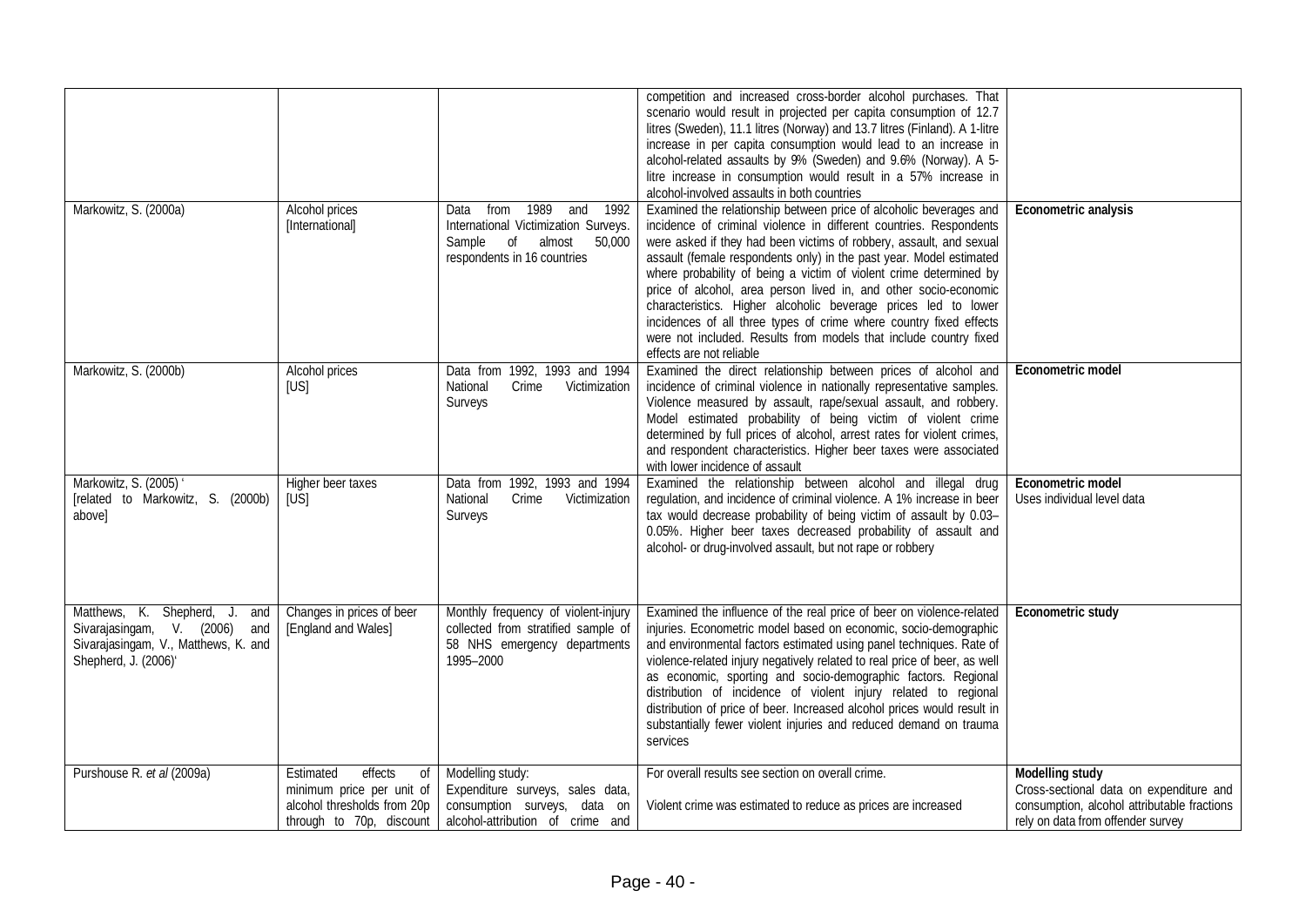| | | | | |
|---|---|---|---|---|
| | | | competition and increased cross-border alcohol purchases. That scenario would result in projected per capita consumption of 12.7 litres (Sweden), 11.1 litres (Norway) and 13.7 litres (Finland). A 1-litre increase in per capita consumption would lead to an increase in alcohol-related assaults by 9% (Sweden) and 9.6% (Norway). A 5-litre increase in consumption would result in a 57% increase in alcohol-involved assaults in both countries | |
| Markowitz, S. (2000a) | Alcohol prices [International] | Data from 1989 and 1992 International Victimization Surveys. Sample of almost 50,000 respondents in 16 countries | Examined the relationship between price of alcoholic beverages and incidence of criminal violence in different countries. Respondents were asked if they had been victims of robbery, assault, and sexual assault (female respondents only) in the past year. Model estimated where probability of being a victim of violent crime determined by price of alcohol, area person lived in, and other socio-economic characteristics. Higher alcoholic beverage prices led to lower incidences of all three types of crime where country fixed effects were not included. Results from models that include country fixed effects are not reliable | **Econometric analysis** |
| Markowitz, S. (2000b) | Alcohol prices [US] | Data from 1992, 1993 and 1994 National Crime Victimization Surveys | Examined the direct relationship between prices of alcohol and incidence of criminal violence in nationally representative samples. Violence measured by assault, rape/sexual assault, and robbery. Model estimated probability of being victim of violent crime determined by full prices of alcohol, arrest rates for violent crimes, and respondent characteristics. Higher beer taxes were associated with lower incidence of assault | **Econometric model** |
| Markowitz, S. (2005) ' [related to Markowitz, S. (2000b) above] | Higher beer taxes [US] | Data from 1992, 1993 and 1994 National Crime Victimization Surveys | Examined the relationship between alcohol and illegal drug regulation, and incidence of criminal violence. A 1% increase in beer tax would decrease probability of being victim of assault by 0.03–0.05%. Higher beer taxes decreased probability of assault and alcohol- or drug-involved assault, but not rape or robbery | **Econometric model** Uses individual level data |
| Matthews, K. Shepherd, J. and Sivarajasingam, V. (2006) and Sivarajasingam, V., Matthews, K. and Shepherd, J. (2006)' | Changes in prices of beer [England and Wales] | Monthly frequency of violent-injury collected from stratified sample of 58 NHS emergency departments 1995–2000 | Examined the influence of the real price of beer on violence-related injuries. Econometric model based on economic, socio-demographic and environmental factors estimated using panel techniques. Rate of violence-related injury negatively related to real price of beer, as well as economic, sporting and socio-demographic factors. Regional distribution of incidence of violent injury related to regional distribution of price of beer. Increased alcohol prices would result in substantially fewer violent injuries and reduced demand on trauma services | **Econometric study** |
| Purshouse R. *et al* (2009a) | Estimated effects of minimum price per unit of alcohol thresholds from 20p through to 70p, discount | Modelling study: Expenditure surveys, sales data, consumption surveys, data on alcohol-attribution of crime and | For overall results see section on overall crime.<br><br>Violent crime was estimated to reduce as prices are increased | **Modelling study** Cross-sectional data on expenditure and consumption, alcohol attributable fractions rely on data from offender survey |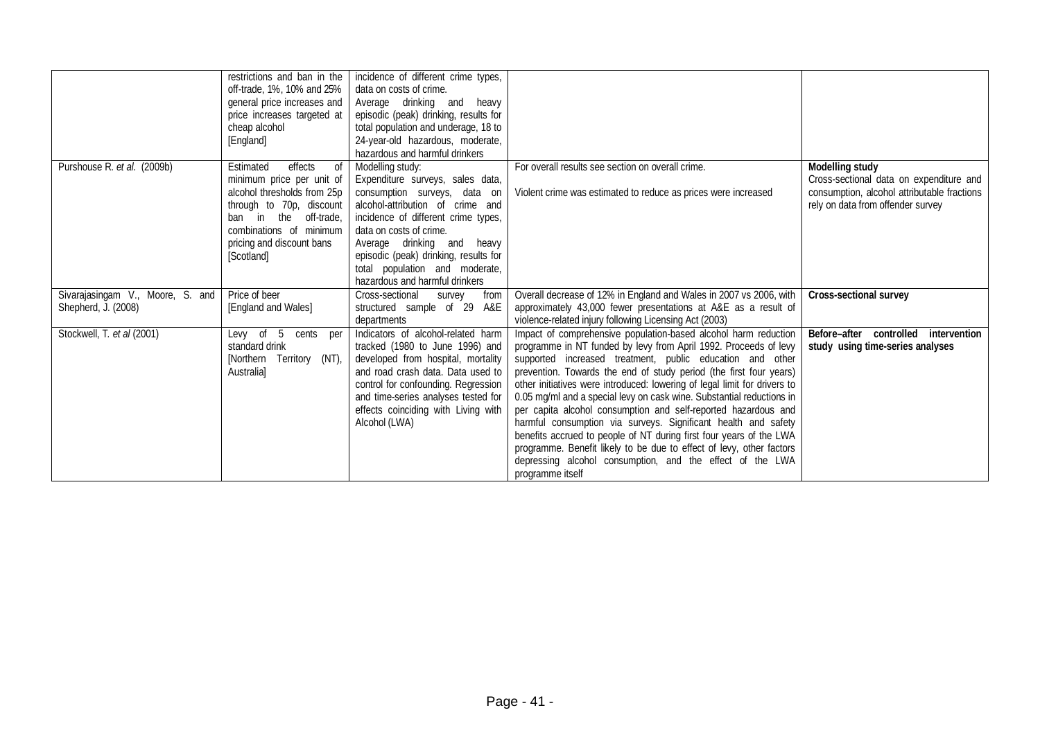| | | | | |
|---|---|---|---|---|
| | restrictions and ban in the off-trade, 1%, 10% and 25% general price increases and price increases targeted at cheap alcohol [England] | incidence of different crime types, data on costs of crime. Average drinking and heavy episodic (peak) drinking, results for total population and underage, 18 to 24-year-old hazardous, moderate, hazardous and harmful drinkers | | |
| Purshouse R. *et al.* (2009b) | Estimated effects of minimum price per unit of alcohol thresholds from 25p through to 70p, discount ban in the off-trade, combinations of minimum pricing and discount bans [Scotland] | Modelling study: Expenditure surveys, sales data, consumption surveys, data on alcohol-attribution of crime and incidence of different crime types, data on costs of crime. Average drinking and heavy episodic (peak) drinking, results for total population and moderate, hazardous and harmful drinkers | For overall results see section on overall crime. Violent crime was estimated to reduce as prices were increased | **Modelling study** Cross-sectional data on expenditure and consumption, alcohol attributable fractions rely on data from offender survey |
| Sivarajasingam V., Moore, S. and Shepherd, J. (2008) | Price of beer [England and Wales] | Cross-sectional survey from structured sample of 29 A&E departments | Overall decrease of 12% in England and Wales in 2007 vs 2006, with approximately 43,000 fewer presentations at A&E as a result of violence-related injury following Licensing Act (2003) | **Cross-sectional survey** |
| Stockwell, T. *et al* (2001) | Levy of 5 cents per standard drink [Northern Territory (NT), Australia] | Indicators of alcohol-related harm tracked (1980 to June 1996) and developed from hospital, mortality and road crash data. Data used to control for confounding. Regression and time-series analyses tested for effects coinciding with Living with Alcohol (LWA) | Impact of comprehensive population-based alcohol harm reduction programme in NT funded by levy from April 1992. Proceeds of levy supported increased treatment, public education and other prevention. Towards the end of study period (the first four years) other initiatives were introduced: lowering of legal limit for drivers to 0.05 mg/ml and a special levy on cask wine. Substantial reductions in per capita alcohol consumption and self-reported hazardous and harmful consumption via surveys. Significant health and safety benefits accrued to people of NT during first four years of the LWA programme. Benefit likely to be due to effect of levy, other factors depressing alcohol consumption, and the effect of the LWA programme itself | **Before–after controlled intervention study using time-series analyses** |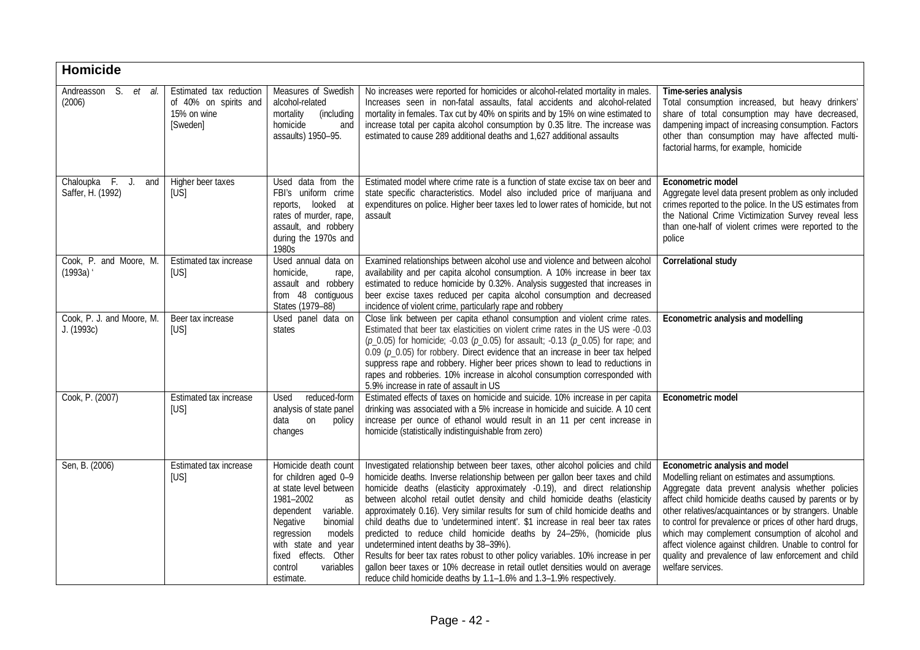| **Homicide** | | | | |
|---|---|---|---|---|
| Andreasson S. *et al.* (2006) | Estimated tax reduction of 40% on spirits and 15% on wine [Sweden] | Measures of Swedish alcohol-related mortality (including homicide and assaults) 1950–95. | No increases were reported for homicides or alcohol-related mortality in males. Increases seen in non-fatal assaults, fatal accidents and alcohol-related mortality in females. Tax cut by 40% on spirits and by 15% on wine estimated to increase total per capita alcohol consumption by 0.35 litre. The increase was estimated to cause 289 additional deaths and 1,627 additional assaults | **Time-series analysis** Total consumption increased, but heavy drinkers' share of total consumption may have decreased, dampening impact of increasing consumption. Factors other than consumption may have affected multi-factorial harms, for example, homicide |
| Chaloupka F. J. and Saffer, H. (1992) | Higher beer taxes [US] | Used data from the FBI's uniform crime reports, looked at rates of murder, rape, assault, and robbery during the 1970s and 1980s | Estimated model where crime rate is a function of state excise tax on beer and state specific characteristics. Model also included price of marijuana and expenditures on police. Higher beer taxes led to lower rates of homicide, but not assault | **Econometric model** Aggregate level data present problem as only included crimes reported to the police. In the US estimates from the National Crime Victimization Survey reveal less than one-half of violent crimes were reported to the police |
| Cook, P. and Moore, M. (1993a) ' | Estimated tax increase [US] | Used annual data on homicide, rape, assault and robbery from 48 contiguous States (1979–88) | Examined relationships between alcohol use and violence and between alcohol availability and per capita alcohol consumption. A 10% increase in beer tax estimated to reduce homicide by 0.32%. Analysis suggested that increases in beer excise taxes reduced per capita alcohol consumption and decreased incidence of violent crime, particularly rape and robbery | **Correlational study** |
| Cook, P. J. and Moore, M. J. (1993c) | Beer tax increase [US] | Used panel data on states | Close link between per capita ethanol consumption and violent crime rates. Estimated that beer tax elasticities on violent crime rates in the US were -0.03 ($p$_0.05) for homicide; -0.03 ($p$_0.05) for assault; -0.13 ($p$_0.05) for rape; and 0.09 ($p$_0.05) for robbery. Direct evidence that an increase in beer tax helped suppress rape and robbery. Higher beer prices shown to lead to reductions in rapes and robberies. 10% increase in alcohol consumption corresponded with 5.9% increase in rate of assault in US | **Econometric analysis and modelling** |
| Cook, P. (2007) | Estimated tax increase [US] | Used reduced-form analysis of state panel data on policy changes | Estimated effects of taxes on homicide and suicide. 10% increase in per capita drinking was associated with a 5% increase in homicide and suicide. A 10 cent increase per ounce of ethanol would result in an 11 per cent increase in homicide (statistically indistinguishable from zero) | **Econometric model** |
| Sen, B. (2006) | Estimated tax increase [US] | Homicide death count for children aged 0–9 at state level between 1981–2002 as dependent variable. Negative binomial regression models with state and year fixed effects. Other control variables estimate. | Investigated relationship between beer taxes, other alcohol policies and child homicide deaths. Inverse relationship between per gallon beer taxes and child homicide deaths (elasticity approximately -0.19), and direct relationship between alcohol retail outlet density and child homicide deaths (elasticity approximately 0.16). Very similar results for sum of child homicide deaths and child deaths due to 'undetermined intent'. $1 increase in real beer tax rates predicted to reduce child homicide deaths by 24–25%, (homicide plus undetermined intent deaths by 38–39%). Results for beer tax rates robust to other policy variables. 10% increase in per gallon beer taxes or 10% decrease in retail outlet densities would on average reduce child homicide deaths by 1.1–1.6% and 1.3–1.9% respectively. | **Econometric analysis and model** Modelling reliant on estimates and assumptions. Aggregate data prevent analysis whether policies affect child homicide deaths caused by parents or by other relatives/acquaintances or by strangers. Unable to control for prevalence or prices of other hard drugs, which may complement consumption of alcohol and affect violence against children. Unable to control for quality and prevalence of law enforcement and child welfare services. |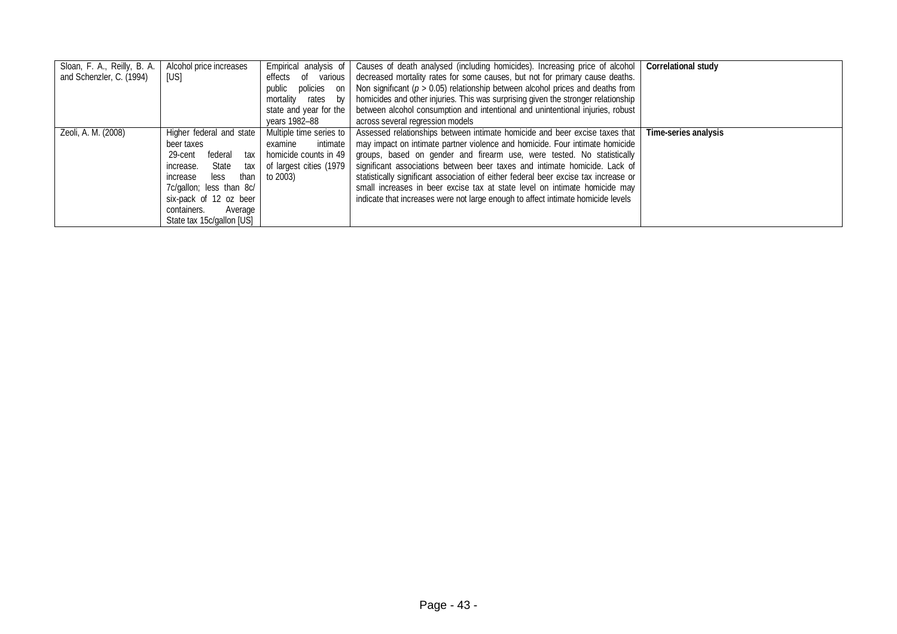| | | | | |
|---|---|---|---|---|
| Sloan, F. A., Reilly, B. A. and Schenzler, C. (1994) | Alcohol price increases [US] | Empirical analysis of effects of various public policies on mortality rates by state and year for the years 1982–88 | Causes of death analysed (including homicides). Increasing price of alcohol decreased mortality rates for some causes, but not for primary cause deaths. Non significant ($p > 0.05$) relationship between alcohol prices and deaths from homicides and other injuries. This was surprising given the stronger relationship between alcohol consumption and intentional and unintentional injuries, robust across several regression models | **Correlational study** |
| Zeoli, A. M. (2008) | Higher federal and state beer taxes 29-cent federal tax increase. State tax increase less than 7c/gallon; less than 8c/ six-pack of 12 oz beer containers. Average State tax 15c/gallon [US] | Multiple time series to examine intimate homicide counts in 49 of largest cities (1979 to 2003) | Assessed relationships between intimate homicide and beer excise taxes that may impact on intimate partner violence and homicide. Four intimate homicide groups, based on gender and firearm use, were tested. No statistically significant associations between beer taxes and intimate homicide. Lack of statistically significant association of either federal beer excise tax increase or small increases in beer excise tax at state level on intimate homicide may indicate that increases were not large enough to affect intimate homicide levels | **Time-series analysis** |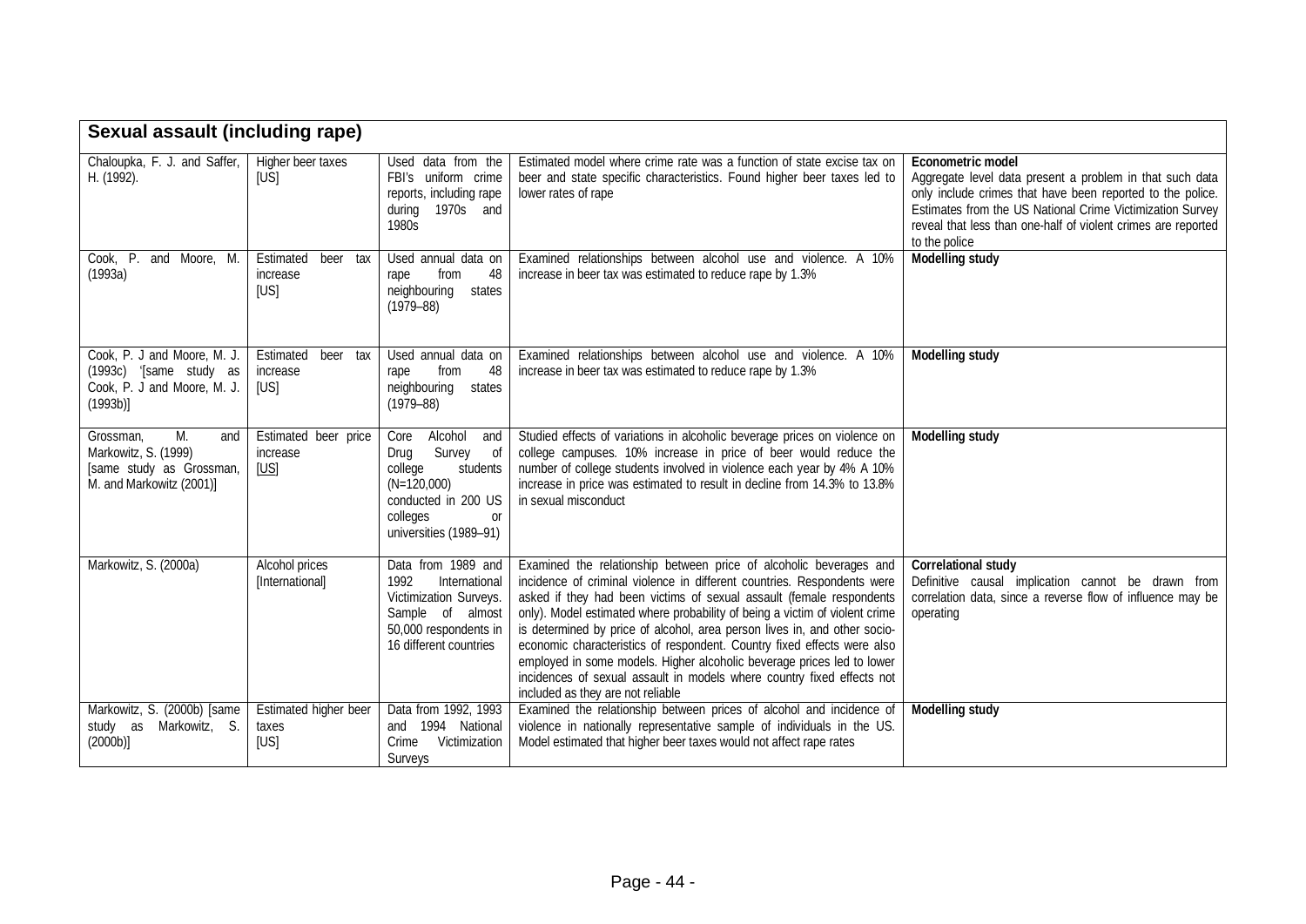| Sexual assault (including rape) | | | | |
|---|---|---|---|---|
| Chaloupka, F. J. and Saffer, H. (1992). | Higher beer taxes [US] | Used data from the FBI's uniform crime reports, including rape during 1970s and 1980s | Estimated model where crime rate was a function of state excise tax on beer and state specific characteristics. Found higher beer taxes led to lower rates of rape | **Econometric model** Aggregate level data present a problem in that such data only include crimes that have been reported to the police. Estimates from the US National Crime Victimization Survey reveal that less than one-half of violent crimes are reported to the police |
| Cook, P. and Moore, M. (1993a) | Estimated beer tax increase [US] | Used annual data on rape from 48 neighbouring states (1979–88) | Examined relationships between alcohol use and violence. A 10% increase in beer tax was estimated to reduce rape by 1.3% | **Modelling study** |
| Cook, P. J and Moore, M. J. (1993c) '[same study as Cook, P. J and Moore, M. J. (1993b)] | Estimated beer tax increase [US] | Used annual data on rape from 48 neighbouring states (1979–88) | Examined relationships between alcohol use and violence. A 10% increase in beer tax was estimated to reduce rape by 1.3% | **Modelling study** |
| Grossman, M. and Markowitz, S. (1999) [same study as Grossman, M. and Markowitz (2001)] | Estimated beer price increase [US] | Core Alcohol and Drug Survey of college students (N=120,000) conducted in 200 US colleges or universities (1989–91) | Studied effects of variations in alcoholic beverage prices on violence on college campuses. 10% increase in price of beer would reduce the number of college students involved in violence each year by 4% A 10% increase in price was estimated to result in decline from 14.3% to 13.8% in sexual misconduct | **Modelling study** |
| Markowitz, S. (2000a) | Alcohol prices [International] | Data from 1989 and 1992 International Victimization Surveys. Sample of almost 50,000 respondents in 16 different countries | Examined the relationship between price of alcoholic beverages and incidence of criminal violence in different countries. Respondents were asked if they had been victims of sexual assault (female respondents only). Model estimated where probability of being a victim of violent crime is determined by price of alcohol, area person lives in, and other socio-economic characteristics of respondent. Country fixed effects were also employed in some models. Higher alcoholic beverage prices led to lower incidences of sexual assault in models where country fixed effects not included as they are not reliable | **Correlational study** Definitive causal implication cannot be drawn from correlation data, since a reverse flow of influence may be operating |
| Markowitz, S. (2000b) [same study as Markowitz, S. (2000b)] | Estimated higher beer taxes [US] | Data from 1992, 1993 and 1994 National Crime Victimization Surveys | Examined the relationship between prices of alcohol and incidence of violence in nationally representative sample of individuals in the US. Model estimated that higher beer taxes would not affect rape rates | **Modelling study** |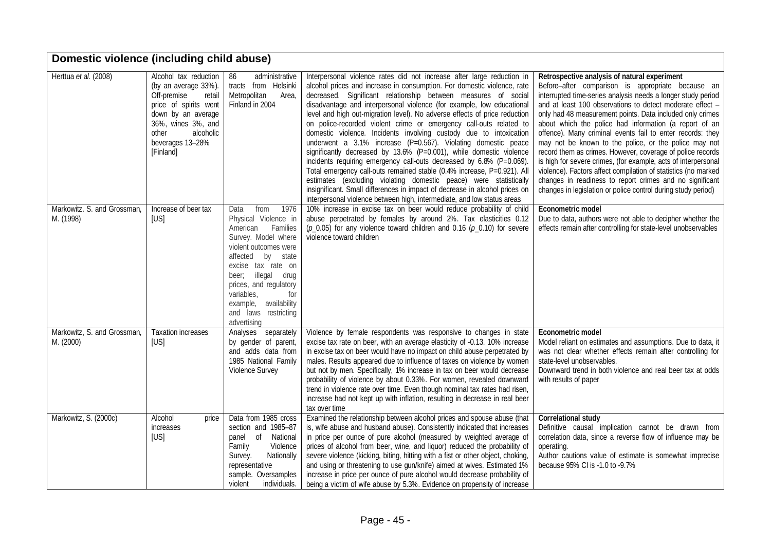| **Domestic violence (including child abuse)** | | | | |
|---|---|---|---|---|
| Herttua *et al.* (2008) | Alcohol tax reduction (by an average 33%). Off-premise retail price of spirits went down by an average 36%, wines 3%, and other alcoholic beverages 13–28% [Finland] | 86 administrative tracts from Helsinki Metropolitan Area, Finland in 2004 | Interpersonal violence rates did not increase after large reduction in alcohol prices and increase in consumption. For domestic violence, rate decreased. Significant relationship between measures of social disadvantage and interpersonal violence (for example, low educational level and high out-migration level). No adverse effects of price reduction on police-recorded violent crime or emergency call-outs related to domestic violence. Incidents involving custody due to intoxication underwent a 3.1% increase (P=0.567). Violating domestic peace significantly decreased by 13.6% (P=0.001), while domestic violence incidents requiring emergency call-outs decreased by 6.8% (P=0.069). Total emergency call-outs remained stable (0.4% increase, P=0.921). All estimates (excluding violating domestic peace) were statistically insignificant. Small differences in impact of decrease in alcohol prices on interpersonal violence between high, intermediate, and low status areas | **Retrospective analysis of natural experiment** Before–after comparison is appropriate because an interrupted time-series analysis needs a longer study period and at least 100 observations to detect moderate effect – only had 48 measurement points. Data included only crimes about which the police had information (a report of an offence). Many criminal events fail to enter records: they may not be known to the police, or the police may not record them as crimes. However, coverage of police records is high for severe crimes, (for example, acts of interpersonal violence). Factors affect compilation of statistics (no marked changes in readiness to report crimes and no significant changes in legislation or police control during study period) |
| Markowitz. S. and Grossman, M. (1998) | Increase of beer tax [US] | Data from 1976 Physical Violence in American Families Survey. Model where violent outcomes were affected by state excise tax rate on beer; illegal drug prices, and regulatory variables, for example, availability and laws restricting advertising | 10% increase in excise tax on beer would reduce probability of child abuse perpetrated by females by around 2%. Tax elasticities 0.12 (p_0.05) for any violence toward children and 0.16 (p_0.10) for severe violence toward children | **Econometric model** Due to data, authors were not able to decipher whether the effects remain after controlling for state-level unobservables |
| Markowitz, S. and Grossman, M. (2000) | Taxation increases [US] | Analyses separately by gender of parent, and adds data from 1985 National Family Violence Survey | Violence by female respondents was responsive to changes in state excise tax rate on beer, with an average elasticity of -0.13. 10% increase in excise tax on beer would have no impact on child abuse perpetrated by males. Results appeared due to influence of taxes on violence by women but not by men. Specifically, 1% increase in tax on beer would decrease probability of violence by about 0.33%. For women, revealed downward trend in violence rate over time. Even though nominal tax rates had risen, increase had not kept up with inflation, resulting in decrease in real beer tax over time | **Econometric model** Model reliant on estimates and assumptions. Due to data, it was not clear whether effects remain after controlling for state-level unobservables. Downward trend in both violence and real beer tax at odds with results of paper |
| Markowitz, S. (2000c) | Alcohol price increases [US] | Data from 1985 cross section and 1985–87 panel of National Family Violence Survey. Nationally representative sample. Oversamples violent individuals. | Examined the relationship between alcohol prices and spouse abuse (that is, wife abuse and husband abuse). Consistently indicated that increases in price per ounce of pure alcohol (measured by weighted average of prices of alcohol from beer, wine, and liquor) reduced the probability of severe violence (kicking, biting, hitting with a fist or other object, choking, and using or threatening to use gun/knife) aimed at wives. Estimated 1% increase in price per ounce of pure alcohol would decrease probability of being a victim of wife abuse by 5.3%. Evidence on propensity of increase | **Correlational study** Definitive causal implication cannot be drawn from correlation data, since a reverse flow of influence may be operating. Author cautions value of estimate is somewhat imprecise because 95% CI is -1.0 to -9.7% |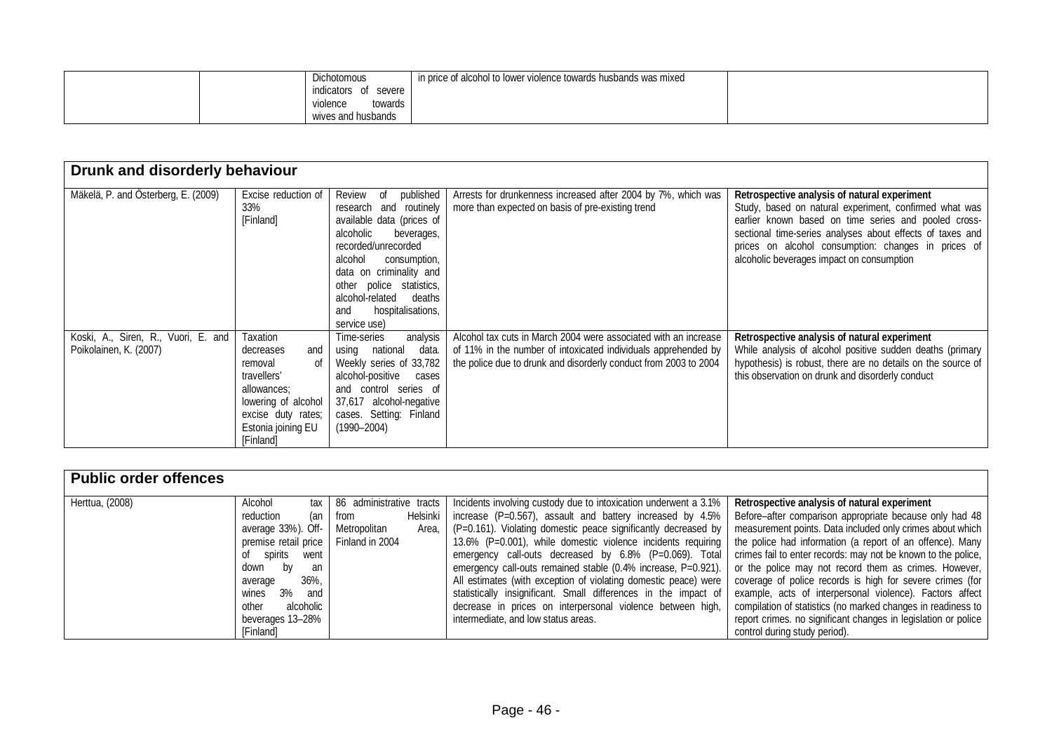| | | Dichotomous indicators of severe violence towards wives and husbands | in price of alcohol to lower violence towards husbands was mixed | |
|---|---|---|---|---|

| Drunk and disorderly behaviour | | | | |
|---|---|---|---|---|
| Mäkelä, P. and Österberg, E. (2009) | Excise reduction of 33% [Finland] | Review of published research and routinely available data (prices of alcoholic beverages, recorded/unrecorded alcohol consumption, data on criminality and other police statistics, alcohol-related deaths and hospitalisations, service use) | Arrests for drunkenness increased after 2004 by 7%, which was more than expected on basis of pre-existing trend | **Retrospective analysis of natural experiment** Study, based on natural experiment, confirmed what was earlier known based on time series and pooled cross-sectional time-series analyses about effects of taxes and prices on alcohol consumption: changes in prices of alcoholic beverages impact on consumption |
| Koski, A., Siren, R., Vuori, E. and Poikolainen, K. (2007) | Taxation decreases and removal of travellers' allowances; lowering of alcohol excise duty rates; Estonia joining EU [Finland] | Time-series analysis using national data. Weekly series of 33,782 alcohol-positive cases and control series of 37,617 alcohol-negative cases. Setting: Finland (1990–2004) | Alcohol tax cuts in March 2004 were associated with an increase of 11% in the number of intoxicated individuals apprehended by the police due to drunk and disorderly conduct from 2003 to 2004 | **Retrospective analysis of natural experiment** While analysis of alcohol positive sudden deaths (primary hypothesis) is robust, there are no details on the source of this observation on drunk and disorderly conduct |

| Public order offences | | | | |
|---|---|---|---|---|
| Herttua, (2008) | Alcohol tax reduction (an average 33%). Off-premise retail price of spirits went down by an average 36%, wines 3% and other alcoholic beverages 13–28% [Finland] | 86 administrative tracts from Helsinki Metropolitan Area, Finland in 2004 | Incidents involving custody due to intoxication underwent a 3.1% increase (P=0.567), assault and battery increased by 4.5% (P=0.161). Violating domestic peace significantly decreased by 13.6% (P=0.001), while domestic violence incidents requiring emergency call-outs decreased by 6.8% (P=0.069). Total emergency call-outs remained stable (0.4% increase, P=0.921). All estimates (with exception of violating domestic peace) were statistically insignificant. Small differences in the impact of decrease in prices on interpersonal violence between high, intermediate, and low status areas. | **Retrospective analysis of natural experiment** Before–after comparison appropriate because only had 48 measurement points. Data included only crimes about which the police had information (a report of an offence). Many crimes fail to enter records: may not be known to the police, or the police may not record them as crimes. However, coverage of police records is high for severe crimes (for example, acts of interpersonal violence). Factors affect compilation of statistics (no marked changes in readiness to report crimes. no significant changes in legislation or police control during study period). |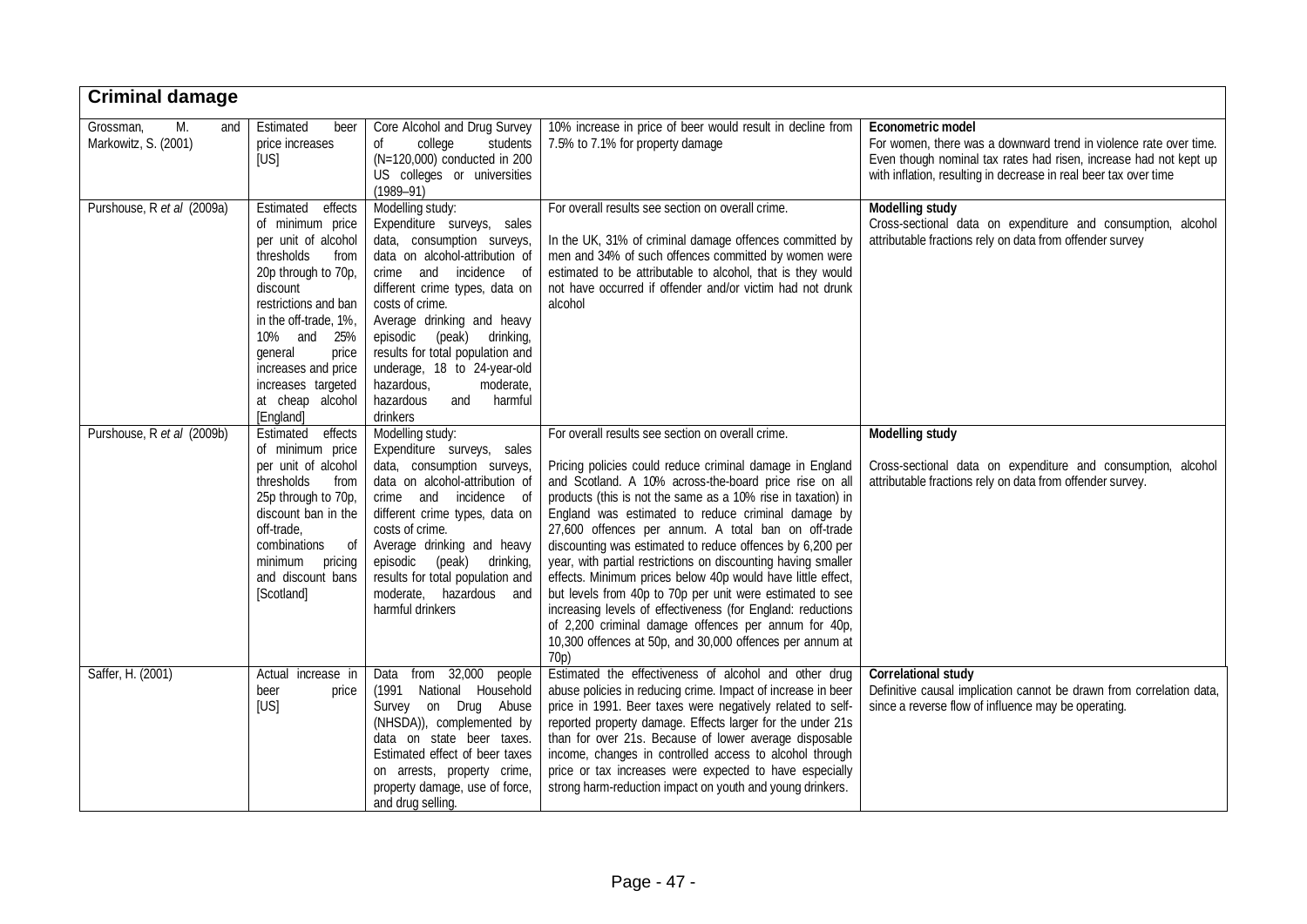| **Criminal damage** | | | | |
|---|---|---|---|---|
| Grossman, M. and Markowitz, S. (2001) | Estimated beer price increases [US] | Core Alcohol and Drug Survey of college students (N=120,000) conducted in 200 US colleges or universities (1989–91) | 10% increase in price of beer would result in decline from 7.5% to 7.1% for property damage | **Econometric model** For women, there was a downward trend in violence rate over time. Even though nominal tax rates had risen, increase had not kept up with inflation, resulting in decrease in real beer tax over time |
| Purshouse, R *et al* (2009a) | Estimated effects of minimum price per unit of alcohol thresholds from 20p through to 70p, discount restrictions and ban in the off-trade, 1%, 10% and 25% general price increases and price increases targeted at cheap alcohol [England] | Modelling study: Expenditure surveys, sales data, consumption surveys, data on alcohol-attribution of crime and incidence of different crime types, data on costs of crime. Average drinking and heavy episodic (peak) drinking, results for total population and underage, 18 to 24-year-old hazardous, moderate, hazardous and harmful drinkers | For overall results see section on overall crime. In the UK, 31% of criminal damage offences committed by men and 34% of such offences committed by women were estimated to be attributable to alcohol, that is they would not have occurred if offender and/or victim had not drunk alcohol | **Modelling study** Cross-sectional data on expenditure and consumption, alcohol attributable fractions rely on data from offender survey |
| Purshouse, R *et al* (2009b) | Estimated effects of minimum price per unit of alcohol thresholds from 25p through to 70p, discount ban in the off-trade, combinations of minimum pricing and discount bans [Scotland] | Modelling study: Expenditure surveys, sales data, consumption surveys, data on alcohol-attribution of crime and incidence of different crime types, data on costs of crime. Average drinking and heavy episodic (peak) drinking, results for total population and moderate, hazardous and harmful drinkers | For overall results see section on overall crime. Pricing policies could reduce criminal damage in England and Scotland. A 10% across-the-board price rise on all products (this is not the same as a 10% rise in taxation) in England was estimated to reduce criminal damage by 27,600 offences per annum. A total ban on off-trade discounting was estimated to reduce offences by 6,200 per year, with partial restrictions on discounting having smaller effects. Minimum prices below 40p would have little effect, but levels from 40p to 70p per unit were estimated to see increasing levels of effectiveness (for England: reductions of 2,200 criminal damage offences per annum for 40p, 10,300 offences at 50p, and 30,000 offences per annum at 70p) | **Modelling study** Cross-sectional data on expenditure and consumption, alcohol attributable fractions rely on data from offender survey. |
| Saffer, H. (2001) | Actual increase in beer price [US] | Data from 32,000 people (1991 National Household Survey on Drug Abuse (NHSDA)), complemented by data on state beer taxes. Estimated effect of beer taxes on arrests, property crime, property damage, use of force, and drug selling. | Estimated the effectiveness of alcohol and other drug abuse policies in reducing crime. Impact of increase in beer price in 1991. Beer taxes were negatively related to self-reported property damage. Effects larger for the under 21s than for over 21s. Because of lower average disposable income, changes in controlled access to alcohol through price or tax increases were expected to have especially strong harm-reduction impact on youth and young drinkers. | **Correlational study** Definitive causal implication cannot be drawn from correlation data, since a reverse flow of influence may be operating. |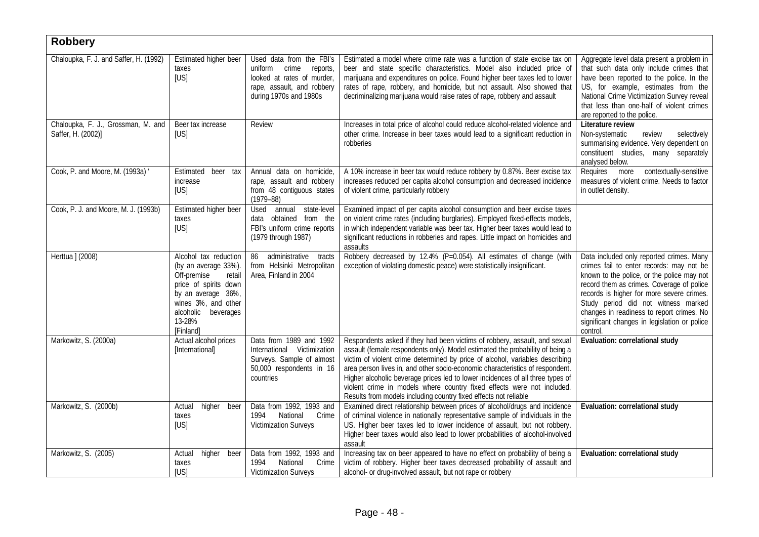| **Robbery** | | | | |
|---|---|---|---|---|
| Chaloupka, F. J. and Saffer, H. (1992) | Estimated higher beer taxes [US] | Used data from the FBI's uniform crime reports, looked at rates of murder, rape, assault, and robbery during 1970s and 1980s | Estimated a model where crime rate was a function of state excise tax on beer and state specific characteristics. Model also included price of marijuana and expenditures on police. Found higher beer taxes led to lower rates of rape, robbery, and homicide, but not assault. Also showed that decriminalizing marijuana would raise rates of rape, robbery and assault | Aggregate level data present a problem in that such data only include crimes that have been reported to the police. In the US, for example, estimates from the National Crime Victimization Survey reveal that less than one-half of violent crimes are reported to the police. |
| Chaloupka, F. J., Grossman, M. and Saffer, H. (2002)] | Beer tax increase [US] | Review | Increases in total price of alcohol could reduce alcohol-related violence and other crime. Increase in beer taxes would lead to a significant reduction in robberies | **Literature review** Non-systematic review selectively summarising evidence. Very dependent on constituent studies, many separately analysed below. |
| Cook, P. and Moore, M. (1993a) ' | Estimated beer tax increase [US] | Annual data on homicide, rape, assault and robbery from 48 contiguous states (1979–88) | A 10% increase in beer tax would reduce robbery by 0.87%. Beer excise tax increases reduced per capita alcohol consumption and decreased incidence of violent crime, particularly robbery | Requires more contextually-sensitive measures of violent crime. Needs to factor in outlet density. |
| Cook, P. J. and Moore, M. J. (1993b) | Estimated higher beer taxes [US] | Used annual state-level data obtained from the FBI's uniform crime reports (1979 through 1987) | Examined impact of per capita alcohol consumption and beer excise taxes on violent crime rates (including burglaries). Employed fixed-effects models, in which independent variable was beer tax. Higher beer taxes would lead to significant reductions in robberies and rapes. Little impact on homicides and assaults | |
| Herttua ] (2008) | Alcohol tax reduction (by an average 33%). Off-premise retail price of spirits down by an average 36%, wines 3%, and other alcoholic beverages 13-28% [Finland] | 86 administrative tracts from Helsinki Metropolitan Area, Finland in 2004 | Robbery decreased by 12.4% (P=0.054). All estimates of change (with exception of violating domestic peace) were statistically insignificant. | Data included only reported crimes. Many crimes fail to enter records: may not be known to the police, or the police may not record them as crimes. Coverage of police records is higher for more severe crimes. Study period did not witness marked changes in readiness to report crimes. No significant changes in legislation or police control. |
| Markowitz, S. (2000a) | Actual alcohol prices [International] | Data from 1989 and 1992 International Victimization Surveys. Sample of almost 50,000 respondents in 16 countries | Respondents asked if they had been victims of robbery, assault, and sexual assault (female respondents only). Model estimated the probability of being a victim of violent crime determined by price of alcohol, variables describing area person lives in, and other socio-economic characteristics of respondent. Higher alcoholic beverage prices led to lower incidences of all three types of violent crime in models where country fixed effects were not included. Results from models including country fixed effects not reliable | **Evaluation: correlational study** |
| Markowitz, S. (2000b) | Actual higher beer taxes [US] | Data from 1992, 1993 and 1994 National Crime Victimization Surveys | Examined direct relationship between prices of alcohol/drugs and incidence of criminal violence in nationally representative sample of individuals in the US. Higher beer taxes led to lower incidence of assault, but not robbery. Higher beer taxes would also lead to lower probabilities of alcohol-involved assault | **Evaluation: correlational study** |
| Markowitz, S. (2005) | Actual higher beer taxes [US] | Data from 1992, 1993 and 1994 National Crime Victimization Surveys | Increasing tax on beer appeared to have no effect on probability of being a victim of robbery. Higher beer taxes decreased probability of assault and alcohol- or drug-involved assault, but not rape or robbery | **Evaluation: correlational study** |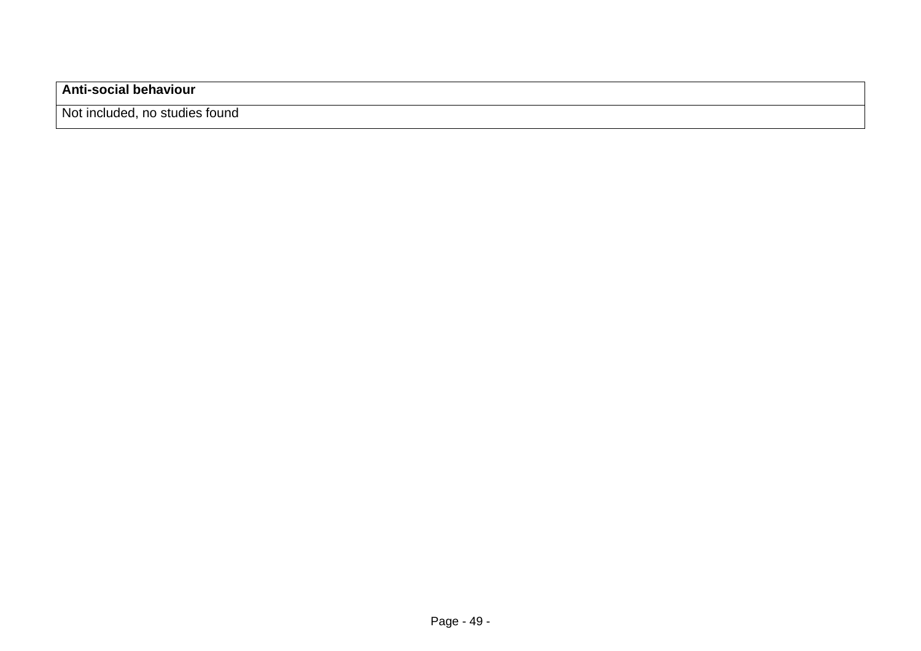| **Anti-social behaviour** |
| --- |
| Not included, no studies found |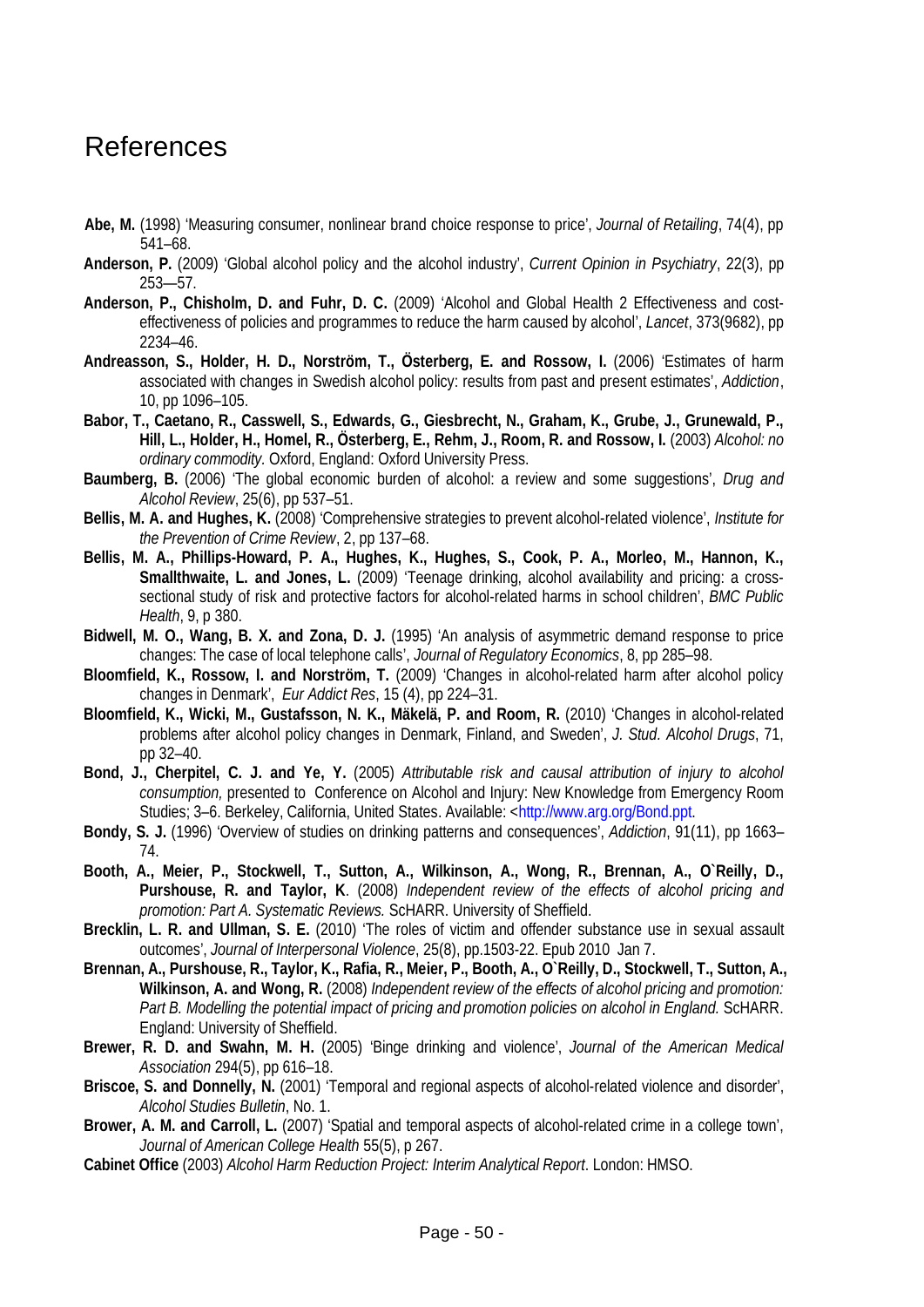# References

**Abe, M.** (1998) 'Measuring consumer, nonlinear brand choice response to price', *Journal of Retailing*, 74(4), pp 541–68.

**Anderson, P.** (2009) 'Global alcohol policy and the alcohol industry', *Current Opinion in Psychiatry*, 22(3), pp 253—57.

**Anderson, P., Chisholm, D. and Fuhr, D. C.** (2009) 'Alcohol and Global Health 2 Effectiveness and cost-effectiveness of policies and programmes to reduce the harm caused by alcohol', *Lancet*, 373(9682), pp 2234–46.

**Andreasson, S., Holder, H. D., Norström, T., Österberg, E. and Rossow, I.** (2006) 'Estimates of harm associated with changes in Swedish alcohol policy: results from past and present estimates', *Addiction*, 10, pp 1096–105.

**Babor, T., Caetano, R., Casswell, S., Edwards, G., Giesbrecht, N., Graham, K., Grube, J., Grunewald, P., Hill, L., Holder, H., Homel, R., Österberg, E., Rehm, J., Room, R. and Rossow, I.** (2003) *Alcohol: no ordinary commodity.* Oxford, England: Oxford University Press.

**Baumberg, B.** (2006) 'The global economic burden of alcohol: a review and some suggestions', *Drug and Alcohol Review*, 25(6), pp 537–51.

**Bellis, M. A. and Hughes, K.** (2008) 'Comprehensive strategies to prevent alcohol-related violence', *Institute for the Prevention of Crime Review*, 2, pp 137–68.

**Bellis, M. A., Phillips-Howard, P. A., Hughes, K., Hughes, S., Cook, P. A., Morleo, M., Hannon, K., Smallthwaite, L. and Jones, L.** (2009) 'Teenage drinking, alcohol availability and pricing: a cross-sectional study of risk and protective factors for alcohol-related harms in school children', *BMC Public Health*, 9, p 380.

**Bidwell, M. O., Wang, B. X. and Zona, D. J.** (1995) 'An analysis of asymmetric demand response to price changes: The case of local telephone calls', *Journal of Regulatory Economics*, 8, pp 285–98.

**Bloomfield, K., Rossow, I. and Norström, T.** (2009) 'Changes in alcohol-related harm after alcohol policy changes in Denmark', *Eur Addict Res*, 15 (4), pp 224–31.

**Bloomfield, K., Wicki, M., Gustafsson, N. K., Mäkelä, P. and Room, R.** (2010) 'Changes in alcohol-related problems after alcohol policy changes in Denmark, Finland, and Sweden', *J. Stud. Alcohol Drugs*, 71, pp 32–40.

**Bond, J., Cherpitel, C. J. and Ye, Y.** (2005) *Attributable risk and causal attribution of injury to alcohol consumption,* presented to Conference on Alcohol and Injury: New Knowledge from Emergency Room Studies; 3–6. Berkeley, California, United States. Available: <http://www.arg.org/Bond.ppt.

**Bondy, S. J.** (1996) 'Overview of studies on drinking patterns and consequences', *Addiction*, 91(11), pp 1663–74.

**Booth, A., Meier, P., Stockwell, T., Sutton, A., Wilkinson, A., Wong, R., Brennan, A., O`Reilly, D., Purshouse, R. and Taylor, K**. (2008) *Independent review of the effects of alcohol pricing and promotion: Part A. Systematic Reviews.* ScHARR. University of Sheffield.

**Brecklin, L. R. and Ullman, S. E.** (2010) 'The roles of victim and offender substance use in sexual assault outcomes', *Journal of Interpersonal Violence*, 25(8), pp.1503-22. Epub 2010 Jan 7.

**Brennan, A., Purshouse, R., Taylor, K., Rafia, R., Meier, P., Booth, A., O`Reilly, D., Stockwell, T., Sutton, A., Wilkinson, A. and Wong, R.** (2008) *Independent review of the effects of alcohol pricing and promotion: Part B. Modelling the potential impact of pricing and promotion policies on alcohol in England.* ScHARR. England: University of Sheffield.

**Brewer, R. D. and Swahn, M. H.** (2005) 'Binge drinking and violence', *Journal of the American Medical Association* 294(5), pp 616–18.

**Briscoe, S. and Donnelly, N.** (2001) 'Temporal and regional aspects of alcohol-related violence and disorder', *Alcohol Studies Bulletin*, No. 1.

**Brower, A. M. and Carroll, L.** (2007) 'Spatial and temporal aspects of alcohol-related crime in a college town', *Journal of American College Health* 55(5), p 267.

**Cabinet Office** (2003) *Alcohol Harm Reduction Project: Interim Analytical Report*. London: HMSO.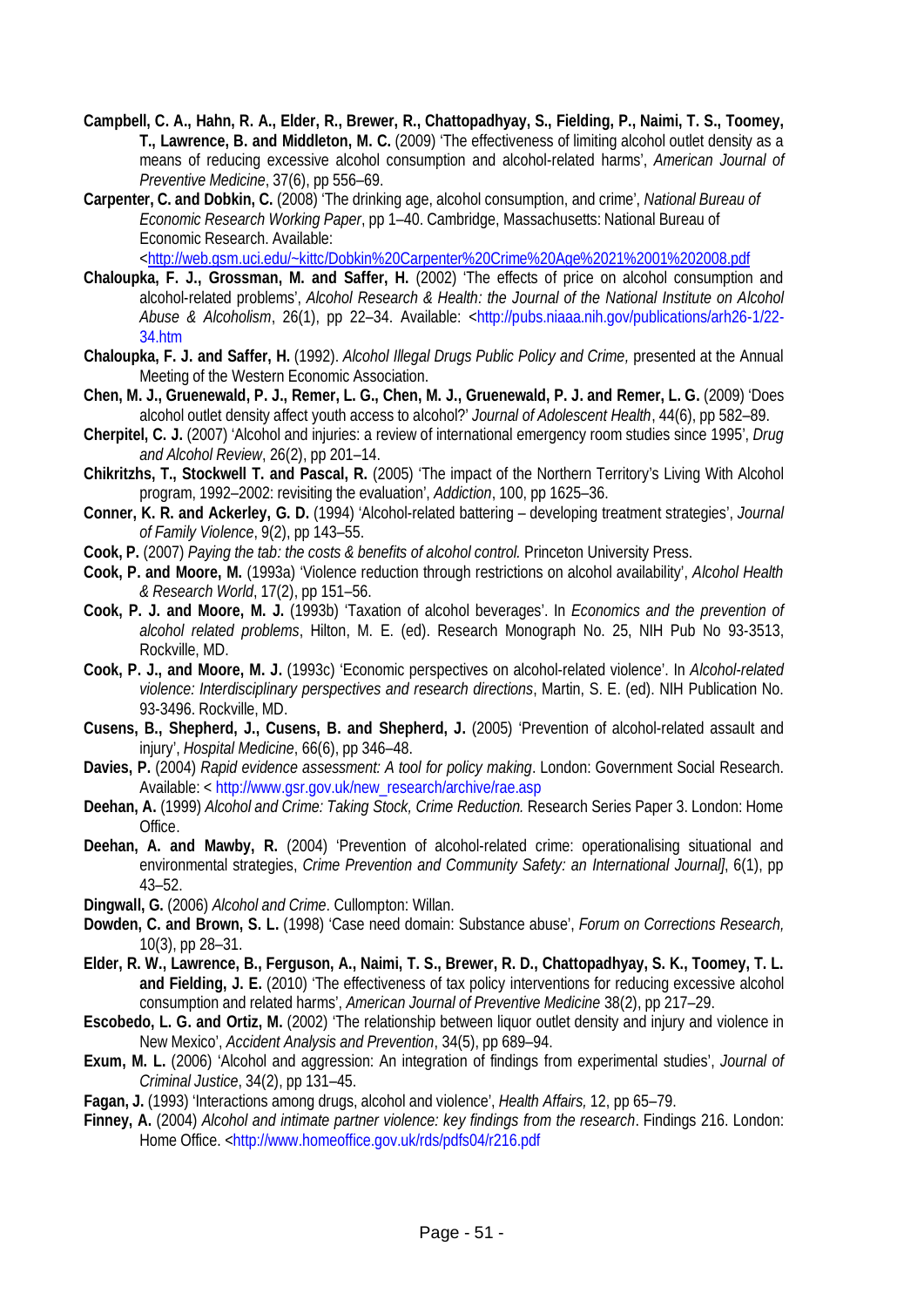**Campbell, C. A., Hahn, R. A., Elder, R., Brewer, R., Chattopadhyay, S., Fielding, P., Naimi, T. S., Toomey, T., Lawrence, B. and Middleton, M. C.** (2009) 'The effectiveness of limiting alcohol outlet density as a means of reducing excessive alcohol consumption and alcohol-related harms', *American Journal of Preventive Medicine*, 37(6), pp 556–69.

**Carpenter, C. and Dobkin, C.** (2008) 'The drinking age, alcohol consumption, and crime', *National Bureau of Economic Research Working Paper*, pp 1–40. Cambridge, Massachusetts: National Bureau of Economic Research. Available: <http://web.gsm.uci.edu/~kittc/Dobkin%20Carpenter%20Crime%20Age%2021%2001%202008.pdf

**Chaloupka, F. J., Grossman, M. and Saffer, H.** (2002) 'The effects of price on alcohol consumption and alcohol-related problems', *Alcohol Research & Health: the Journal of the National Institute on Alcohol Abuse & Alcoholism*, 26(1), pp 22–34. Available: <http://pubs.niaaa.nih.gov/publications/arh26-1/22-34.htm

**Chaloupka, F. J. and Saffer, H.** (1992). *Alcohol Illegal Drugs Public Policy and Crime,* presented at the Annual Meeting of the Western Economic Association.

**Chen, M. J., Gruenewald, P. J., Remer, L. G., Chen, M. J., Gruenewald, P. J. and Remer, L. G.** (2009) 'Does alcohol outlet density affect youth access to alcohol?' *Journal of Adolescent Health*, 44(6), pp 582–89.

**Cherpitel, C. J.** (2007) 'Alcohol and injuries: a review of international emergency room studies since 1995', *Drug and Alcohol Review*, 26(2), pp 201–14.

**Chikritzhs, T., Stockwell T. and Pascal, R.** (2005) 'The impact of the Northern Territory's Living With Alcohol program, 1992–2002: revisiting the evaluation', *Addiction*, 100, pp 1625–36.

**Conner, K. R. and Ackerley, G. D.** (1994) 'Alcohol-related battering – developing treatment strategies', *Journal of Family Violence*, 9(2), pp 143–55.

**Cook, P.** (2007) *Paying the tab: the costs & benefits of alcohol control.* Princeton University Press.

**Cook, P. and Moore, M.** (1993a) 'Violence reduction through restrictions on alcohol availability', *Alcohol Health & Research World*, 17(2), pp 151–56.

**Cook, P. J. and Moore, M. J.** (1993b) 'Taxation of alcohol beverages'. In *Economics and the prevention of alcohol related problems*, Hilton, M. E. (ed). Research Monograph No. 25, NIH Pub No 93-3513, Rockville, MD.

**Cook, P. J., and Moore, M. J.** (1993c) 'Economic perspectives on alcohol-related violence'. In *Alcohol-related violence: Interdisciplinary perspectives and research directions*, Martin, S. E. (ed). NIH Publication No. 93-3496. Rockville, MD.

**Cusens, B., Shepherd, J., Cusens, B. and Shepherd, J.** (2005) 'Prevention of alcohol-related assault and injury', *Hospital Medicine*, 66(6), pp 346–48.

**Davies, P.** (2004) *Rapid evidence assessment: A tool for policy making*. London: Government Social Research. Available: < http://www.gsr.gov.uk/new_research/archive/rae.asp

**Deehan, A.** (1999) *Alcohol and Crime: Taking Stock, Crime Reduction.* Research Series Paper 3. London: Home Office.

**Deehan, A. and Mawby, R.** (2004) 'Prevention of alcohol-related crime: operationalising situational and environmental strategies, *Crime Prevention and Community Safety: an International Journal]*, 6(1), pp 43–52.

**Dingwall, G.** (2006) *Alcohol and Crime*. Cullompton: Willan.

**Dowden, C. and Brown, S. L.** (1998) 'Case need domain: Substance abuse', *Forum on Corrections Research,* 10(3), pp 28–31.

**Elder, R. W., Lawrence, B., Ferguson, A., Naimi, T. S., Brewer, R. D., Chattopadhyay, S. K., Toomey, T. L. and Fielding, J. E.** (2010) 'The effectiveness of tax policy interventions for reducing excessive alcohol consumption and related harms', *American Journal of Preventive Medicine* 38(2), pp 217–29.

**Escobedo, L. G. and Ortiz, M.** (2002) 'The relationship between liquor outlet density and injury and violence in New Mexico', *Accident Analysis and Prevention*, 34(5), pp 689–94.

**Exum, M. L.** (2006) 'Alcohol and aggression: An integration of findings from experimental studies', *Journal of Criminal Justice*, 34(2), pp 131–45.

**Fagan, J.** (1993) 'Interactions among drugs, alcohol and violence', *Health Affairs,* 12, pp 65–79.

**Finney, A.** (2004) *Alcohol and intimate partner violence: key findings from the research*. Findings 216. London: Home Office. <http://www.homeoffice.gov.uk/rds/pdfs04/r216.pdf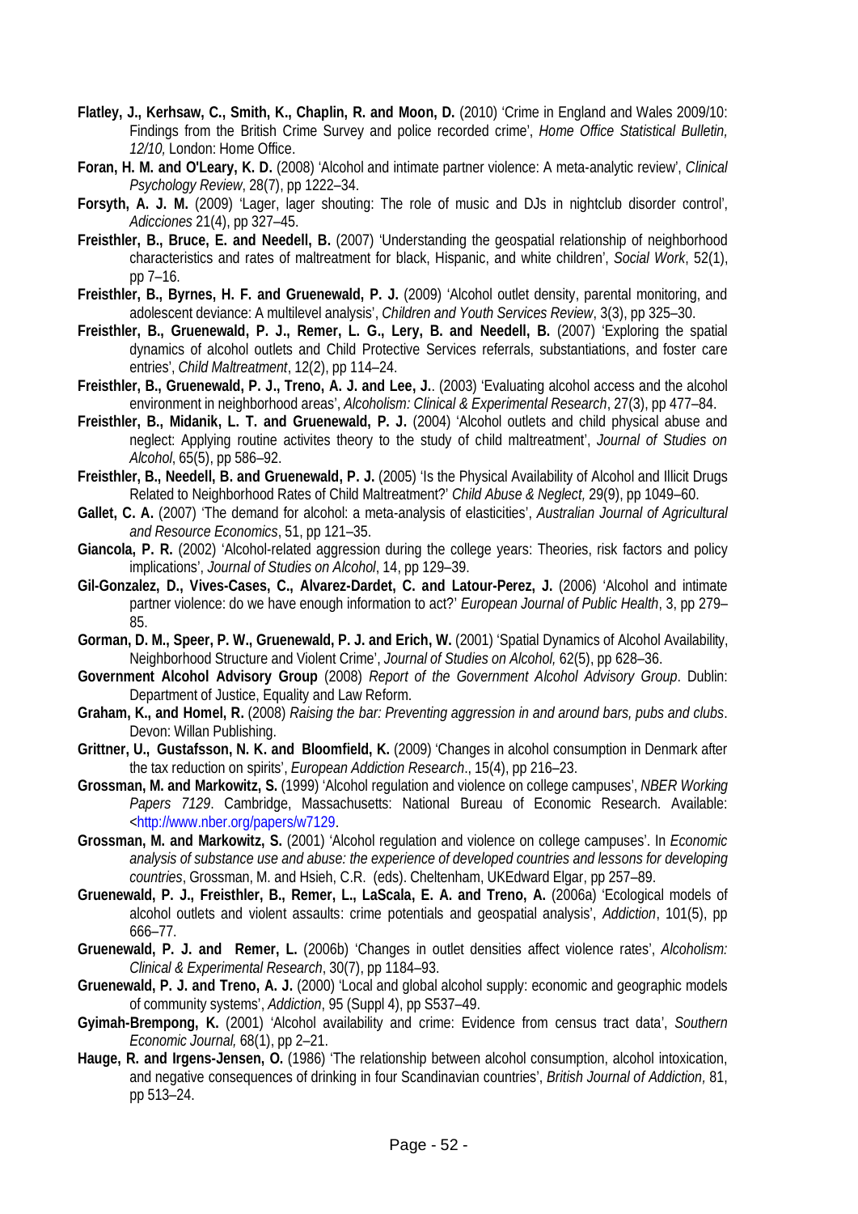**Flatley, J., Kerhsaw, C., Smith, K., Chaplin, R. and Moon, D.** (2010) 'Crime in England and Wales 2009/10: Findings from the British Crime Survey and police recorded crime', *Home Office Statistical Bulletin, 12/10,* London: Home Office.

**Foran, H. M. and O'Leary, K. D.** (2008) 'Alcohol and intimate partner violence: A meta-analytic review', *Clinical Psychology Review*, 28(7), pp 1222–34.

**Forsyth, A. J. M.** (2009) 'Lager, lager shouting: The role of music and DJs in nightclub disorder control', *Adicciones* 21(4), pp 327–45.

**Freisthler, B., Bruce, E. and Needell, B.** (2007) 'Understanding the geospatial relationship of neighborhood characteristics and rates of maltreatment for black, Hispanic, and white children', *Social Work*, 52(1), pp 7–16.

**Freisthler, B., Byrnes, H. F. and Gruenewald, P. J.** (2009) 'Alcohol outlet density, parental monitoring, and adolescent deviance: A multilevel analysis', *Children and Youth Services Review*, 3(3), pp 325–30.

**Freisthler, B., Gruenewald, P. J., Remer, L. G., Lery, B. and Needell, B.** (2007) 'Exploring the spatial dynamics of alcohol outlets and Child Protective Services referrals, substantiations, and foster care entries', *Child Maltreatment*, 12(2), pp 114–24.

**Freisthler, B., Gruenewald, P. J., Treno, A. J. and Lee, J.**. (2003) 'Evaluating alcohol access and the alcohol environment in neighborhood areas', *Alcoholism: Clinical & Experimental Research*, 27(3), pp 477–84.

**Freisthler, B., Midanik, L. T. and Gruenewald, P. J.** (2004) 'Alcohol outlets and child physical abuse and neglect: Applying routine activites theory to the study of child maltreatment', *Journal of Studies on Alcohol*, 65(5), pp 586–92.

**Freisthler, B., Needell, B. and Gruenewald, P. J.** (2005) 'Is the Physical Availability of Alcohol and Illicit Drugs Related to Neighborhood Rates of Child Maltreatment?' *Child Abuse & Neglect,* 29(9), pp 1049–60.

**Gallet, C. A.** (2007) 'The demand for alcohol: a meta-analysis of elasticities', *Australian Journal of Agricultural and Resource Economics*, 51, pp 121–35.

**Giancola, P. R.** (2002) 'Alcohol-related aggression during the college years: Theories, risk factors and policy implications', *Journal of Studies on Alcohol*, 14, pp 129–39.

**Gil-Gonzalez, D., Vives-Cases, C., Alvarez-Dardet, C. and Latour-Perez, J.** (2006) 'Alcohol and intimate partner violence: do we have enough information to act?' *European Journal of Public Health*, 3, pp 279–85.

**Gorman, D. M., Speer, P. W., Gruenewald, P. J. and Erich, W.** (2001) 'Spatial Dynamics of Alcohol Availability, Neighborhood Structure and Violent Crime', *Journal of Studies on Alcohol,* 62(5), pp 628–36.

**Government Alcohol Advisory Group** (2008) *Report of the Government Alcohol Advisory Group*. Dublin: Department of Justice, Equality and Law Reform.

**Graham, K., and Homel, R.** (2008) *Raising the bar: Preventing aggression in and around bars, pubs and clubs*. Devon: Willan Publishing.

**Grittner, U., Gustafsson, N. K. and Bloomfield, K.** (2009) 'Changes in alcohol consumption in Denmark after the tax reduction on spirits', *European Addiction Research*., 15(4), pp 216–23.

**Grossman, M. and Markowitz, S.** (1999) 'Alcohol regulation and violence on college campuses', *NBER Working Papers 7129*. Cambridge, Massachusetts: National Bureau of Economic Research. Available: <http://www.nber.org/papers/w7129.

**Grossman, M. and Markowitz, S.** (2001) 'Alcohol regulation and violence on college campuses'. In *Economic analysis of substance use and abuse: the experience of developed countries and lessons for developing countries*, Grossman, M. and Hsieh, C.R. (eds). Cheltenham, UKEdward Elgar, pp 257–89.

**Gruenewald, P. J., Freisthler, B., Remer, L., LaScala, E. A. and Treno, A.** (2006a) 'Ecological models of alcohol outlets and violent assaults: crime potentials and geospatial analysis', *Addiction*, 101(5), pp 666–77.

**Gruenewald, P. J. and Remer, L.** (2006b) 'Changes in outlet densities affect violence rates', *Alcoholism: Clinical & Experimental Research*, 30(7), pp 1184–93.

**Gruenewald, P. J. and Treno, A. J.** (2000) 'Local and global alcohol supply: economic and geographic models of community systems', *Addiction*, 95 (Suppl 4), pp S537–49.

**Gyimah-Brempong, K.** (2001) 'Alcohol availability and crime: Evidence from census tract data', *Southern Economic Journal,* 68(1), pp 2–21.

**Hauge, R. and Irgens-Jensen, O.** (1986) 'The relationship between alcohol consumption, alcohol intoxication, and negative consequences of drinking in four Scandinavian countries', *British Journal of Addiction,* 81, pp 513–24.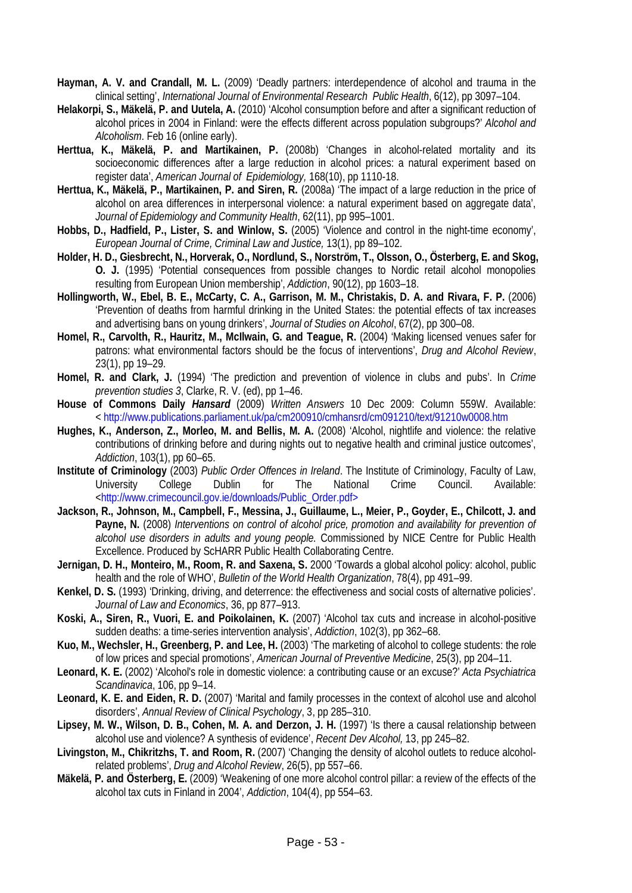**Hayman, A. V. and Crandall, M. L.** (2009) 'Deadly partners: interdependence of alcohol and trauma in the clinical setting', *International Journal of Environmental Research Public Health*, 6(12), pp 3097–104.

**Helakorpi, S., Mäkelä, P. and Uutela, A.** (2010) 'Alcohol consumption before and after a significant reduction of alcohol prices in 2004 in Finland: were the effects different across population subgroups?' *Alcohol and Alcoholism*. Feb 16 (online early).

**Herttua, K., Mäkelä, P. and Martikainen, P.** (2008b) 'Changes in alcohol-related mortality and its socioeconomic differences after a large reduction in alcohol prices: a natural experiment based on register data', *American Journal of Epidemiology,* 168(10), pp 1110-18.

**Herttua, K., Mäkelä, P., Martikainen, P. and Siren, R.** (2008a) 'The impact of a large reduction in the price of alcohol on area differences in interpersonal violence: a natural experiment based on aggregate data', *Journal of Epidemiology and Community Health*, 62(11), pp 995–1001.

**Hobbs, D., Hadfield, P., Lister, S. and Winlow, S.** (2005) 'Violence and control in the night-time economy', *European Journal of Crime, Criminal Law and Justice,* 13(1), pp 89–102.

**Holder, H. D., Giesbrecht, N., Horverak, O., Nordlund, S., Norström, T., Olsson, O., Österberg, E. and Skog, O. J.** (1995) 'Potential consequences from possible changes to Nordic retail alcohol monopolies resulting from European Union membership', *Addiction*, 90(12), pp 1603–18.

**Hollingworth, W., Ebel, B. E., McCarty, C. A., Garrison, M. M., Christakis, D. A. and Rivara, F. P.** (2006) 'Prevention of deaths from harmful drinking in the United States: the potential effects of tax increases and advertising bans on young drinkers', *Journal of Studies on Alcohol*, 67(2), pp 300–08.

**Homel, R., Carvolth, R., Hauritz, M., McIlwain, G. and Teague, R.** (2004) 'Making licensed venues safer for patrons: what environmental factors should be the focus of interventions', *Drug and Alcohol Review*, 23(1), pp 19–29.

**Homel, R. and Clark, J.** (1994) 'The prediction and prevention of violence in clubs and pubs'. In *Crime prevention studies 3*, Clarke, R. V. (ed), pp 1–46.

**House of Commons Daily *Hansard*** (2009) *Written Answers* 10 Dec 2009: Column 559W. Available: < http://www.publications.parliament.uk/pa/cm200910/cmhansrd/cm091210/text/91210w0008.htm

**Hughes, K., Anderson, Z., Morleo, M. and Bellis, M. A.** (2008) 'Alcohol, nightlife and violence: the relative contributions of drinking before and during nights out to negative health and criminal justice outcomes', *Addiction*, 103(1), pp 60–65.

**Institute of Criminology** (2003) *Public Order Offences in Ireland*. The Institute of Criminology, Faculty of Law, University College Dublin for The National Crime Council. Available: <http://www.crimecouncil.gov.ie/downloads/Public_Order.pdf>

**Jackson, R., Johnson, M., Campbell, F., Messina, J., Guillaume, L., Meier, P., Goyder, E., Chilcott, J. and Payne, N.** (2008) *Interventions on control of alcohol price, promotion and availability for prevention of alcohol use disorders in adults and young people.* Commissioned by NICE Centre for Public Health Excellence. Produced by ScHARR Public Health Collaborating Centre.

**Jernigan, D. H., Monteiro, M., Room, R. and Saxena, S.** 2000 'Towards a global alcohol policy: alcohol, public health and the role of WHO', *Bulletin of the World Health Organization*, 78(4), pp 491–99.

**Kenkel, D. S.** (1993) 'Drinking, driving, and deterrence: the effectiveness and social costs of alternative policies'. *Journal of Law and Economics*, 36, pp 877–913.

**Koski, A., Siren, R., Vuori, E. and Poikolainen, K.** (2007) 'Alcohol tax cuts and increase in alcohol-positive sudden deaths: a time-series intervention analysis', *Addiction*, 102(3), pp 362–68.

**Kuo, M., Wechsler, H., Greenberg, P. and Lee, H.** (2003) 'The marketing of alcohol to college students: the role of low prices and special promotions', *American Journal of Preventive Medicine*, 25(3), pp 204–11.

**Leonard, K. E.** (2002) 'Alcohol's role in domestic violence: a contributing cause or an excuse?' *Acta Psychiatrica Scandinavica*, 106, pp 9–14.

**Leonard, K. E. and Eiden, R. D.** (2007) 'Marital and family processes in the context of alcohol use and alcohol disorders', *Annual Review of Clinical Psychology*, 3, pp 285–310.

**Lipsey, M. W., Wilson, D. B., Cohen, M. A. and Derzon, J. H.** (1997) 'Is there a causal relationship between alcohol use and violence? A synthesis of evidence', *Recent Dev Alcohol,* 13, pp 245–82.

**Livingston, M., Chikritzhs, T. and Room, R.** (2007) 'Changing the density of alcohol outlets to reduce alcohol-related problems', *Drug and Alcohol Review*, 26(5), pp 557–66.

**Mäkelä, P. and Österberg, E.** (2009) 'Weakening of one more alcohol control pillar: a review of the effects of the alcohol tax cuts in Finland in 2004', *Addiction*, 104(4), pp 554–63.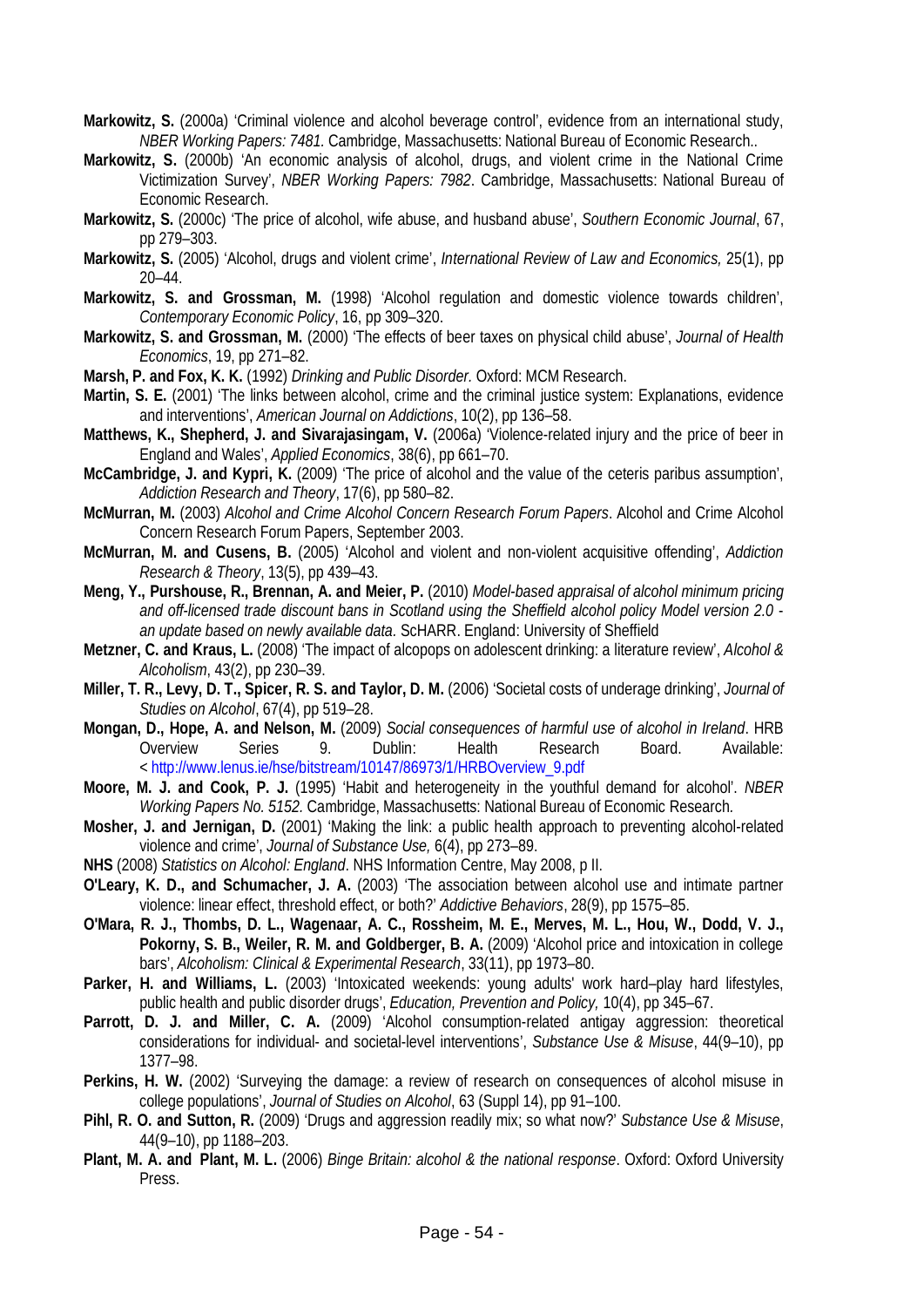**Markowitz, S.** (2000a) 'Criminal violence and alcohol beverage control', evidence from an international study, *NBER Working Papers: 7481.* Cambridge, Massachusetts: National Bureau of Economic Research..

**Markowitz, S.** (2000b) 'An economic analysis of alcohol, drugs, and violent crime in the National Crime Victimization Survey', *NBER Working Papers: 7982*. Cambridge, Massachusetts: National Bureau of Economic Research.

**Markowitz, S.** (2000c) 'The price of alcohol, wife abuse, and husband abuse', *Southern Economic Journal*, 67, pp 279–303.

**Markowitz, S.** (2005) 'Alcohol, drugs and violent crime', *International Review of Law and Economics,* 25(1), pp 20–44.

**Markowitz, S. and Grossman, M.** (1998) 'Alcohol regulation and domestic violence towards children', *Contemporary Economic Policy*, 16, pp 309–320.

**Markowitz, S. and Grossman, M.** (2000) 'The effects of beer taxes on physical child abuse', *Journal of Health Economics*, 19, pp 271–82.

**Marsh, P. and Fox, K. K.** (1992) *Drinking and Public Disorder.* Oxford: MCM Research.

**Martin, S. E.** (2001) 'The links between alcohol, crime and the criminal justice system: Explanations, evidence and interventions', *American Journal on Addictions*, 10(2), pp 136–58.

**Matthews, K., Shepherd, J. and Sivarajasingam, V.** (2006a) 'Violence-related injury and the price of beer in England and Wales', *Applied Economics*, 38(6), pp 661–70.

**McCambridge, J. and Kypri, K.** (2009) 'The price of alcohol and the value of the ceteris paribus assumption', *Addiction Research and Theory*, 17(6), pp 580–82.

**McMurran, M.** (2003) *Alcohol and Crime Alcohol Concern Research Forum Papers*. Alcohol and Crime Alcohol Concern Research Forum Papers, September 2003.

**McMurran, M. and Cusens, B.** (2005) 'Alcohol and violent and non-violent acquisitive offending', *Addiction Research & Theory*, 13(5), pp 439–43.

**Meng, Y., Purshouse, R., Brennan, A. and Meier, P.** (2010) *Model-based appraisal of alcohol minimum pricing and off-licensed trade discount bans in Scotland using the Sheffield alcohol policy Model version 2.0 - an update based on newly available data.* ScHARR. England: University of Sheffield

**Metzner, C. and Kraus, L.** (2008) 'The impact of alcopops on adolescent drinking: a literature review', *Alcohol & Alcoholism*, 43(2), pp 230–39.

**Miller, T. R., Levy, D. T., Spicer, R. S. and Taylor, D. M.** (2006) 'Societal costs of underage drinking', *Journal of Studies on Alcohol*, 67(4), pp 519–28.

**Mongan, D., Hope, A. and Nelson, M.** (2009) *Social consequences of harmful use of alcohol in Ireland*. HRB Overview Series 9. Dublin: Health Research Board. Available: < http://www.lenus.ie/hse/bitstream/10147/86973/1/HRBOverview_9.pdf

**Moore, M. J. and Cook, P. J.** (1995) 'Habit and heterogeneity in the youthful demand for alcohol'. *NBER Working Papers No. 5152.* Cambridge, Massachusetts: National Bureau of Economic Research.

**Mosher, J. and Jernigan, D.** (2001) 'Making the link: a public health approach to preventing alcohol-related violence and crime', *Journal of Substance Use,* 6(4), pp 273–89.

**NHS** (2008) *Statistics on Alcohol: England*. NHS Information Centre, May 2008, p II.

**O'Leary, K. D., and Schumacher, J. A.** (2003) 'The association between alcohol use and intimate partner violence: linear effect, threshold effect, or both?' *Addictive Behaviors*, 28(9), pp 1575–85.

**O'Mara, R. J., Thombs, D. L., Wagenaar, A. C., Rossheim, M. E., Merves, M. L., Hou, W., Dodd, V. J., Pokorny, S. B., Weiler, R. M. and Goldberger, B. A.** (2009) 'Alcohol price and intoxication in college bars', *Alcoholism: Clinical & Experimental Research*, 33(11), pp 1973–80.

**Parker, H. and Williams, L.** (2003) 'Intoxicated weekends: young adults' work hard–play hard lifestyles, public health and public disorder drugs', *Education, Prevention and Policy,* 10(4), pp 345–67.

**Parrott, D. J. and Miller, C. A.** (2009) 'Alcohol consumption-related antigay aggression: theoretical considerations for individual- and societal-level interventions', *Substance Use & Misuse*, 44(9–10), pp 1377–98.

**Perkins, H. W.** (2002) 'Surveying the damage: a review of research on consequences of alcohol misuse in college populations', *Journal of Studies on Alcohol*, 63 (Suppl 14), pp 91–100.

**Pihl, R. O. and Sutton, R.** (2009) 'Drugs and aggression readily mix; so what now?' *Substance Use & Misuse*, 44(9–10), pp 1188–203.

**Plant, M. A. and Plant, M. L.** (2006) *Binge Britain: alcohol & the national response*. Oxford: Oxford University Press.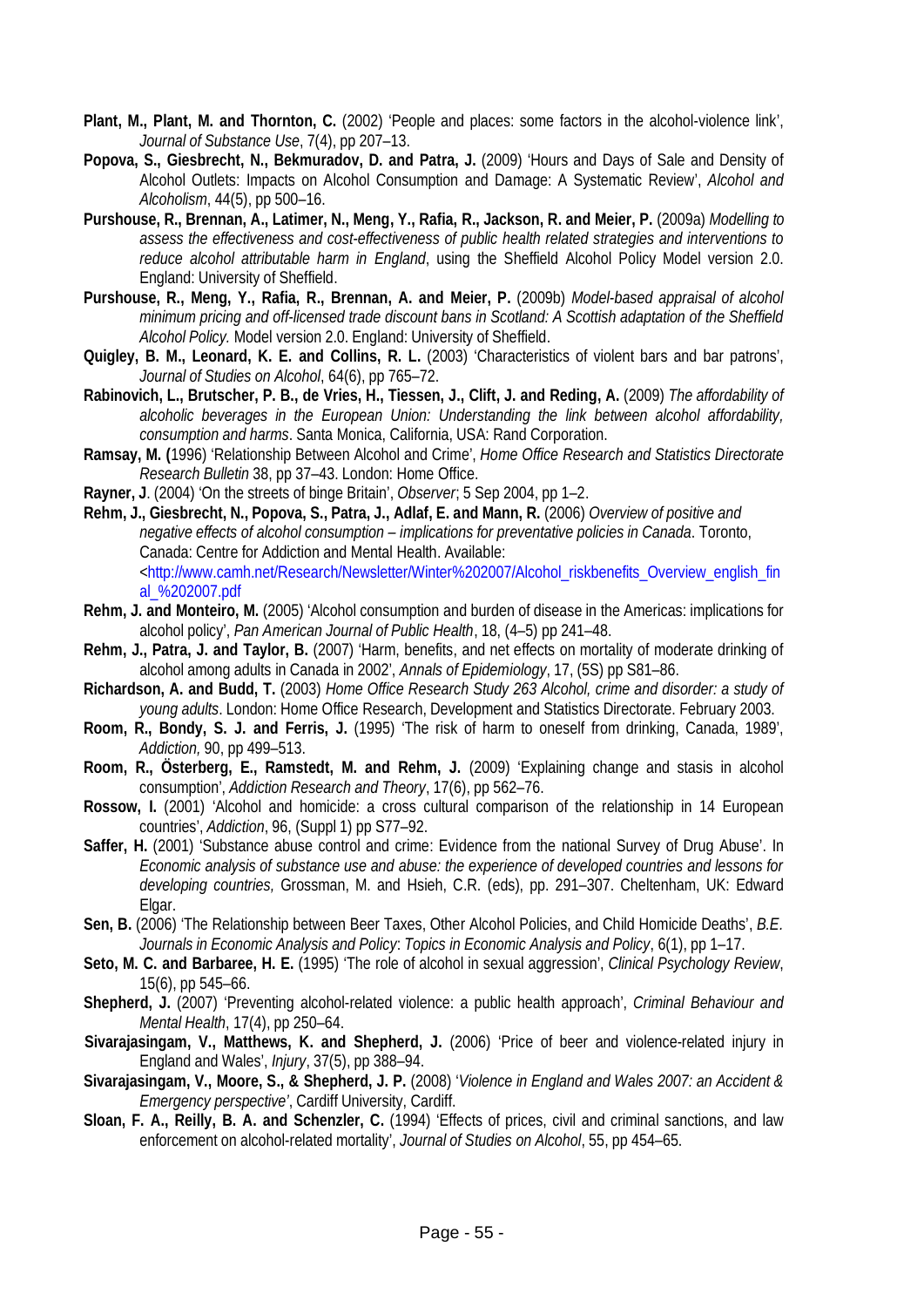**Plant, M., Plant, M. and Thornton, C.** (2002) 'People and places: some factors in the alcohol-violence link', *Journal of Substance Use*, 7(4), pp 207–13.

**Popova, S., Giesbrecht, N., Bekmuradov, D. and Patra, J.** (2009) 'Hours and Days of Sale and Density of Alcohol Outlets: Impacts on Alcohol Consumption and Damage: A Systematic Review', *Alcohol and Alcoholism*, 44(5), pp 500–16.

**Purshouse, R., Brennan, A., Latimer, N., Meng, Y., Rafia, R., Jackson, R. and Meier, P.** (2009a) *Modelling to assess the effectiveness and cost-effectiveness of public health related strategies and interventions to reduce alcohol attributable harm in England*, using the Sheffield Alcohol Policy Model version 2.0. England: University of Sheffield.

**Purshouse, R., Meng, Y., Rafia, R., Brennan, A. and Meier, P.** (2009b) *Model-based appraisal of alcohol minimum pricing and off-licensed trade discount bans in Scotland: A Scottish adaptation of the Sheffield Alcohol Policy.* Model version 2.0. England: University of Sheffield.

**Quigley, B. M., Leonard, K. E. and Collins, R. L.** (2003) 'Characteristics of violent bars and bar patrons', *Journal of Studies on Alcohol*, 64(6), pp 765–72.

**Rabinovich, L., Brutscher, P. B., de Vries, H., Tiessen, J., Clift, J. and Reding, A.** (2009) *The affordability of alcoholic beverages in the European Union: Understanding the link between alcohol affordability, consumption and harms*. Santa Monica, California, USA: Rand Corporation.

**Ramsay, M. (**1996) 'Relationship Between Alcohol and Crime', *Home Office Research and Statistics Directorate Research Bulletin* 38, pp 37–43. London: Home Office.

**Rayner, J**. (2004) 'On the streets of binge Britain', *Observer*; 5 Sep 2004, pp 1–2.

**Rehm, J., Giesbrecht, N., Popova, S., Patra, J., Adlaf, E. and Mann, R.** (2006) *Overview of positive and negative effects of alcohol consumption – implications for preventative policies in Canada*. Toronto, Canada: Centre for Addiction and Mental Health. Available: <http://www.camh.net/Research/Newsletter/Winter%202007/Alcohol_riskbenefits_Overview_english_final_%202007.pdf

**Rehm, J. and Monteiro, M.** (2005) 'Alcohol consumption and burden of disease in the Americas: implications for alcohol policy', *Pan American Journal of Public Health*, 18, (4–5) pp 241–48.

**Rehm, J., Patra, J. and Taylor, B.** (2007) 'Harm, benefits, and net effects on mortality of moderate drinking of alcohol among adults in Canada in 2002', *Annals of Epidemiology*, 17, (5S) pp S81–86.

**Richardson, A. and Budd, T.** (2003) *Home Office Research Study 263 Alcohol, crime and disorder: a study of young adults*. London: Home Office Research, Development and Statistics Directorate. February 2003.

**Room, R., Bondy, S. J. and Ferris, J.** (1995) 'The risk of harm to oneself from drinking, Canada, 1989', *Addiction,* 90, pp 499–513.

**Room, R., Österberg, E., Ramstedt, M. and Rehm, J.** (2009) 'Explaining change and stasis in alcohol consumption', *Addiction Research and Theory*, 17(6), pp 562–76.

**Rossow, I.** (2001) 'Alcohol and homicide: a cross cultural comparison of the relationship in 14 European countries', *Addiction*, 96, (Suppl 1) pp S77–92.

**Saffer, H.** (2001) 'Substance abuse control and crime: Evidence from the national Survey of Drug Abuse'. In *Economic analysis of substance use and abuse: the experience of developed countries and lessons for developing countries,* Grossman, M. and Hsieh, C.R. (eds), pp. 291–307. Cheltenham, UK: Edward Elgar.

**Sen, B.** (2006) 'The Relationship between Beer Taxes, Other Alcohol Policies, and Child Homicide Deaths', *B.E. Journals in Economic Analysis and Policy*: *Topics in Economic Analysis and Policy*, 6(1), pp 1–17.

**Seto, M. C. and Barbaree, H. E.** (1995) 'The role of alcohol in sexual aggression', *Clinical Psychology Review*, 15(6), pp 545–66.

**Shepherd, J.** (2007) 'Preventing alcohol-related violence: a public health approach', *Criminal Behaviour and Mental Health*, 17(4), pp 250–64.

**Sivarajasingam, V., Matthews, K. and Shepherd, J.** (2006) 'Price of beer and violence-related injury in England and Wales', *Injury*, 37(5), pp 388–94.

**Sivarajasingam, V., Moore, S., & Shepherd, J. P.** (2008) '*Violence in England and Wales 2007: an Accident & Emergency perspective'*, Cardiff University, Cardiff.

**Sloan, F. A., Reilly, B. A. and Schenzler, C.** (1994) 'Effects of prices, civil and criminal sanctions, and law enforcement on alcohol-related mortality', *Journal of Studies on Alcohol*, 55, pp 454–65.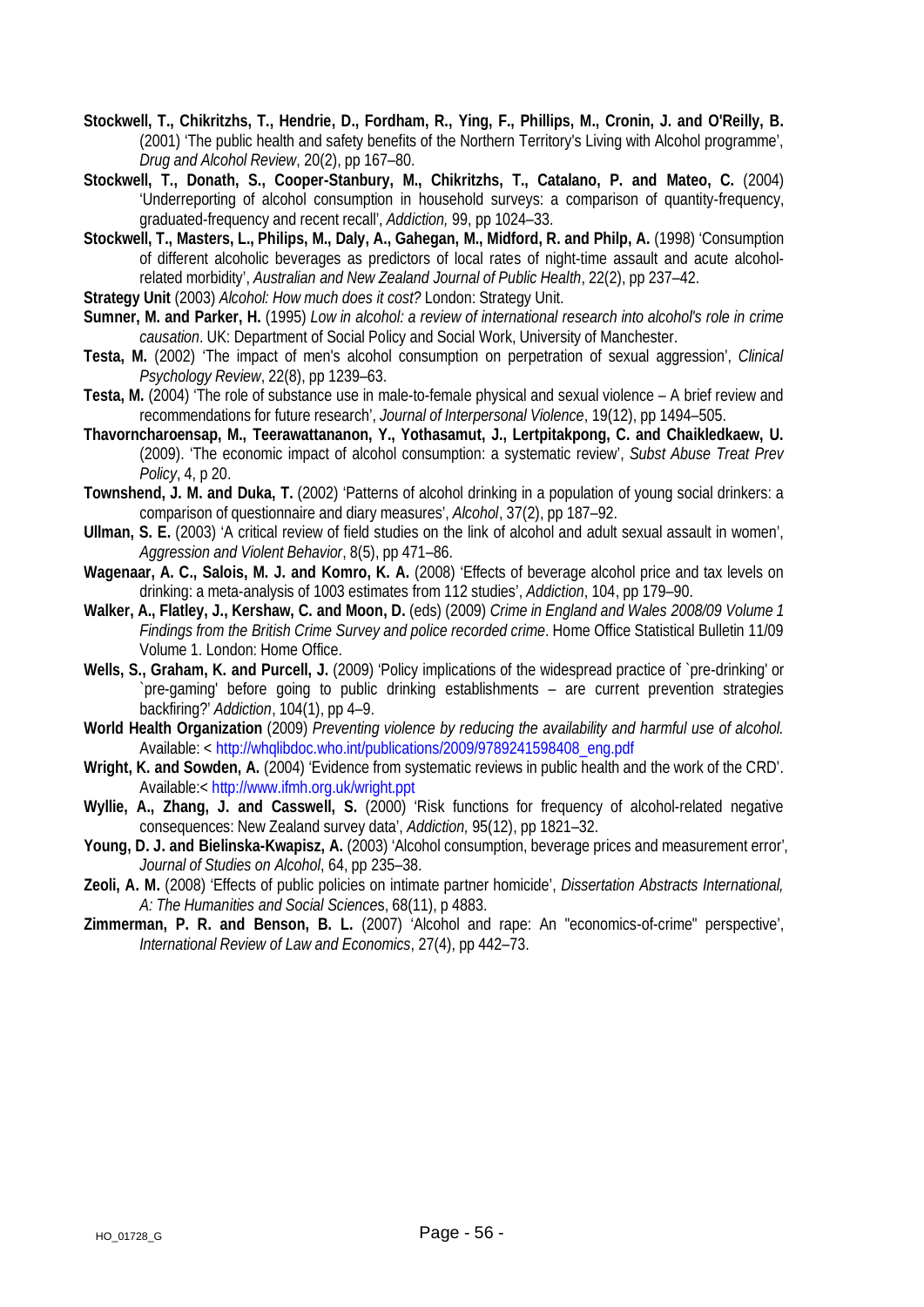**Stockwell, T., Chikritzhs, T., Hendrie, D., Fordham, R., Ying, F., Phillips, M., Cronin, J. and O'Reilly, B.** (2001) 'The public health and safety benefits of the Northern Territory's Living with Alcohol programme', *Drug and Alcohol Review*, 20(2), pp 167–80.

**Stockwell, T., Donath, S., Cooper-Stanbury, M., Chikritzhs, T., Catalano, P. and Mateo, C.** (2004) 'Underreporting of alcohol consumption in household surveys: a comparison of quantity-frequency, graduated-frequency and recent recall', *Addiction,* 99, pp 1024–33.

**Stockwell, T., Masters, L., Philips, M., Daly, A., Gahegan, M., Midford, R. and Philp, A.** (1998) 'Consumption of different alcoholic beverages as predictors of local rates of night-time assault and acute alcohol-related morbidity', *Australian and New Zealand Journal of Public Health*, 22(2), pp 237–42.

**Strategy Unit** (2003) *Alcohol: How much does it cost?* London: Strategy Unit.

**Sumner, M. and Parker, H.** (1995) *Low in alcohol: a review of international research into alcohol's role in crime causation*. UK: Department of Social Policy and Social Work, University of Manchester.

**Testa, M.** (2002) 'The impact of men's alcohol consumption on perpetration of sexual aggression', *Clinical Psychology Review*, 22(8), pp 1239–63.

**Testa, M.** (2004) 'The role of substance use in male-to-female physical and sexual violence – A brief review and recommendations for future research', *Journal of Interpersonal Violence*, 19(12), pp 1494–505.

**Thavorncharoensap, M., Teerawattananon, Y., Yothasamut, J., Lertpitakpong, C. and Chaikledkaew, U.** (2009). 'The economic impact of alcohol consumption: a systematic review', *Subst Abuse Treat Prev Policy*, 4, p 20.

**Townshend, J. M. and Duka, T.** (2002) 'Patterns of alcohol drinking in a population of young social drinkers: a comparison of questionnaire and diary measures', *Alcohol*, 37(2), pp 187–92.

**Ullman, S. E.** (2003) 'A critical review of field studies on the link of alcohol and adult sexual assault in women', *Aggression and Violent Behavior*, 8(5), pp 471–86.

**Wagenaar, A. C., Salois, M. J. and Komro, K. A.** (2008) 'Effects of beverage alcohol price and tax levels on drinking: a meta-analysis of 1003 estimates from 112 studies', *Addiction*, 104, pp 179–90.

**Walker, A., Flatley, J., Kershaw, C. and Moon, D.** (eds) (2009) *Crime in England and Wales 2008/09 Volume 1 Findings from the British Crime Survey and police recorded crime*. Home Office Statistical Bulletin 11/09 Volume 1. London: Home Office.

**Wells, S., Graham, K. and Purcell, J.** (2009) 'Policy implications of the widespread practice of `pre-drinking' or `pre-gaming' before going to public drinking establishments – are current prevention strategies backfiring?' *Addiction*, 104(1), pp 4–9.

**World Health Organization** (2009) *Preventing violence by reducing the availability and harmful use of alcohol.* Available: < http://whqlibdoc.who.int/publications/2009/9789241598408_eng.pdf

**Wright, K. and Sowden, A.** (2004) 'Evidence from systematic reviews in public health and the work of the CRD'. Available:< http://www.ifmh.org.uk/wright.ppt

**Wyllie, A., Zhang, J. and Casswell, S.** (2000) 'Risk functions for frequency of alcohol-related negative consequences: New Zealand survey data', *Addiction,* 95(12), pp 1821–32.

**Young, D. J. and Bielinska-Kwapisz, A.** (2003) 'Alcohol consumption, beverage prices and measurement error', *Journal of Studies on Alcohol*, 64, pp 235–38.

**Zeoli, A. M.** (2008) 'Effects of public policies on intimate partner homicide', *Dissertation Abstracts International, A: The Humanities and Social Sciences*, 68(11), p 4883.

**Zimmerman, P. R. and Benson, B. L.** (2007) 'Alcohol and rape: An "economics-of-crime" perspective', *International Review of Law and Economics*, 27(4), pp 442–73.